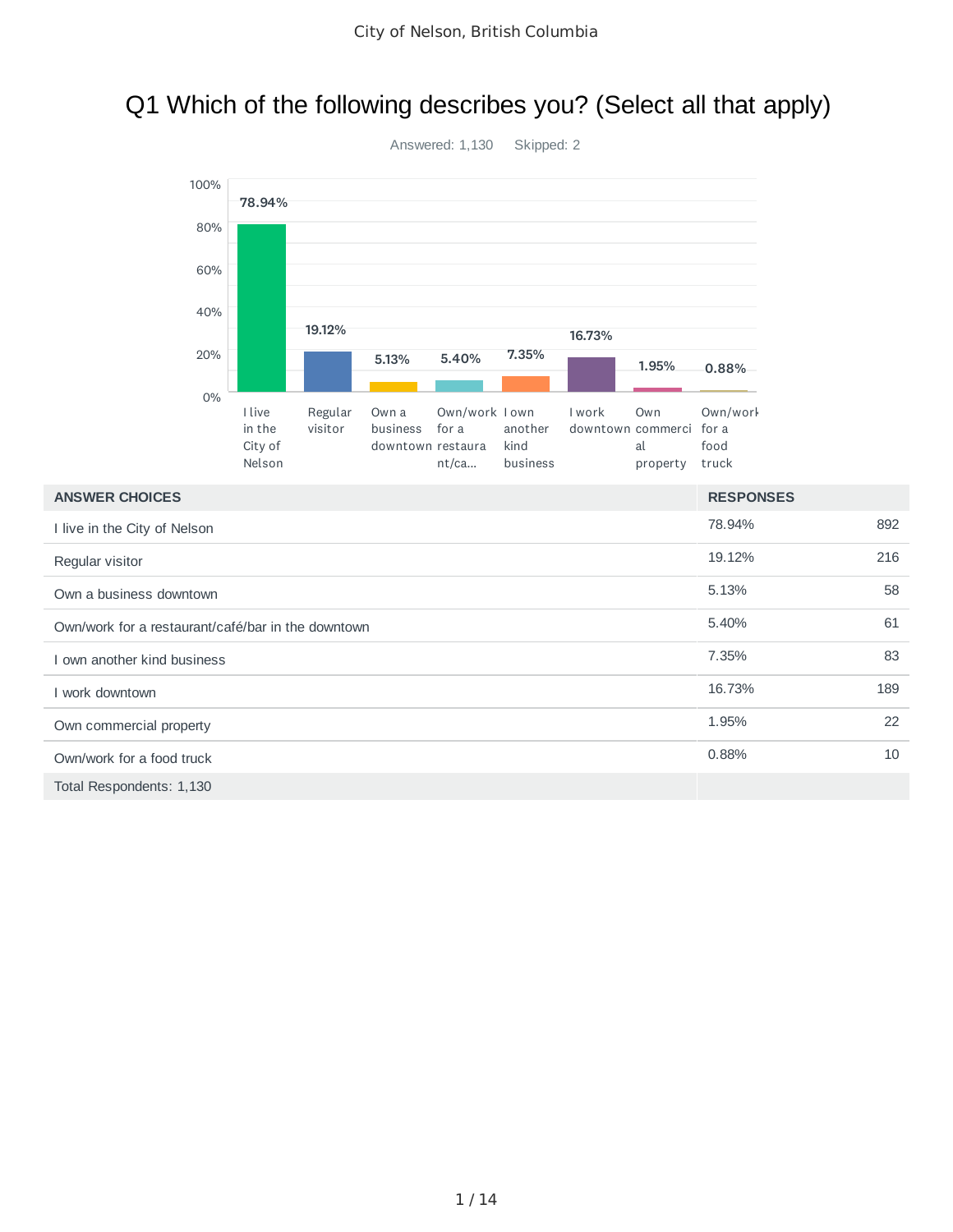# Q1 Which of the following describes you? (Select all that apply)

Answered: 1,130 Skipped: 2

| ANSWER CHOICES | RESPONSES | |
|---|---|---|
| I live in the City of Nelson | 78.94% | 892 |
| Regular visitor | 19.12% | 216 |
| Own a business downtown | 5.13% | 58 |
| Own/work for a restaurant/café/bar in the downtown | 5.40% | 61 |
| I own another kind business | 7.35% | 83 |
| I work downtown | 16.73% | 189 |
| Own commercial property | 1.95% | 22 |
| Own/work for a food truck | 0.88% | 10 |
| Total Respondents: 1,130 | | |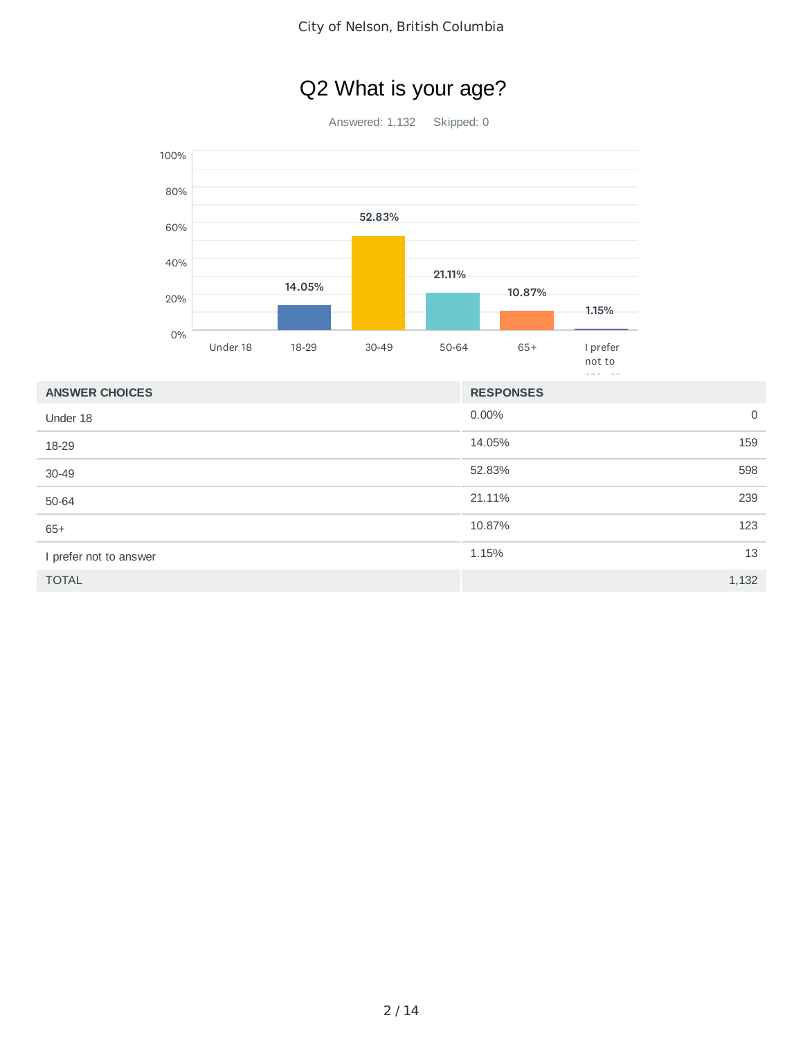# Q2 What is your age?

Answered: 1,132 Skipped: 0

| ANSWER CHOICES | RESPONSES | |
|---|---|---|
| Under 18 | 0.00% | 0 |
| 18-29 | 14.05% | 159 |
| 30-49 | 52.83% | 598 |
| 50-64 | 21.11% | 239 |
| 65+ | 10.87% | 123 |
| I prefer not to answer | 1.15% | 13 |
| TOTAL | | 1,132 |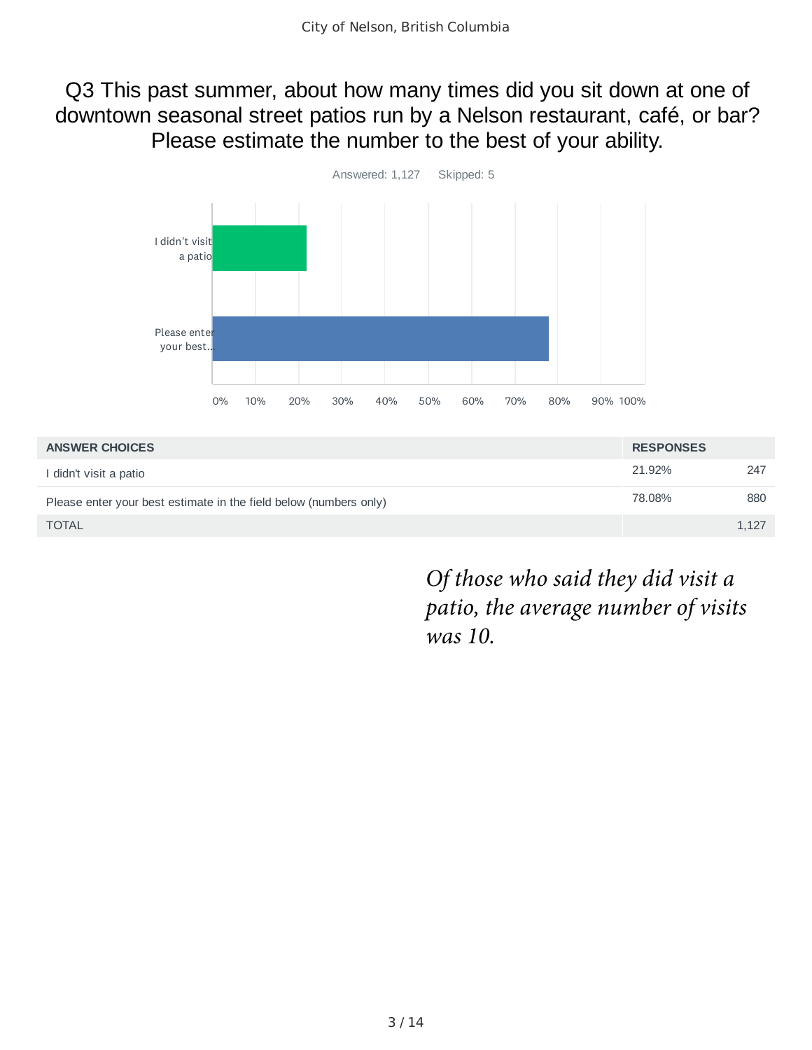# Q3 This past summer, about how many times did you sit down at one of downtown seasonal street patios run by a Nelson restaurant, café, or bar? Please estimate the number to the best of your ability.

Answered: 1,127 Skipped: 5

| ANSWER CHOICES | RESPONSES | |
|---|---|---|
| I didn't visit a patio | 21.92% | 247 |
| Please enter your best estimate in the field below (numbers only) | 78.08% | 880 |
| TOTAL | | 1,127 |

*Of those who said they did visit a patio, the average number of visits was 10.*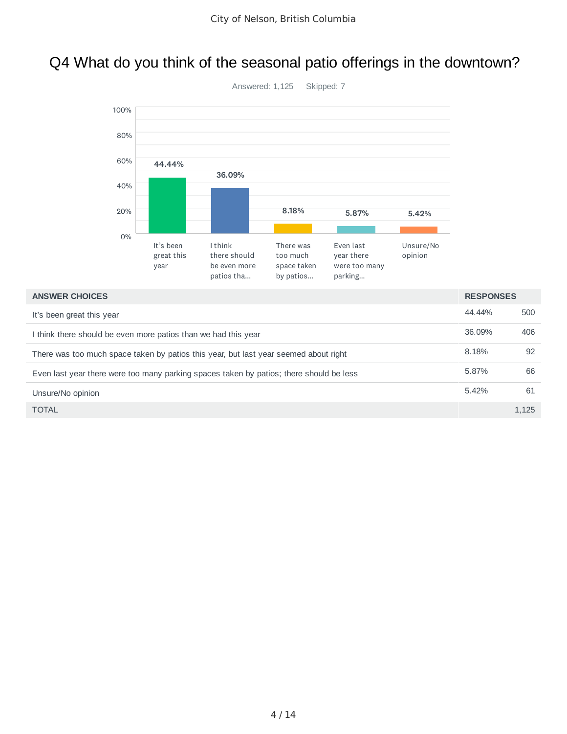# Q4 What do you think of the seasonal patio offerings in the downtown?

Answered: 1,125 Skipped: 7

| ANSWER CHOICES | RESPONSES | |
|---|---|---|
| It's been great this year | 44.44% | 500 |
| I think there should be even more patios than we had this year | 36.09% | 406 |
| There was too much space taken by patios this year, but last year seemed about right | 8.18% | 92 |
| Even last year there were too many parking spaces taken by patios; there should be less | 5.87% | 66 |
| Unsure/No opinion | 5.42% | 61 |
| TOTAL | | 1,125 |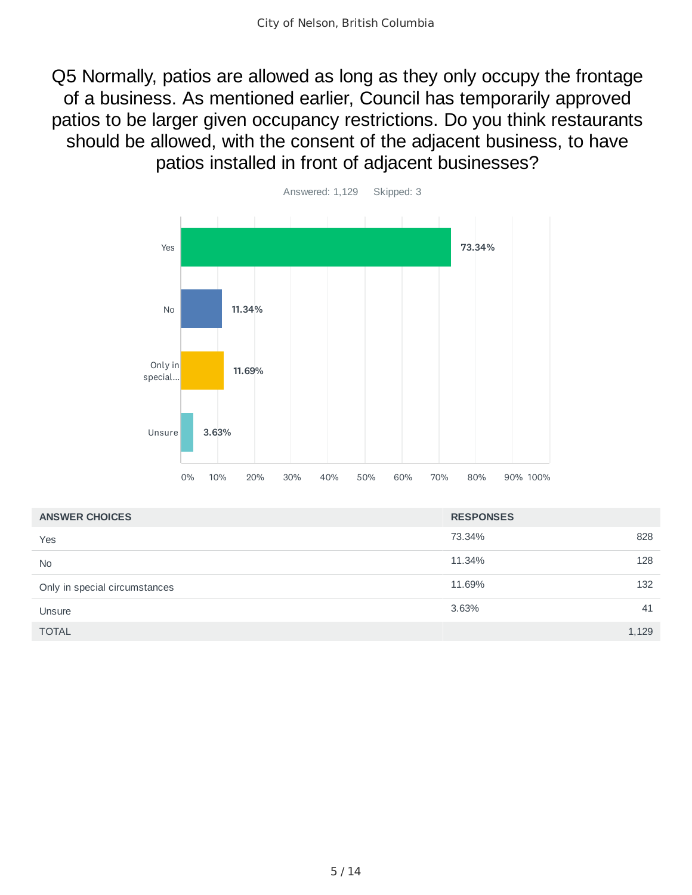# Q5 Normally, patios are allowed as long as they only occupy the frontage of a business. As mentioned earlier, Council has temporarily approved patios to be larger given occupancy restrictions. Do you think restaurants should be allowed, with the consent of the adjacent business, to have patios installed in front of adjacent businesses?

Answered: 1,129    Skipped: 3

| ANSWER CHOICES | RESPONSES | |
|---|---|---|
| Yes | 73.34% | 828 |
| No | 11.34% | 128 |
| Only in special circumstances | 11.69% | 132 |
| Unsure | 3.63% | 41 |
| TOTAL | | 1,129 |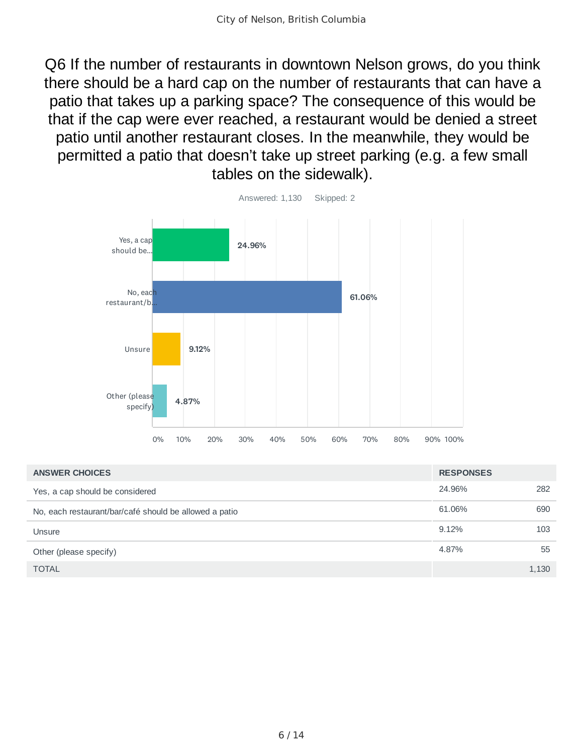# Q6 If the number of restaurants in downtown Nelson grows, do you think there should be a hard cap on the number of restaurants that can have a patio that takes up a parking space? The consequence of this would be that if the cap were ever reached, a restaurant would be denied a street patio until another restaurant closes. In the meanwhile, they would be permitted a patio that doesn't take up street parking (e.g. a few small tables on the sidewalk).

Answered: 1,130 Skipped: 2

| ANSWER CHOICES | RESPONSES | |
|---|---|---|
| Yes, a cap should be considered | 24.96% | 282 |
| No, each restaurant/bar/café should be allowed a patio | 61.06% | 690 |
| Unsure | 9.12% | 103 |
| Other (please specify) | 4.87% | 55 |
| TOTAL | | 1,130 |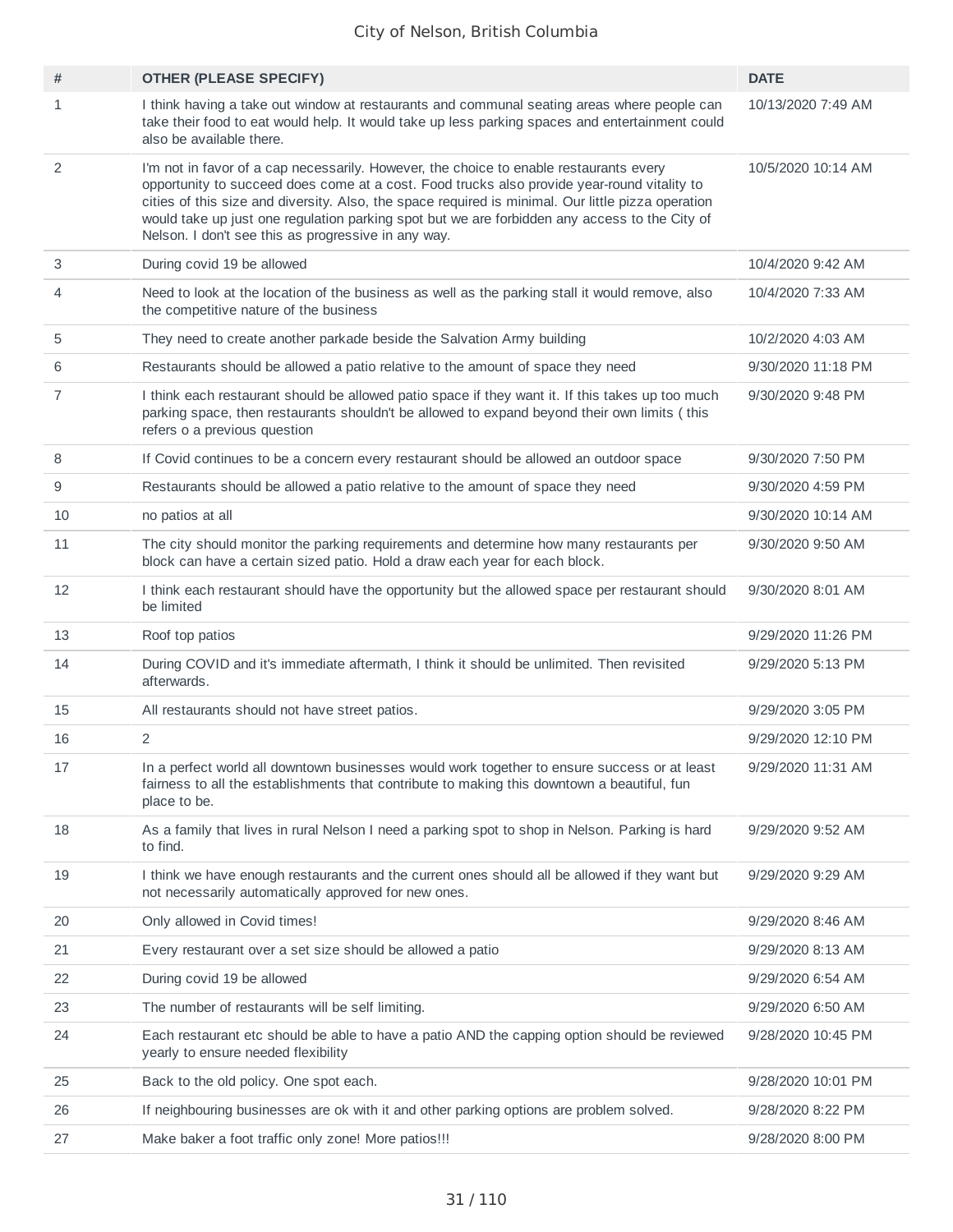| # | OTHER (PLEASE SPECIFY) | DATE |
|---|---|---|
| 1 | I think having a take out window at restaurants and communal seating areas where people can take their food to eat would help. It would take up less parking spaces and entertainment could also be available there. | 10/13/2020 7:49 AM |
| 2 | I'm not in favor of a cap necessarily. However, the choice to enable restaurants every opportunity to succeed does come at a cost. Food trucks also provide year-round vitality to cities of this size and diversity. Also, the space required is minimal. Our little pizza operation would take up just one regulation parking spot but we are forbidden any access to the City of Nelson. I don't see this as progressive in any way. | 10/5/2020 10:14 AM |
| 3 | During covid 19 be allowed | 10/4/2020 9:42 AM |
| 4 | Need to look at the location of the business as well as the parking stall it would remove, also the competitive nature of the business | 10/4/2020 7:33 AM |
| 5 | They need to create another parkade beside the Salvation Army building | 10/2/2020 4:03 AM |
| 6 | Restaurants should be allowed a patio relative to the amount of space they need | 9/30/2020 11:18 PM |
| 7 | I think each restaurant should be allowed patio space if they want it. If this takes up too much parking space, then restaurants shouldn't be allowed to expand beyond their own limits ( this refers o a previous question | 9/30/2020 9:48 PM |
| 8 | If Covid continues to be a concern every restaurant should be allowed an outdoor space | 9/30/2020 7:50 PM |
| 9 | Restaurants should be allowed a patio relative to the amount of space they need | 9/30/2020 4:59 PM |
| 10 | no patios at all | 9/30/2020 10:14 AM |
| 11 | The city should monitor the parking requirements and determine how many restaurants per block can have a certain sized patio. Hold a draw each year for each block. | 9/30/2020 9:50 AM |
| 12 | I think each restaurant should have the opportunity but the allowed space per restaurant should be limited | 9/30/2020 8:01 AM |
| 13 | Roof top patios | 9/29/2020 11:26 PM |
| 14 | During COVID and it's immediate aftermath, I think it should be unlimited. Then revisited afterwards. | 9/29/2020 5:13 PM |
| 15 | All restaurants should not have street patios. | 9/29/2020 3:05 PM |
| 16 | 2 | 9/29/2020 12:10 PM |
| 17 | In a perfect world all downtown businesses would work together to ensure success or at least fairness to all the establishments that contribute to making this downtown a beautiful, fun place to be. | 9/29/2020 11:31 AM |
| 18 | As a family that lives in rural Nelson I need a parking spot to shop in Nelson. Parking is hard to find. | 9/29/2020 9:52 AM |
| 19 | I think we have enough restaurants and the current ones should all be allowed if they want but not necessarily automatically approved for new ones. | 9/29/2020 9:29 AM |
| 20 | Only allowed in Covid times! | 9/29/2020 8:46 AM |
| 21 | Every restaurant over a set size should be allowed a patio | 9/29/2020 8:13 AM |
| 22 | During covid 19 be allowed | 9/29/2020 6:54 AM |
| 23 | The number of restaurants will be self limiting. | 9/29/2020 6:50 AM |
| 24 | Each restaurant etc should be able to have a patio AND the capping option should be reviewed yearly to ensure needed flexibility | 9/28/2020 10:45 PM |
| 25 | Back to the old policy. One spot each. | 9/28/2020 10:01 PM |
| 26 | If neighbouring businesses are ok with it and other parking options are problem solved. | 9/28/2020 8:22 PM |
| 27 | Make baker a foot traffic only zone! More patios!!! | 9/28/2020 8:00 PM |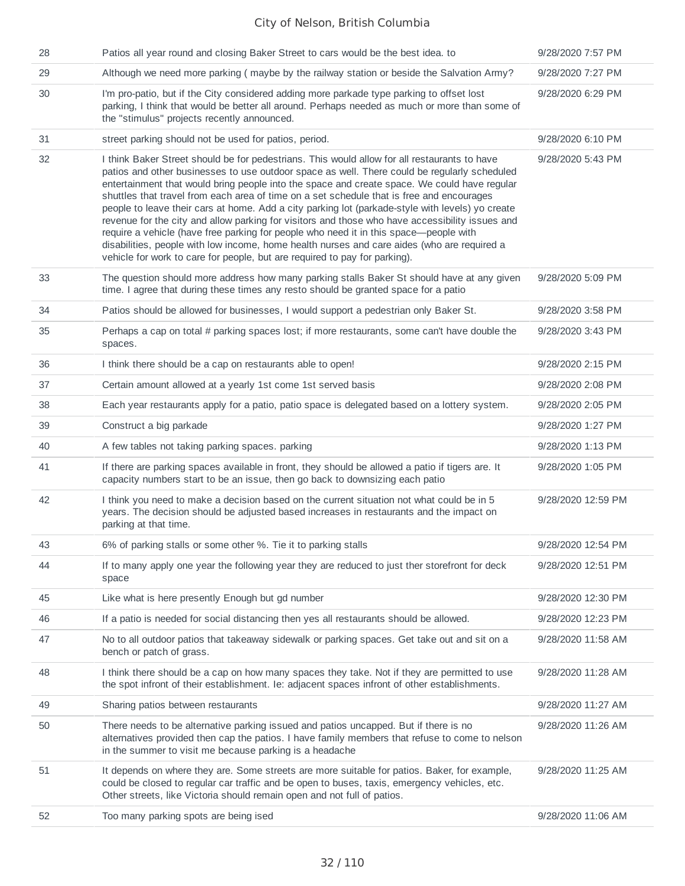| | | |
|---|---|---|
| 28 | Patios all year round and closing Baker Street to cars would be the best idea. to | 9/28/2020 7:57 PM |
| 29 | Although we need more parking ( maybe by the railway station or beside the Salvation Army? | 9/28/2020 7:27 PM |
| 30 | I'm pro-patio, but if the City considered adding more parkade type parking to offset lost parking, I think that would be better all around. Perhaps needed as much or more than some of the "stimulus" projects recently announced. | 9/28/2020 6:29 PM |
| 31 | street parking should not be used for patios, period. | 9/28/2020 6:10 PM |
| 32 | I think Baker Street should be for pedestrians. This would allow for all restaurants to have patios and other businesses to use outdoor space as well. There could be regularly scheduled entertainment that would bring people into the space and create space. We could have regular shuttles that travel from each area of time on a set schedule that is free and encourages people to leave their cars at home. Add a city parking lot (parkade-style with levels) yo create revenue for the city and allow parking for visitors and those who have accessibility issues and require a vehicle (have free parking for people who need it in this space—people with disabilities, people with low income, home health nurses and care aides (who are required a vehicle for work to care for people, but are required to pay for parking). | 9/28/2020 5:43 PM |
| 33 | The question should more address how many parking stalls Baker St should have at any given time. I agree that during these times any resto should be granted space for a patio | 9/28/2020 5:09 PM |
| 34 | Patios should be allowed for businesses, I would support a pedestrian only Baker St. | 9/28/2020 3:58 PM |
| 35 | Perhaps a cap on total # parking spaces lost; if more restaurants, some can't have double the spaces. | 9/28/2020 3:43 PM |
| 36 | I think there should be a cap on restaurants able to open! | 9/28/2020 2:15 PM |
| 37 | Certain amount allowed at a yearly 1st come 1st served basis | 9/28/2020 2:08 PM |
| 38 | Each year restaurants apply for a patio, patio space is delegated based on a lottery system. | 9/28/2020 2:05 PM |
| 39 | Construct a big parkade | 9/28/2020 1:27 PM |
| 40 | A few tables not taking parking spaces. parking | 9/28/2020 1:13 PM |
| 41 | If there are parking spaces available in front, they should be allowed a patio if tigers are. It capacity numbers start to be an issue, then go back to downsizing each patio | 9/28/2020 1:05 PM |
| 42 | I think you need to make a decision based on the current situation not what could be in 5 years. The decision should be adjusted based increases in restaurants and the impact on parking at that time. | 9/28/2020 12:59 PM |
| 43 | 6% of parking stalls or some other %. Tie it to parking stalls | 9/28/2020 12:54 PM |
| 44 | If to many apply one year the following year they are reduced to just ther storefront for deck space | 9/28/2020 12:51 PM |
| 45 | Like what is here presently Enough but gd number | 9/28/2020 12:30 PM |
| 46 | If a patio is needed for social distancing then yes all restaurants should be allowed. | 9/28/2020 12:23 PM |
| 47 | No to all outdoor patios that takeaway sidewalk or parking spaces. Get take out and sit on a bench or patch of grass. | 9/28/2020 11:58 AM |
| 48 | I think there should be a cap on how many spaces they take. Not if they are permitted to use the spot infront of their establishment. Ie: adjacent spaces infront of other establishments. | 9/28/2020 11:28 AM |
| 49 | Sharing patios between restaurants | 9/28/2020 11:27 AM |
| 50 | There needs to be alternative parking issued and patios uncapped. But if there is no alternatives provided then cap the patios. I have family members that refuse to come to nelson in the summer to visit me because parking is a headache | 9/28/2020 11:26 AM |
| 51 | It depends on where they are. Some streets are more suitable for patios. Baker, for example, could be closed to regular car traffic and be open to buses, taxis, emergency vehicles, etc. Other streets, like Victoria should remain open and not full of patios. | 9/28/2020 11:25 AM |
| 52 | Too many parking spots are being ised | 9/28/2020 11:06 AM |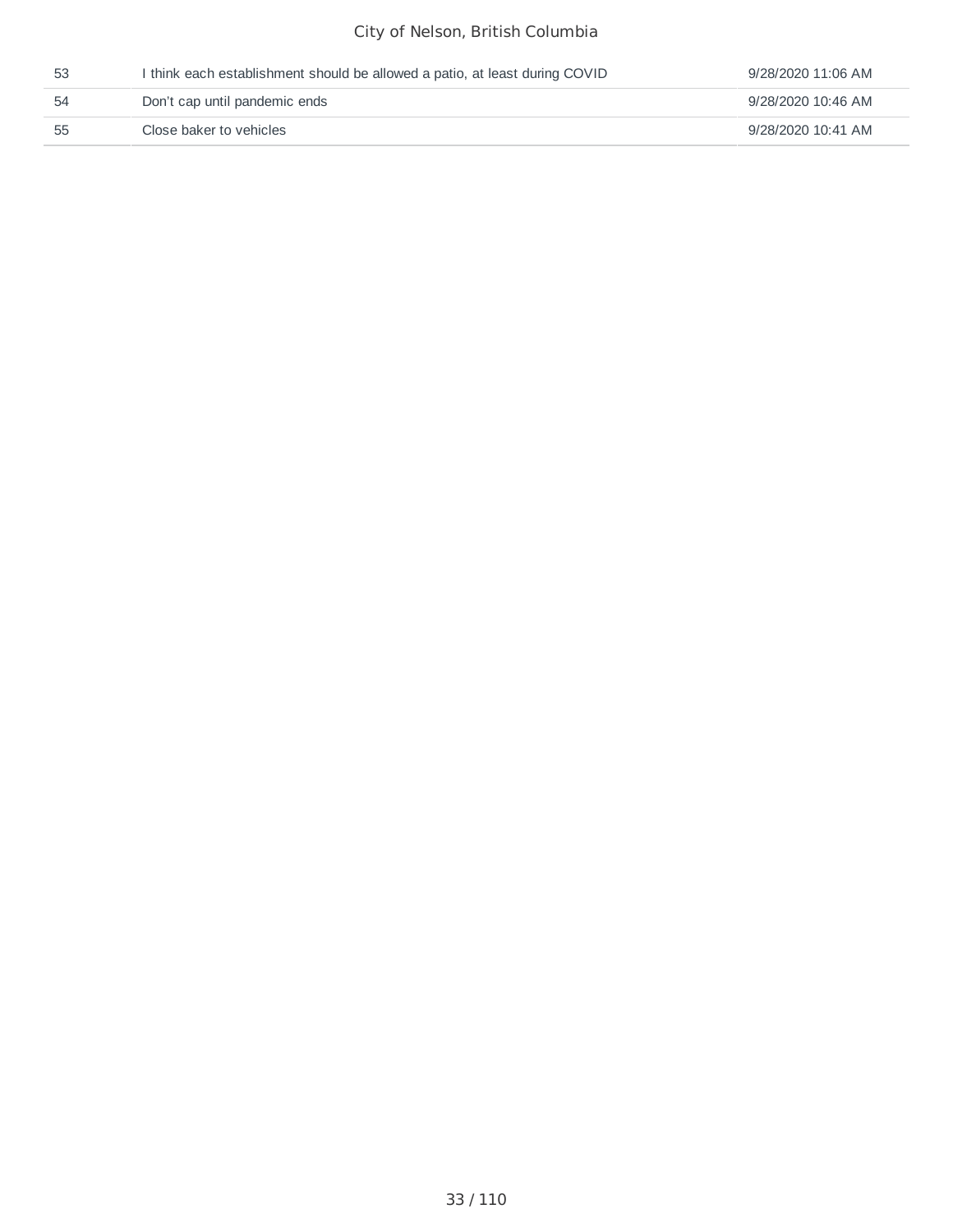| | | |
|---|---|---|
| 53 | I think each establishment should be allowed a patio, at least during COVID | 9/28/2020 11:06 AM |
| 54 | Don't cap until pandemic ends | 9/28/2020 10:46 AM |
| 55 | Close baker to vehicles | 9/28/2020 10:41 AM |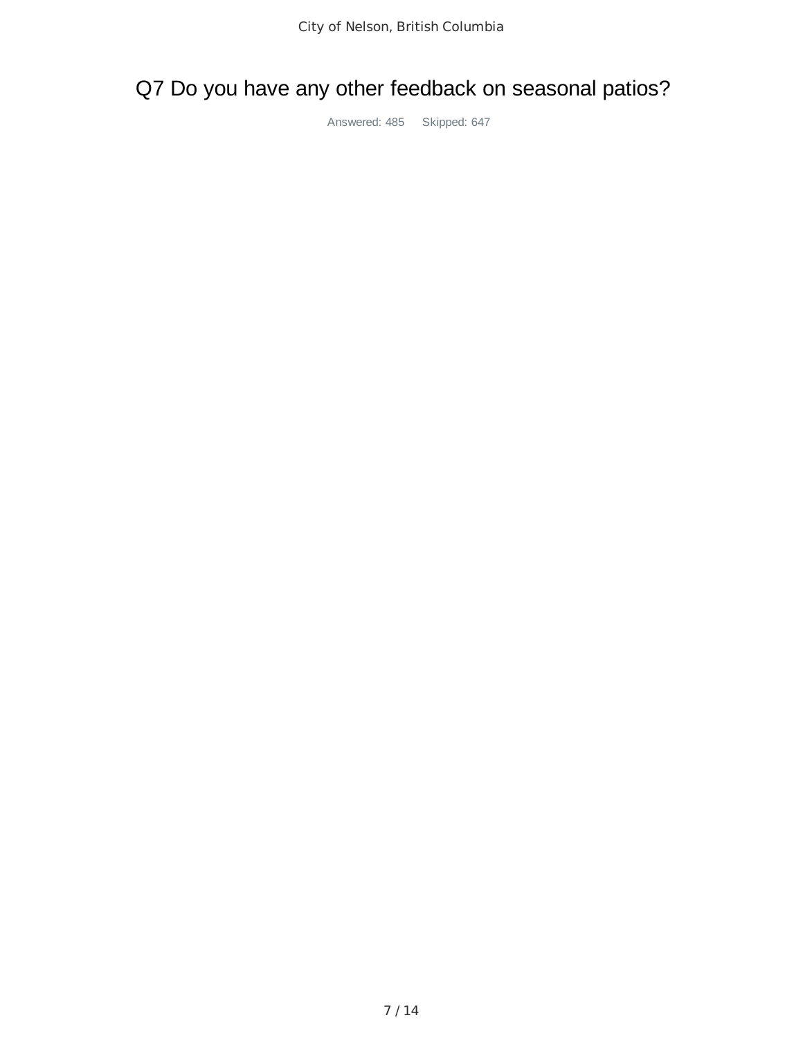# Q7 Do you have any other feedback on seasonal patios?

Answered: 485 Skipped: 647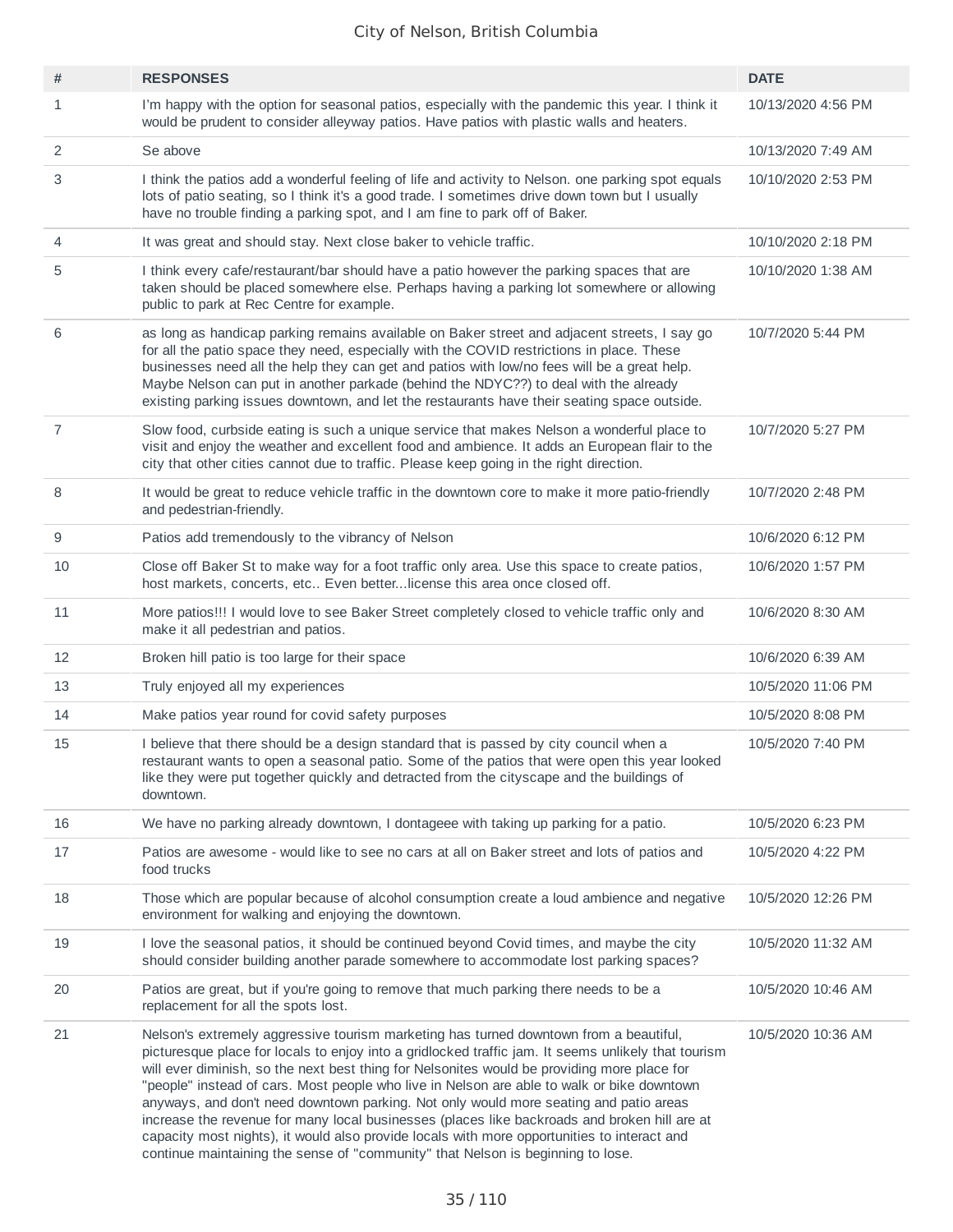| # | RESPONSES | DATE |
|---|---|---|
| 1 | I'm happy with the option for seasonal patios, especially with the pandemic this year. I think it would be prudent to consider alleyway patios. Have patios with plastic walls and heaters. | 10/13/2020 4:56 PM |
| 2 | Se above | 10/13/2020 7:49 AM |
| 3 | I think the patios add a wonderful feeling of life and activity to Nelson. one parking spot equals lots of patio seating, so I think it's a good trade. I sometimes drive down town but I usually have no trouble finding a parking spot, and I am fine to park off of Baker. | 10/10/2020 2:53 PM |
| 4 | It was great and should stay. Next close baker to vehicle traffic. | 10/10/2020 2:18 PM |
| 5 | I think every cafe/restaurant/bar should have a patio however the parking spaces that are taken should be placed somewhere else. Perhaps having a parking lot somewhere or allowing public to park at Rec Centre for example. | 10/10/2020 1:38 AM |
| 6 | as long as handicap parking remains available on Baker street and adjacent streets, I say go for all the patio space they need, especially with the COVID restrictions in place. These businesses need all the help they can get and patios with low/no fees will be a great help. Maybe Nelson can put in another parkade (behind the NDYC??) to deal with the already existing parking issues downtown, and let the restaurants have their seating space outside. | 10/7/2020 5:44 PM |
| 7 | Slow food, curbside eating is such a unique service that makes Nelson a wonderful place to visit and enjoy the weather and excellent food and ambience. It adds an European flair to the city that other cities cannot due to traffic. Please keep going in the right direction. | 10/7/2020 5:27 PM |
| 8 | It would be great to reduce vehicle traffic in the downtown core to make it more patio-friendly and pedestrian-friendly. | 10/7/2020 2:48 PM |
| 9 | Patios add tremendously to the vibrancy of Nelson | 10/6/2020 6:12 PM |
| 10 | Close off Baker St to make way for a foot traffic only area. Use this space to create patios, host markets, concerts, etc.. Even better...license this area once closed off. | 10/6/2020 1:57 PM |
| 11 | More patios!!! I would love to see Baker Street completely closed to vehicle traffic only and make it all pedestrian and patios. | 10/6/2020 8:30 AM |
| 12 | Broken hill patio is too large for their space | 10/6/2020 6:39 AM |
| 13 | Truly enjoyed all my experiences | 10/5/2020 11:06 PM |
| 14 | Make patios year round for covid safety purposes | 10/5/2020 8:08 PM |
| 15 | I believe that there should be a design standard that is passed by city council when a restaurant wants to open a seasonal patio. Some of the patios that were open this year looked like they were put together quickly and detracted from the cityscape and the buildings of downtown. | 10/5/2020 7:40 PM |
| 16 | We have no parking already downtown, I dontageee with taking up parking for a patio. | 10/5/2020 6:23 PM |
| 17 | Patios are awesome - would like to see no cars at all on Baker street and lots of patios and food trucks | 10/5/2020 4:22 PM |
| 18 | Those which are popular because of alcohol consumption create a loud ambience and negative environment for walking and enjoying the downtown. | 10/5/2020 12:26 PM |
| 19 | I love the seasonal patios, it should be continued beyond Covid times, and maybe the city should consider building another parade somewhere to accommodate lost parking spaces? | 10/5/2020 11:32 AM |
| 20 | Patios are great, but if you're going to remove that much parking there needs to be a replacement for all the spots lost. | 10/5/2020 10:46 AM |
| 21 | Nelson's extremely aggressive tourism marketing has turned downtown from a beautiful, picturesque place for locals to enjoy into a gridlocked traffic jam. It seems unlikely that tourism will ever diminish, so the next best thing for Nelsonites would be providing more place for "people" instead of cars. Most people who live in Nelson are able to walk or bike downtown anyways, and don't need downtown parking. Not only would more seating and patio areas increase the revenue for many local businesses (places like backroads and broken hill are at capacity most nights), it would also provide locals with more opportunities to interact and continue maintaining the sense of "community" that Nelson is beginning to lose. | 10/5/2020 10:36 AM |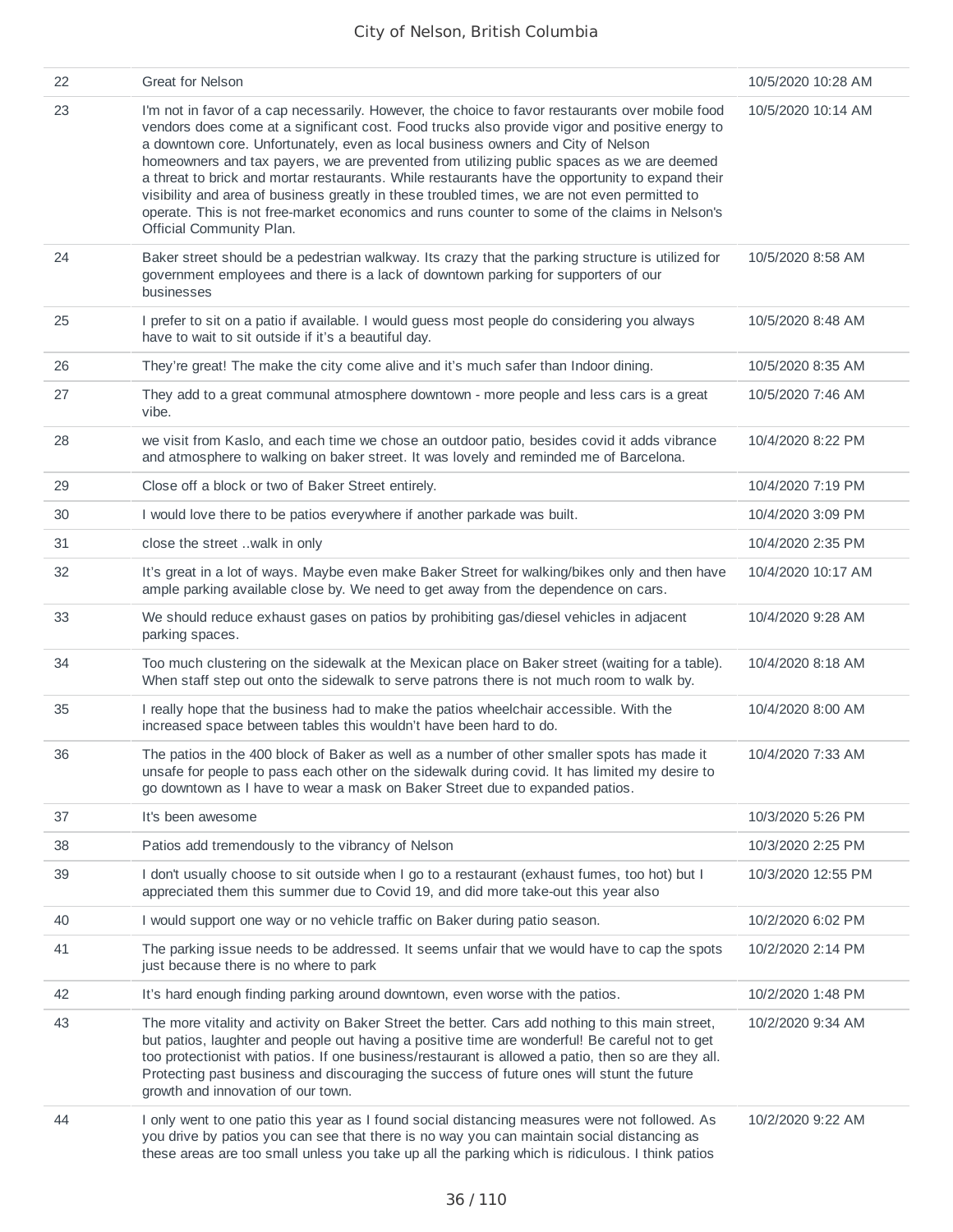| | | |
|---|---|---|
| 22 | Great for Nelson | 10/5/2020 10:28 AM |
| 23 | I'm not in favor of a cap necessarily. However, the choice to favor restaurants over mobile food vendors does come at a significant cost. Food trucks also provide vigor and positive energy to a downtown core. Unfortunately, even as local business owners and City of Nelson homeowners and tax payers, we are prevented from utilizing public spaces as we are deemed a threat to brick and mortar restaurants. While restaurants have the opportunity to expand their visibility and area of business greatly in these troubled times, we are not even permitted to operate. This is not free-market economics and runs counter to some of the claims in Nelson's Official Community Plan. | 10/5/2020 10:14 AM |
| 24 | Baker street should be a pedestrian walkway. Its crazy that the parking structure is utilized for government employees and there is a lack of downtown parking for supporters of our businesses | 10/5/2020 8:58 AM |
| 25 | I prefer to sit on a patio if available. I would guess most people do considering you always have to wait to sit outside if it's a beautiful day. | 10/5/2020 8:48 AM |
| 26 | They're great! The make the city come alive and it's much safer than Indoor dining. | 10/5/2020 8:35 AM |
| 27 | They add to a great communal atmosphere downtown - more people and less cars is a great vibe. | 10/5/2020 7:46 AM |
| 28 | we visit from Kaslo, and each time we chose an outdoor patio, besides covid it adds vibrance and atmosphere to walking on baker street. It was lovely and reminded me of Barcelona. | 10/4/2020 8:22 PM |
| 29 | Close off a block or two of Baker Street entirely. | 10/4/2020 7:19 PM |
| 30 | I would love there to be patios everywhere if another parkade was built. | 10/4/2020 3:09 PM |
| 31 | close the street ..walk in only | 10/4/2020 2:35 PM |
| 32 | It's great in a lot of ways. Maybe even make Baker Street for walking/bikes only and then have ample parking available close by. We need to get away from the dependence on cars. | 10/4/2020 10:17 AM |
| 33 | We should reduce exhaust gases on patios by prohibiting gas/diesel vehicles in adjacent parking spaces. | 10/4/2020 9:28 AM |
| 34 | Too much clustering on the sidewalk at the Mexican place on Baker street (waiting for a table). When staff step out onto the sidewalk to serve patrons there is not much room to walk by. | 10/4/2020 8:18 AM |
| 35 | I really hope that the business had to make the patios wheelchair accessible. With the increased space between tables this wouldn't have been hard to do. | 10/4/2020 8:00 AM |
| 36 | The patios in the 400 block of Baker as well as a number of other smaller spots has made it unsafe for people to pass each other on the sidewalk during covid. It has limited my desire to go downtown as I have to wear a mask on Baker Street due to expanded patios. | 10/4/2020 7:33 AM |
| 37 | It's been awesome | 10/3/2020 5:26 PM |
| 38 | Patios add tremendously to the vibrancy of Nelson | 10/3/2020 2:25 PM |
| 39 | I don't usually choose to sit outside when I go to a restaurant (exhaust fumes, too hot) but I appreciated them this summer due to Covid 19, and did more take-out this year also | 10/3/2020 12:55 PM |
| 40 | I would support one way or no vehicle traffic on Baker during patio season. | 10/2/2020 6:02 PM |
| 41 | The parking issue needs to be addressed. It seems unfair that we would have to cap the spots just because there is no where to park | 10/2/2020 2:14 PM |
| 42 | It's hard enough finding parking around downtown, even worse with the patios. | 10/2/2020 1:48 PM |
| 43 | The more vitality and activity on Baker Street the better. Cars add nothing to this main street, but patios, laughter and people out having a positive time are wonderful! Be careful not to get too protectionist with patios. If one business/restaurant is allowed a patio, then so are they all. Protecting past business and discouraging the success of future ones will stunt the future growth and innovation of our town. | 10/2/2020 9:34 AM |
| 44 | I only went to one patio this year as I found social distancing measures were not followed. As you drive by patios you can see that there is no way you can maintain social distancing as these areas are too small unless you take up all the parking which is ridiculous. I think patios | 10/2/2020 9:22 AM |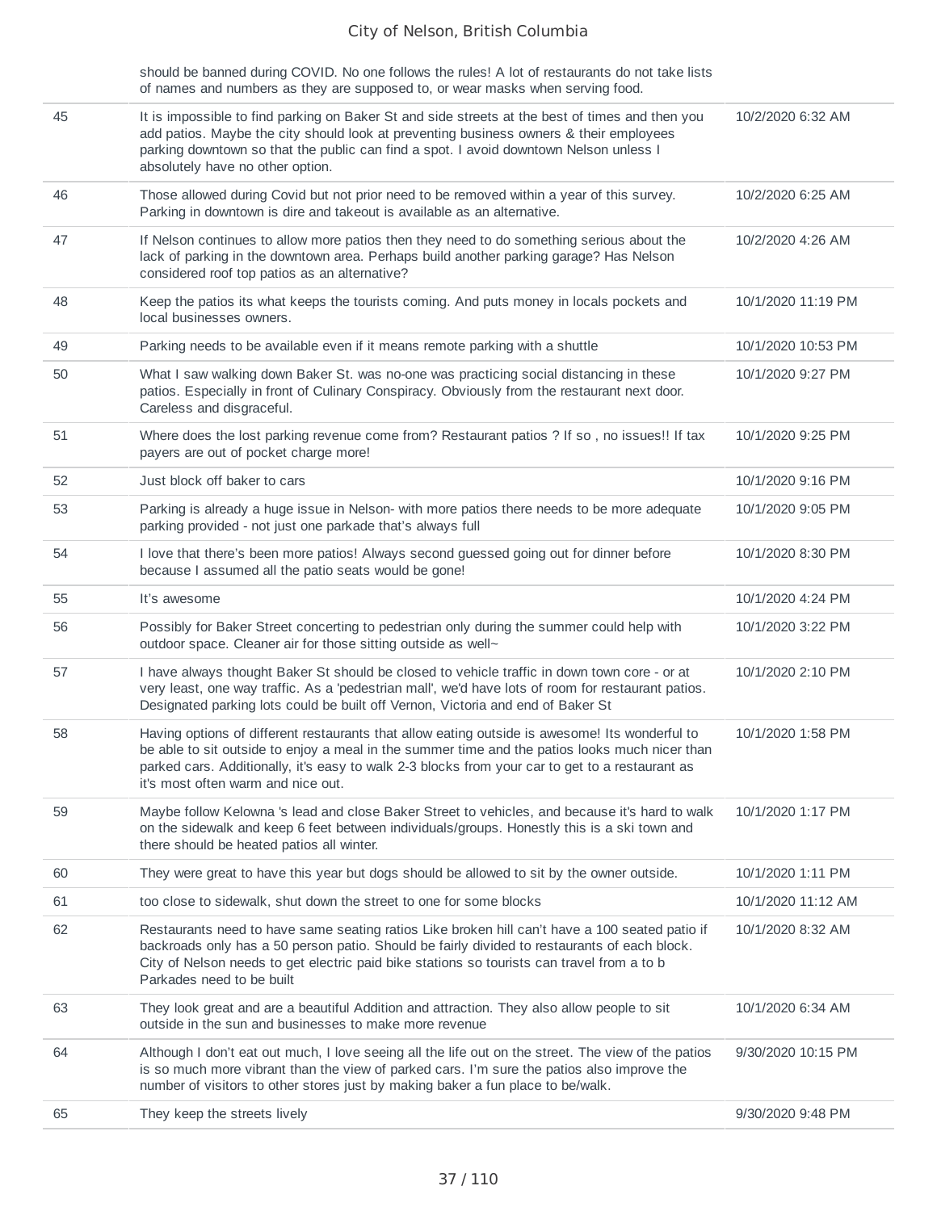| | | |
|---|---|---|
| | should be banned during COVID. No one follows the rules! A lot of restaurants do not take lists of names and numbers as they are supposed to, or wear masks when serving food. | |
| 45 | It is impossible to find parking on Baker St and side streets at the best of times and then you add patios. Maybe the city should look at preventing business owners & their employees parking downtown so that the public can find a spot. I avoid downtown Nelson unless I absolutely have no other option. | 10/2/2020 6:32 AM |
| 46 | Those allowed during Covid but not prior need to be removed within a year of this survey. Parking in downtown is dire and takeout is available as an alternative. | 10/2/2020 6:25 AM |
| 47 | If Nelson continues to allow more patios then they need to do something serious about the lack of parking in the downtown area. Perhaps build another parking garage? Has Nelson considered roof top patios as an alternative? | 10/2/2020 4:26 AM |
| 48 | Keep the patios its what keeps the tourists coming. And puts money in locals pockets and local businesses owners. | 10/1/2020 11:19 PM |
| 49 | Parking needs to be available even if it means remote parking with a shuttle | 10/1/2020 10:53 PM |
| 50 | What I saw walking down Baker St. was no-one was practicing social distancing in these patios. Especially in front of Culinary Conspiracy. Obviously from the restaurant next door. Careless and disgraceful. | 10/1/2020 9:27 PM |
| 51 | Where does the lost parking revenue come from? Restaurant patios ? If so , no issues!! If tax payers are out of pocket charge more! | 10/1/2020 9:25 PM |
| 52 | Just block off baker to cars | 10/1/2020 9:16 PM |
| 53 | Parking is already a huge issue in Nelson- with more patios there needs to be more adequate parking provided - not just one parkade that's always full | 10/1/2020 9:05 PM |
| 54 | I love that there's been more patios! Always second guessed going out for dinner before because I assumed all the patio seats would be gone! | 10/1/2020 8:30 PM |
| 55 | It's awesome | 10/1/2020 4:24 PM |
| 56 | Possibly for Baker Street concerting to pedestrian only during the summer could help with outdoor space. Cleaner air for those sitting outside as well~ | 10/1/2020 3:22 PM |
| 57 | I have always thought Baker St should be closed to vehicle traffic in down town core - or at very least, one way traffic. As a 'pedestrian mall', we'd have lots of room for restaurant patios. Designated parking lots could be built off Vernon, Victoria and end of Baker St | 10/1/2020 2:10 PM |
| 58 | Having options of different restaurants that allow eating outside is awesome! Its wonderful to be able to sit outside to enjoy a meal in the summer time and the patios looks much nicer than parked cars. Additionally, it's easy to walk 2-3 blocks from your car to get to a restaurant as it's most often warm and nice out. | 10/1/2020 1:58 PM |
| 59 | Maybe follow Kelowna 's lead and close Baker Street to vehicles, and because it's hard to walk on the sidewalk and keep 6 feet between individuals/groups. Honestly this is a ski town and there should be heated patios all winter. | 10/1/2020 1:17 PM |
| 60 | They were great to have this year but dogs should be allowed to sit by the owner outside. | 10/1/2020 1:11 PM |
| 61 | too close to sidewalk, shut down the street to one for some blocks | 10/1/2020 11:12 AM |
| 62 | Restaurants need to have same seating ratios Like broken hill can't have a 100 seated patio if backroads only has a 50 person patio. Should be fairly divided to restaurants of each block. City of Nelson needs to get electric paid bike stations so tourists can travel from a to b Parkades need to be built | 10/1/2020 8:32 AM |
| 63 | They look great and are a beautiful Addition and attraction. They also allow people to sit outside in the sun and businesses to make more revenue | 10/1/2020 6:34 AM |
| 64 | Although I don't eat out much, I love seeing all the life out on the street. The view of the patios is so much more vibrant than the view of parked cars. I'm sure the patios also improve the number of visitors to other stores just by making baker a fun place to be/walk. | 9/30/2020 10:15 PM |
| 65 | They keep the streets lively | 9/30/2020 9:48 PM |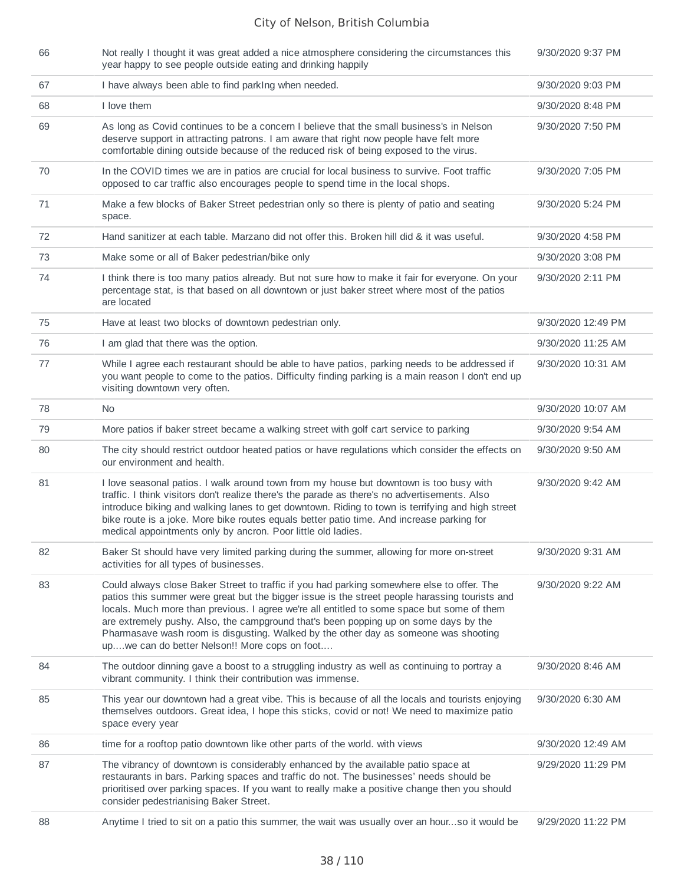| | | |
|---|---|---|
| 66 | Not really I thought it was great added a nice atmosphere considering the circumstances this year happy to see people outside eating and drinking happily | 9/30/2020 9:37 PM |
| 67 | I have always been able to find parkIng when needed. | 9/30/2020 9:03 PM |
| 68 | I love them | 9/30/2020 8:48 PM |
| 69 | As long as Covid continues to be a concern I believe that the small business's in Nelson deserve support in attracting patrons. I am aware that right now people have felt more comfortable dining outside because of the reduced risk of being exposed to the virus. | 9/30/2020 7:50 PM |
| 70 | In the COVID times we are in patios are crucial for local business to survive. Foot traffic opposed to car traffic also encourages people to spend time in the local shops. | 9/30/2020 7:05 PM |
| 71 | Make a few blocks of Baker Street pedestrian only so there is plenty of patio and seating space. | 9/30/2020 5:24 PM |
| 72 | Hand sanitizer at each table. Marzano did not offer this. Broken hill did & it was useful. | 9/30/2020 4:58 PM |
| 73 | Make some or all of Baker pedestrian/bike only | 9/30/2020 3:08 PM |
| 74 | I think there is too many patios already. But not sure how to make it fair for everyone. On your percentage stat, is that based on all downtown or just baker street where most of the patios are located | 9/30/2020 2:11 PM |
| 75 | Have at least two blocks of downtown pedestrian only. | 9/30/2020 12:49 PM |
| 76 | I am glad that there was the option. | 9/30/2020 11:25 AM |
| 77 | While I agree each restaurant should be able to have patios, parking needs to be addressed if you want people to come to the patios. Difficulty finding parking is a main reason I don't end up visiting downtown very often. | 9/30/2020 10:31 AM |
| 78 | No | 9/30/2020 10:07 AM |
| 79 | More patios if baker street became a walking street with golf cart service to parking | 9/30/2020 9:54 AM |
| 80 | The city should restrict outdoor heated patios or have regulations which consider the effects on our environment and health. | 9/30/2020 9:50 AM |
| 81 | I love seasonal patios. I walk around town from my house but downtown is too busy with traffic. I think visitors don't realize there's the parade as there's no advertisements. Also introduce biking and walking lanes to get downtown. Riding to town is terrifying and high street bike route is a joke. More bike routes equals better patio time. And increase parking for medical appointments only by ancron. Poor little old ladies. | 9/30/2020 9:42 AM |
| 82 | Baker St should have very limited parking during the summer, allowing for more on-street activities for all types of businesses. | 9/30/2020 9:31 AM |
| 83 | Could always close Baker Street to traffic if you had parking somewhere else to offer. The patios this summer were great but the bigger issue is the street people harassing tourists and locals. Much more than previous. I agree we're all entitled to some space but some of them are extremely pushy. Also, the campground that's been popping up on some days by the Pharmasave wash room is disgusting. Walked by the other day as someone was shooting up....we can do better Nelson!! More cops on foot.... | 9/30/2020 9:22 AM |
| 84 | The outdoor dinning gave a boost to a struggling industry as well as continuing to portray a vibrant community. I think their contribution was immense. | 9/30/2020 8:46 AM |
| 85 | This year our downtown had a great vibe. This is because of all the locals and tourists enjoying themselves outdoors. Great idea, I hope this sticks, covid or not! We need to maximize patio space every year | 9/30/2020 6:30 AM |
| 86 | time for a rooftop patio downtown like other parts of the world. with views | 9/30/2020 12:49 AM |
| 87 | The vibrancy of downtown is considerably enhanced by the available patio space at restaurants in bars. Parking spaces and traffic do not. The businesses' needs should be prioritised over parking spaces. If you want to really make a positive change then you should consider pedestrianising Baker Street. | 9/29/2020 11:29 PM |
| 88 | Anytime I tried to sit on a patio this summer, the wait was usually over an hour...so it would be | 9/29/2020 11:22 PM |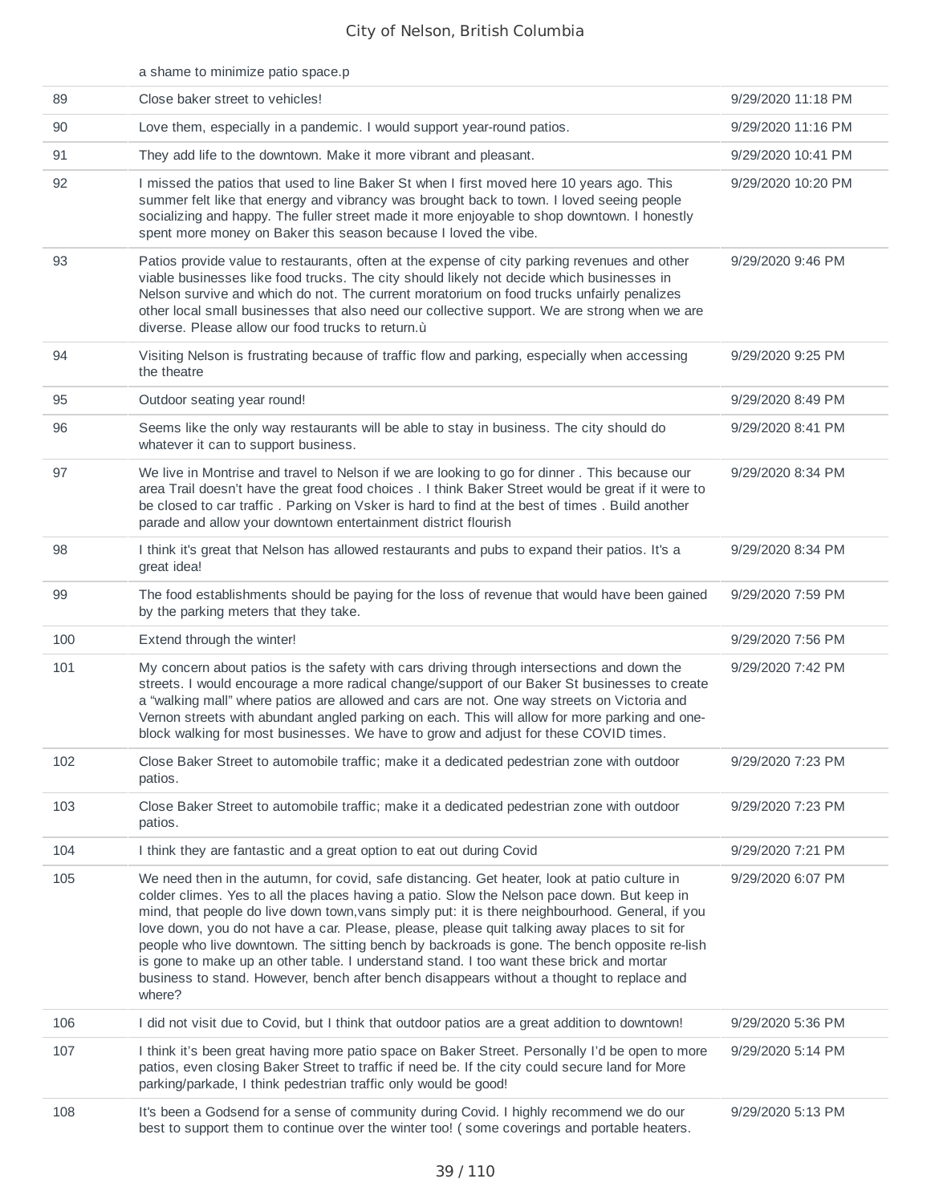| | a shame to minimize patio space.p | |
|---|---|---|
| 89 | Close baker street to vehicles! | 9/29/2020 11:18 PM |
| 90 | Love them, especially in a pandemic. I would support year-round patios. | 9/29/2020 11:16 PM |
| 91 | They add life to the downtown. Make it more vibrant and pleasant. | 9/29/2020 10:41 PM |
| 92 | I missed the patios that used to line Baker St when I first moved here 10 years ago. This summer felt like that energy and vibrancy was brought back to town. I loved seeing people socializing and happy. The fuller street made it more enjoyable to shop downtown. I honestly spent more money on Baker this season because I loved the vibe. | 9/29/2020 10:20 PM |
| 93 | Patios provide value to restaurants, often at the expense of city parking revenues and other viable businesses like food trucks. The city should likely not decide which businesses in Nelson survive and which do not. The current moratorium on food trucks unfairly penalizes other local small businesses that also need our collective support. We are strong when we are diverse. Please allow our food trucks to return.ù | 9/29/2020 9:46 PM |
| 94 | Visiting Nelson is frustrating because of traffic flow and parking, especially when accessing the theatre | 9/29/2020 9:25 PM |
| 95 | Outdoor seating year round! | 9/29/2020 8:49 PM |
| 96 | Seems like the only way restaurants will be able to stay in business. The city should do whatever it can to support business. | 9/29/2020 8:41 PM |
| 97 | We live in Montrise and travel to Nelson if we are looking to go for dinner . This because our area Trail doesn't have the great food choices . I think Baker Street would be great if it were to be closed to car traffic . Parking on Vsker is hard to find at the best of times . Build another parade and allow your downtown entertainment district flourish | 9/29/2020 8:34 PM |
| 98 | I think it's great that Nelson has allowed restaurants and pubs to expand their patios. It's a great idea! | 9/29/2020 8:34 PM |
| 99 | The food establishments should be paying for the loss of revenue that would have been gained by the parking meters that they take. | 9/29/2020 7:59 PM |
| 100 | Extend through the winter! | 9/29/2020 7:56 PM |
| 101 | My concern about patios is the safety with cars driving through intersections and down the streets. I would encourage a more radical change/support of our Baker St businesses to create a "walking mall" where patios are allowed and cars are not. One way streets on Victoria and Vernon streets with abundant angled parking on each. This will allow for more parking and one-block walking for most businesses. We have to grow and adjust for these COVID times. | 9/29/2020 7:42 PM |
| 102 | Close Baker Street to automobile traffic; make it a dedicated pedestrian zone with outdoor patios. | 9/29/2020 7:23 PM |
| 103 | Close Baker Street to automobile traffic; make it a dedicated pedestrian zone with outdoor patios. | 9/29/2020 7:23 PM |
| 104 | I think they are fantastic and a great option to eat out during Covid | 9/29/2020 7:21 PM |
| 105 | We need then in the autumn, for covid, safe distancing. Get heater, look at patio culture in colder climes. Yes to all the places having a patio. Slow the Nelson pace down. But keep in mind, that people do live down town,vans simply put: it is there neighbourhood. General, if you love down, you do not have a car. Please, please, please quit talking away places to sit for people who live downtown. The sitting bench by backroads is gone. The bench opposite re-lish is gone to make up an other table. I understand stand. I too want these brick and mortar business to stand. However, bench after bench disappears without a thought to replace and where? | 9/29/2020 6:07 PM |
| 106 | I did not visit due to Covid, but I think that outdoor patios are a great addition to downtown! | 9/29/2020 5:36 PM |
| 107 | I think it's been great having more patio space on Baker Street. Personally I'd be open to more patios, even closing Baker Street to traffic if need be. If the city could secure land for More parking/parkade, I think pedestrian traffic only would be good! | 9/29/2020 5:14 PM |
| 108 | It's been a Godsend for a sense of community during Covid. I highly recommend we do our best to support them to continue over the winter too! ( some coverings and portable heaters. | 9/29/2020 5:13 PM |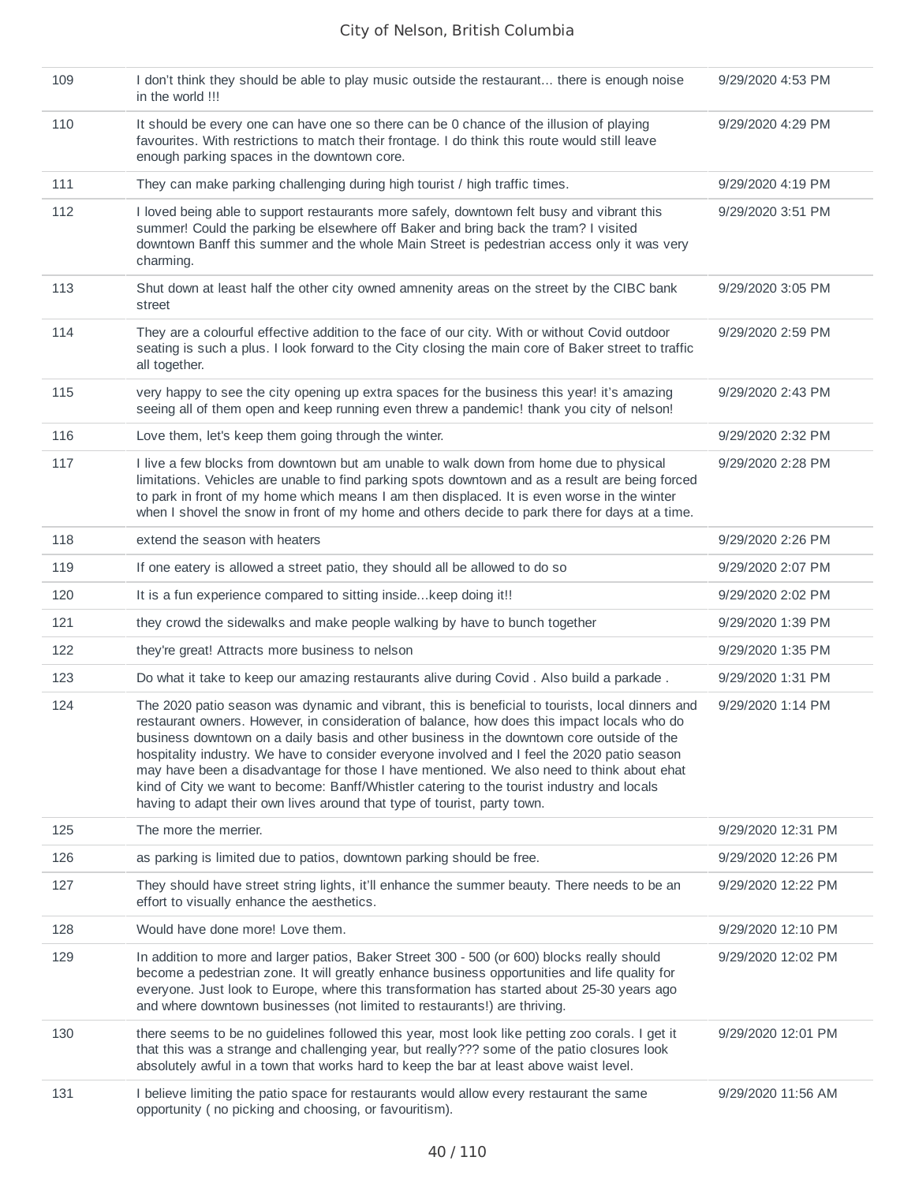| | | |
|---|---|---|
| 109 | I don't think they should be able to play music outside the restaurant… there is enough noise in the world !!! | 9/29/2020 4:53 PM |
| 110 | It should be every one can have one so there can be 0 chance of the illusion of playing favourites. With restrictions to match their frontage. I do think this route would still leave enough parking spaces in the downtown core. | 9/29/2020 4:29 PM |
| 111 | They can make parking challenging during high tourist / high traffic times. | 9/29/2020 4:19 PM |
| 112 | I loved being able to support restaurants more safely, downtown felt busy and vibrant this summer! Could the parking be elsewhere off Baker and bring back the tram? I visited downtown Banff this summer and the whole Main Street is pedestrian access only it was very charming. | 9/29/2020 3:51 PM |
| 113 | Shut down at least half the other city owned amnenity areas on the street by the CIBC bank street | 9/29/2020 3:05 PM |
| 114 | They are a colourful effective addition to the face of our city. With or without Covid outdoor seating is such a plus. I look forward to the City closing the main core of Baker street to traffic all together. | 9/29/2020 2:59 PM |
| 115 | very happy to see the city opening up extra spaces for the business this year! it's amazing seeing all of them open and keep running even threw a pandemic! thank you city of nelson! | 9/29/2020 2:43 PM |
| 116 | Love them, let's keep them going through the winter. | 9/29/2020 2:32 PM |
| 117 | I live a few blocks from downtown but am unable to walk down from home due to physical limitations. Vehicles are unable to find parking spots downtown and as a result are being forced to park in front of my home which means I am then displaced. It is even worse in the winter when I shovel the snow in front of my home and others decide to park there for days at a time. | 9/29/2020 2:28 PM |
| 118 | extend the season with heaters | 9/29/2020 2:26 PM |
| 119 | If one eatery is allowed a street patio, they should all be allowed to do so | 9/29/2020 2:07 PM |
| 120 | It is a fun experience compared to sitting inside...keep doing it!! | 9/29/2020 2:02 PM |
| 121 | they crowd the sidewalks and make people walking by have to bunch together | 9/29/2020 1:39 PM |
| 122 | they're great! Attracts more business to nelson | 9/29/2020 1:35 PM |
| 123 | Do what it take to keep our amazing restaurants alive during Covid . Also build a parkade . | 9/29/2020 1:31 PM |
| 124 | The 2020 patio season was dynamic and vibrant, this is beneficial to tourists, local dinners and restaurant owners. However, in consideration of balance, how does this impact locals who do business downtown on a daily basis and other business in the downtown core outside of the hospitality industry. We have to consider everyone involved and I feel the 2020 patio season may have been a disadvantage for those I have mentioned. We also need to think about ehat kind of City we want to become: Banff/Whistler catering to the tourist industry and locals having to adapt their own lives around that type of tourist, party town. | 9/29/2020 1:14 PM |
| 125 | The more the merrier. | 9/29/2020 12:31 PM |
| 126 | as parking is limited due to patios, downtown parking should be free. | 9/29/2020 12:26 PM |
| 127 | They should have street string lights, it'll enhance the summer beauty. There needs to be an effort to visually enhance the aesthetics. | 9/29/2020 12:22 PM |
| 128 | Would have done more! Love them. | 9/29/2020 12:10 PM |
| 129 | In addition to more and larger patios, Baker Street 300 - 500 (or 600) blocks really should become a pedestrian zone. It will greatly enhance business opportunities and life quality for everyone. Just look to Europe, where this transformation has started about 25-30 years ago and where downtown businesses (not limited to restaurants!) are thriving. | 9/29/2020 12:02 PM |
| 130 | there seems to be no guidelines followed this year, most look like petting zoo corals. I get it that this was a strange and challenging year, but really??? some of the patio closures look absolutely awful in a town that works hard to keep the bar at least above waist level. | 9/29/2020 12:01 PM |
| 131 | I believe limiting the patio space for restaurants would allow every restaurant the same opportunity ( no picking and choosing, or favouritism). | 9/29/2020 11:56 AM |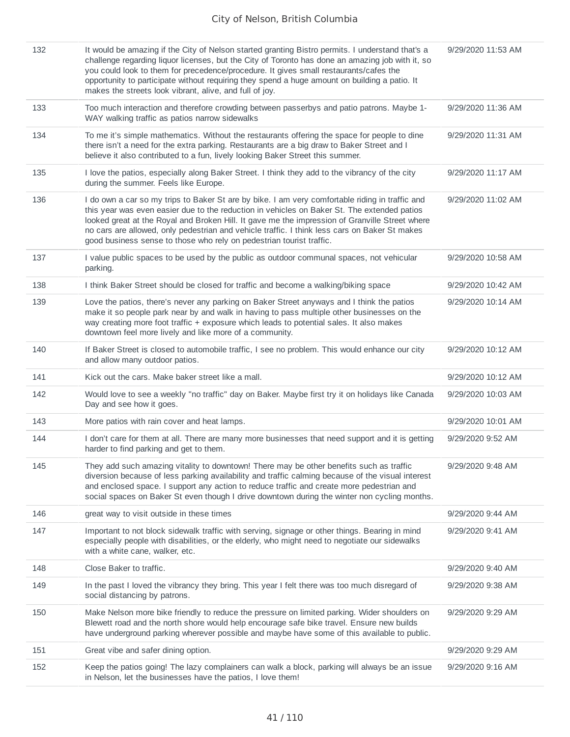| | | |
|---|---|---|
| 132 | It would be amazing if the City of Nelson started granting Bistro permits. I understand that's a challenge regarding liquor licenses, but the City of Toronto has done an amazing job with it, so you could look to them for precedence/procedure. It gives small restaurants/cafes the opportunity to participate without requiring they spend a huge amount on building a patio. It makes the streets look vibrant, alive, and full of joy. | 9/29/2020 11:53 AM |
| 133 | Too much interaction and therefore crowding between passerbys and patio patrons. Maybe 1-WAY walking traffic as patios narrow sidewalks | 9/29/2020 11:36 AM |
| 134 | To me it's simple mathematics. Without the restaurants offering the space for people to dine there isn't a need for the extra parking. Restaurants are a big draw to Baker Street and I believe it also contributed to a fun, lively looking Baker Street this summer. | 9/29/2020 11:31 AM |
| 135 | I love the patios, especially along Baker Street. I think they add to the vibrancy of the city during the summer. Feels like Europe. | 9/29/2020 11:17 AM |
| 136 | I do own a car so my trips to Baker St are by bike. I am very comfortable riding in traffic and this year was even easier due to the reduction in vehicles on Baker St. The extended patios looked great at the Royal and Broken Hill. It gave me the impression of Granville Street where no cars are allowed, only pedestrian and vehicle traffic. I think less cars on Baker St makes good business sense to those who rely on pedestrian tourist traffic. | 9/29/2020 11:02 AM |
| 137 | I value public spaces to be used by the public as outdoor communal spaces, not vehicular parking. | 9/29/2020 10:58 AM |
| 138 | I think Baker Street should be closed for traffic and become a walking/biking space | 9/29/2020 10:42 AM |
| 139 | Love the patios, there's never any parking on Baker Street anyways and I think the patios make it so people park near by and walk in having to pass multiple other businesses on the way creating more foot traffic + exposure which leads to potential sales. It also makes downtown feel more lively and like more of a community. | 9/29/2020 10:14 AM |
| 140 | If Baker Street is closed to automobile traffic, I see no problem. This would enhance our city and allow many outdoor patios. | 9/29/2020 10:12 AM |
| 141 | Kick out the cars. Make baker street like a mall. | 9/29/2020 10:12 AM |
| 142 | Would love to see a weekly "no traffic" day on Baker. Maybe first try it on holidays like Canada Day and see how it goes. | 9/29/2020 10:03 AM |
| 143 | More patios with rain cover and heat lamps. | 9/29/2020 10:01 AM |
| 144 | I don't care for them at all. There are many more businesses that need support and it is getting harder to find parking and get to them. | 9/29/2020 9:52 AM |
| 145 | They add such amazing vitality to downtown! There may be other benefits such as traffic diversion because of less parking availability and traffic calming because of the visual interest and enclosed space. I support any action to reduce traffic and create more pedestrian and social spaces on Baker St even though I drive downtown during the winter non cycling months. | 9/29/2020 9:48 AM |
| 146 | great way to visit outside in these times | 9/29/2020 9:44 AM |
| 147 | Important to not block sidewalk traffic with serving, signage or other things. Bearing in mind especially people with disabilities, or the elderly, who might need to negotiate our sidewalks with a white cane, walker, etc. | 9/29/2020 9:41 AM |
| 148 | Close Baker to traffic. | 9/29/2020 9:40 AM |
| 149 | In the past I loved the vibrancy they bring. This year I felt there was too much disregard of social distancing by patrons. | 9/29/2020 9:38 AM |
| 150 | Make Nelson more bike friendly to reduce the pressure on limited parking. Wider shoulders on Blewett road and the north shore would help encourage safe bike travel. Ensure new builds have underground parking wherever possible and maybe have some of this available to public. | 9/29/2020 9:29 AM |
| 151 | Great vibe and safer dining option. | 9/29/2020 9:29 AM |
| 152 | Keep the patios going! The lazy complainers can walk a block, parking will always be an issue in Nelson, let the businesses have the patios, I love them! | 9/29/2020 9:16 AM |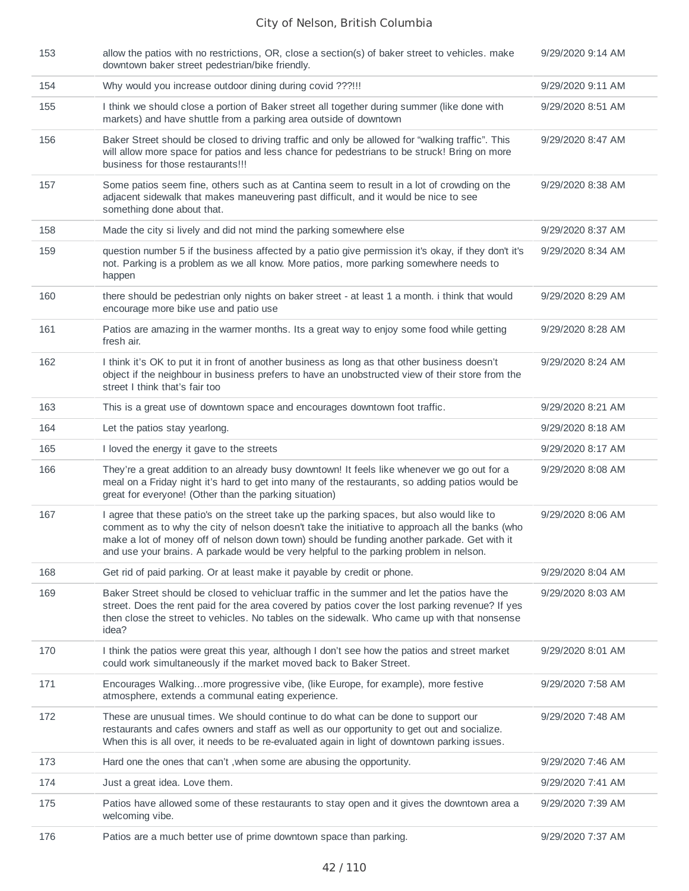| | | |
|---|---|---|
| 153 | allow the patios with no restrictions, OR, close a section(s) of baker street to vehicles. make downtown baker street pedestrian/bike friendly. | 9/29/2020 9:14 AM |
| 154 | Why would you increase outdoor dining during covid ???!!! | 9/29/2020 9:11 AM |
| 155 | I think we should close a portion of Baker street all together during summer (like done with markets) and have shuttle from a parking area outside of downtown | 9/29/2020 8:51 AM |
| 156 | Baker Street should be closed to driving traffic and only be allowed for “walking traffic”. This will allow more space for patios and less chance for pedestrians to be struck! Bring on more business for those restaurants!!! | 9/29/2020 8:47 AM |
| 157 | Some patios seem fine, others such as at Cantina seem to result in a lot of crowding on the adjacent sidewalk that makes maneuvering past difficult, and it would be nice to see something done about that. | 9/29/2020 8:38 AM |
| 158 | Made the city si lively and did not mind the parking somewhere else | 9/29/2020 8:37 AM |
| 159 | question number 5 if the business affected by a patio give permission it's okay, if they don't it's not. Parking is a problem as we all know. More patios, more parking somewhere needs to happen | 9/29/2020 8:34 AM |
| 160 | there should be pedestrian only nights on baker street - at least 1 a month. i think that would encourage more bike use and patio use | 9/29/2020 8:29 AM |
| 161 | Patios are amazing in the warmer months. Its a great way to enjoy some food while getting fresh air. | 9/29/2020 8:28 AM |
| 162 | I think it’s OK to put it in front of another business as long as that other business doesn’t object if the neighbour in business prefers to have an unobstructed view of their store from the street I think that’s fair too | 9/29/2020 8:24 AM |
| 163 | This is a great use of downtown space and encourages downtown foot traffic. | 9/29/2020 8:21 AM |
| 164 | Let the patios stay yearlong. | 9/29/2020 8:18 AM |
| 165 | I loved the energy it gave to the streets | 9/29/2020 8:17 AM |
| 166 | They’re a great addition to an already busy downtown! It feels like whenever we go out for a meal on a Friday night it’s hard to get into many of the restaurants, so adding patios would be great for everyone! (Other than the parking situation) | 9/29/2020 8:08 AM |
| 167 | I agree that these patio's on the street take up the parking spaces, but also would like to comment as to why the city of nelson doesn't take the initiative to approach all the banks (who make a lot of money off of nelson down town) should be funding another parkade. Get with it and use your brains. A parkade would be very helpful to the parking problem in nelson. | 9/29/2020 8:06 AM |
| 168 | Get rid of paid parking. Or at least make it payable by credit or phone. | 9/29/2020 8:04 AM |
| 169 | Baker Street should be closed to vehicluar traffic in the summer and let the patios have the street. Does the rent paid for the area covered by patios cover the lost parking revenue? If yes then close the street to vehicles. No tables on the sidewalk. Who came up with that nonsense idea? | 9/29/2020 8:03 AM |
| 170 | I think the patios were great this year, although I don’t see how the patios and street market could work simultaneously if the market moved back to Baker Street. | 9/29/2020 8:01 AM |
| 171 | Encourages Walking...more progressive vibe, (like Europe, for example), more festive atmosphere, extends a communal eating experience. | 9/29/2020 7:58 AM |
| 172 | These are unusual times. We should continue to do what can be done to support our restaurants and cafes owners and staff as well as our opportunity to get out and socialize. When this is all over, it needs to be re-evaluated again in light of downtown parking issues. | 9/29/2020 7:48 AM |
| 173 | Hard one the ones that can’t ,when some are abusing the opportunity. | 9/29/2020 7:46 AM |
| 174 | Just a great idea. Love them. | 9/29/2020 7:41 AM |
| 175 | Patios have allowed some of these restaurants to stay open and it gives the downtown area a welcoming vibe. | 9/29/2020 7:39 AM |
| 176 | Patios are a much better use of prime downtown space than parking. | 9/29/2020 7:37 AM |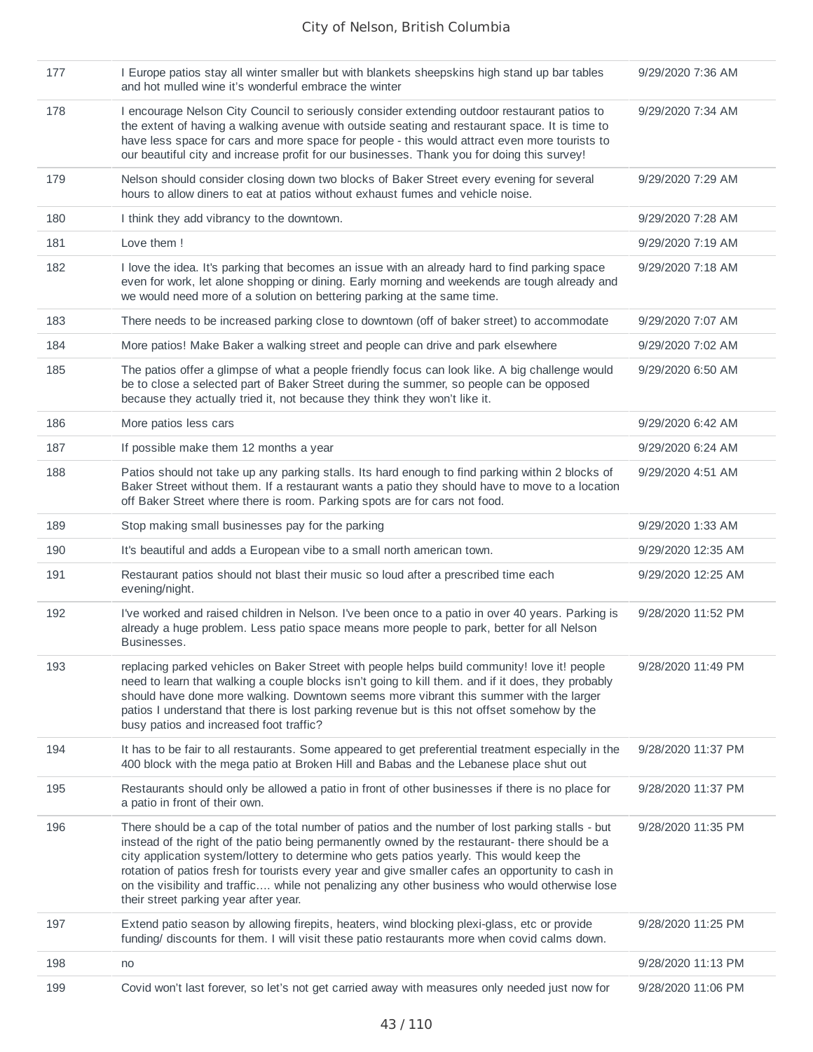| | | |
|---|---|---|
| 177 | I Europe patios stay all winter smaller but with blankets sheepskins high stand up bar tables and hot mulled wine it's wonderful embrace the winter | 9/29/2020 7:36 AM |
| 178 | I encourage Nelson City Council to seriously consider extending outdoor restaurant patios to the extent of having a walking avenue with outside seating and restaurant space. It is time to have less space for cars and more space for people - this would attract even more tourists to our beautiful city and increase profit for our businesses. Thank you for doing this survey! | 9/29/2020 7:34 AM |
| 179 | Nelson should consider closing down two blocks of Baker Street every evening for several hours to allow diners to eat at patios without exhaust fumes and vehicle noise. | 9/29/2020 7:29 AM |
| 180 | I think they add vibrancy to the downtown. | 9/29/2020 7:28 AM |
| 181 | Love them ! | 9/29/2020 7:19 AM |
| 182 | I love the idea. It's parking that becomes an issue with an already hard to find parking space even for work, let alone shopping or dining. Early morning and weekends are tough already and we would need more of a solution on bettering parking at the same time. | 9/29/2020 7:18 AM |
| 183 | There needs to be increased parking close to downtown (off of baker street) to accommodate | 9/29/2020 7:07 AM |
| 184 | More patios! Make Baker a walking street and people can drive and park elsewhere | 9/29/2020 7:02 AM |
| 185 | The patios offer a glimpse of what a people friendly focus can look like. A big challenge would be to close a selected part of Baker Street during the summer, so people can be opposed because they actually tried it, not because they think they won't like it. | 9/29/2020 6:50 AM |
| 186 | More patios less cars | 9/29/2020 6:42 AM |
| 187 | If possible make them 12 months a year | 9/29/2020 6:24 AM |
| 188 | Patios should not take up any parking stalls. Its hard enough to find parking within 2 blocks of Baker Street without them. If a restaurant wants a patio they should have to move to a location off Baker Street where there is room. Parking spots are for cars not food. | 9/29/2020 4:51 AM |
| 189 | Stop making small businesses pay for the parking | 9/29/2020 1:33 AM |
| 190 | It's beautiful and adds a European vibe to a small north american town. | 9/29/2020 12:35 AM |
| 191 | Restaurant patios should not blast their music so loud after a prescribed time each evening/night. | 9/29/2020 12:25 AM |
| 192 | I've worked and raised children in Nelson. I've been once to a patio in over 40 years. Parking is already a huge problem. Less patio space means more people to park, better for all Nelson Businesses. | 9/28/2020 11:52 PM |
| 193 | replacing parked vehicles on Baker Street with people helps build community! love it! people need to learn that walking a couple blocks isn't going to kill them. and if it does, they probably should have done more walking. Downtown seems more vibrant this summer with the larger patios I understand that there is lost parking revenue but is this not offset somehow by the busy patios and increased foot traffic? | 9/28/2020 11:49 PM |
| 194 | It has to be fair to all restaurants. Some appeared to get preferential treatment especially in the 400 block with the mega patio at Broken Hill and Babas and the Lebanese place shut out | 9/28/2020 11:37 PM |
| 195 | Restaurants should only be allowed a patio in front of other businesses if there is no place for a patio in front of their own. | 9/28/2020 11:37 PM |
| 196 | There should be a cap of the total number of patios and the number of lost parking stalls - but instead of the right of the patio being permanently owned by the restaurant- there should be a city application system/lottery to determine who gets patios yearly. This would keep the rotation of patios fresh for tourists every year and give smaller cafes an opportunity to cash in on the visibility and traffic.... while not penalizing any other business who would otherwise lose their street parking year after year. | 9/28/2020 11:35 PM |
| 197 | Extend patio season by allowing firepits, heaters, wind blocking plexi-glass, etc or provide funding/ discounts for them. I will visit these patio restaurants more when covid calms down. | 9/28/2020 11:25 PM |
| 198 | no | 9/28/2020 11:13 PM |
| 199 | Covid won't last forever, so let's not get carried away with measures only needed just now for | 9/28/2020 11:06 PM |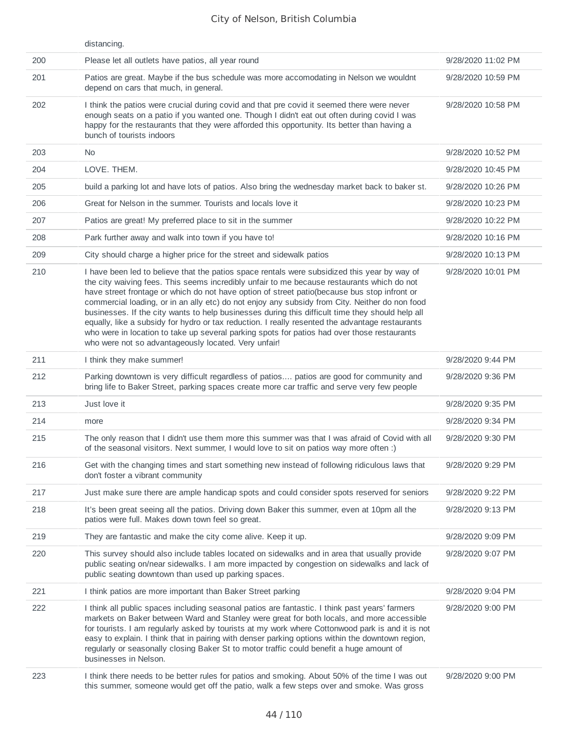| | distancing. | |
|---|---|---|
| 200 | Please let all outlets have patios, all year round | 9/28/2020 11:02 PM |
| 201 | Patios are great. Maybe if the bus schedule was more accomodating in Nelson we wouldnt depend on cars that much, in general. | 9/28/2020 10:59 PM |
| 202 | I think the patios were crucial during covid and that pre covid it seemed there were never enough seats on a patio if you wanted one. Though I didn't eat out often during covid I was happy for the restaurants that they were afforded this opportunity. Its better than having a bunch of tourists indoors | 9/28/2020 10:58 PM |
| 203 | No | 9/28/2020 10:52 PM |
| 204 | LOVE. THEM. | 9/28/2020 10:45 PM |
| 205 | build a parking lot and have lots of patios. Also bring the wednesday market back to baker st. | 9/28/2020 10:26 PM |
| 206 | Great for Nelson in the summer. Tourists and locals love it | 9/28/2020 10:23 PM |
| 207 | Patios are great! My preferred place to sit in the summer | 9/28/2020 10:22 PM |
| 208 | Park further away and walk into town if you have to! | 9/28/2020 10:16 PM |
| 209 | City should charge a higher price for the street and sidewalk patios | 9/28/2020 10:13 PM |
| 210 | I have been led to believe that the patios space rentals were subsidized this year by way of the city waiving fees. This seems incredibly unfair to me because restaurants which do not have street frontage or which do not have option of street patio(because bus stop infront or commercial loading, or in an ally etc) do not enjoy any subsidy from City. Neither do non food businesses. If the city wants to help businesses during this difficult time they should help all equally, like a subsidy for hydro or tax reduction. I really resented the advantage restaurants who were in location to take up several parking spots for patios had over those restaurants who were not so advantageously located. Very unfair! | 9/28/2020 10:01 PM |
| 211 | I think they make summer! | 9/28/2020 9:44 PM |
| 212 | Parking downtown is very difficult regardless of patios.... patios are good for community and bring life to Baker Street, parking spaces create more car traffic and serve very few people | 9/28/2020 9:36 PM |
| 213 | Just love it | 9/28/2020 9:35 PM |
| 214 | more | 9/28/2020 9:34 PM |
| 215 | The only reason that I didn't use them more this summer was that I was afraid of Covid with all of the seasonal visitors. Next summer, I would love to sit on patios way more often :) | 9/28/2020 9:30 PM |
| 216 | Get with the changing times and start something new instead of following ridiculous laws that don't foster a vibrant community | 9/28/2020 9:29 PM |
| 217 | Just make sure there are ample handicap spots and could consider spots reserved for seniors | 9/28/2020 9:22 PM |
| 218 | It's been great seeing all the patios. Driving down Baker this summer, even at 10pm all the patios were full. Makes down town feel so great. | 9/28/2020 9:13 PM |
| 219 | They are fantastic and make the city come alive. Keep it up. | 9/28/2020 9:09 PM |
| 220 | This survey should also include tables located on sidewalks and in area that usually provide public seating on/near sidewalks. I am more impacted by congestion on sidewalks and lack of public seating downtown than used up parking spaces. | 9/28/2020 9:07 PM |
| 221 | I think patios are more important than Baker Street parking | 9/28/2020 9:04 PM |
| 222 | I think all public spaces including seasonal patios are fantastic. I think past years' farmers markets on Baker between Ward and Stanley were great for both locals, and more accessible for tourists. I am regularly asked by tourists at my work where Cottonwood park is and it is not easy to explain. I think that in pairing with denser parking options within the downtown region, regularly or seasonally closing Baker St to motor traffic could benefit a huge amount of businesses in Nelson. | 9/28/2020 9:00 PM |
| 223 | I think there needs to be better rules for patios and smoking. About 50% of the time I was out this summer, someone would get off the patio, walk a few steps over and smoke. Was gross | 9/28/2020 9:00 PM |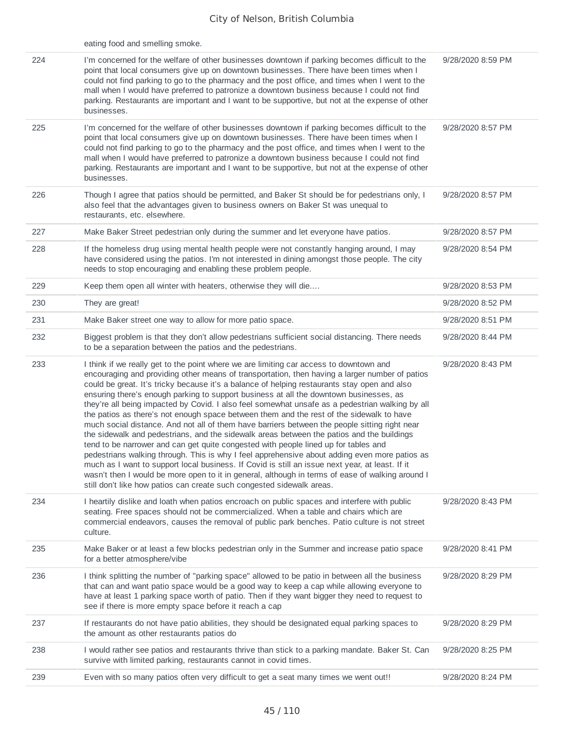| | eating food and smelling smoke. | |
|---|---|---|
| 224 | I'm concerned for the welfare of other businesses downtown if parking becomes difficult to the point that local consumers give up on downtown businesses. There have been times when I could not find parking to go to the pharmacy and the post office, and times when I went to the mall when I would have preferred to patronize a downtown business because I could not find parking. Restaurants are important and I want to be supportive, but not at the expense of other businesses. | 9/28/2020 8:59 PM |
| 225 | I'm concerned for the welfare of other businesses downtown if parking becomes difficult to the point that local consumers give up on downtown businesses. There have been times when I could not find parking to go to the pharmacy and the post office, and times when I went to the mall when I would have preferred to patronize a downtown business because I could not find parking. Restaurants are important and I want to be supportive, but not at the expense of other businesses. | 9/28/2020 8:57 PM |
| 226 | Though I agree that patios should be permitted, and Baker St should be for pedestrians only, I also feel that the advantages given to business owners on Baker St was unequal to restaurants, etc. elsewhere. | 9/28/2020 8:57 PM |
| 227 | Make Baker Street pedestrian only during the summer and let everyone have patios. | 9/28/2020 8:57 PM |
| 228 | If the homeless drug using mental health people were not constantly hanging around, I may have considered using the patios. I'm not interested in dining amongst those people. The city needs to stop encouraging and enabling these problem people. | 9/28/2020 8:54 PM |
| 229 | Keep them open all winter with heaters, otherwise they will die.... | 9/28/2020 8:53 PM |
| 230 | They are great! | 9/28/2020 8:52 PM |
| 231 | Make Baker street one way to allow for more patio space. | 9/28/2020 8:51 PM |
| 232 | Biggest problem is that they don't allow pedestrians sufficient social distancing. There needs to be a separation between the patios and the pedestrians. | 9/28/2020 8:44 PM |
| 233 | I think if we really get to the point where we are limiting car access to downtown and encouraging and providing other means of transportation, then having a larger number of patios could be great. It's tricky because it's a balance of helping restaurants stay open and also ensuring there's enough parking to support business at all the downtown businesses, as they're all being impacted by Covid. I also feel somewhat unsafe as a pedestrian walking by all the patios as there's not enough space between them and the rest of the sidewalk to have much social distance. And not all of them have barriers between the people sitting right near the sidewalk and pedestrians, and the sidewalk areas between the patios and the buildings tend to be narrower and can get quite congested with people lined up for tables and pedestrians walking through. This is why I feel apprehensive about adding even more patios as much as I want to support local business. If Covid is still an issue next year, at least. If it wasn't then I would be more open to it in general, although in terms of ease of walking around I still don't like how patios can create such congested sidewalk areas. | 9/28/2020 8:43 PM |
| 234 | I heartily dislike and loath when patios encroach on public spaces and interfere with public seating. Free spaces should not be commercialized. When a table and chairs which are commercial endeavors, causes the removal of public park benches. Patio culture is not street culture. | 9/28/2020 8:43 PM |
| 235 | Make Baker or at least a few blocks pedestrian only in the Summer and increase patio space for a better atmosphere/vibe | 9/28/2020 8:41 PM |
| 236 | I think splitting the number of "parking space" allowed to be patio in between all the business that can and want patio space would be a good way to keep a cap while allowing everyone to have at least 1 parking space worth of patio. Then if they want bigger they need to request to see if there is more empty space before it reach a cap | 9/28/2020 8:29 PM |
| 237 | If restaurants do not have patio abilities, they should be designated equal parking spaces to the amount as other restaurants patios do | 9/28/2020 8:29 PM |
| 238 | I would rather see patios and restaurants thrive than stick to a parking mandate. Baker St. Can survive with limited parking, restaurants cannot in covid times. | 9/28/2020 8:25 PM |
| 239 | Even with so many patios often very difficult to get a seat many times we went out!! | 9/28/2020 8:24 PM |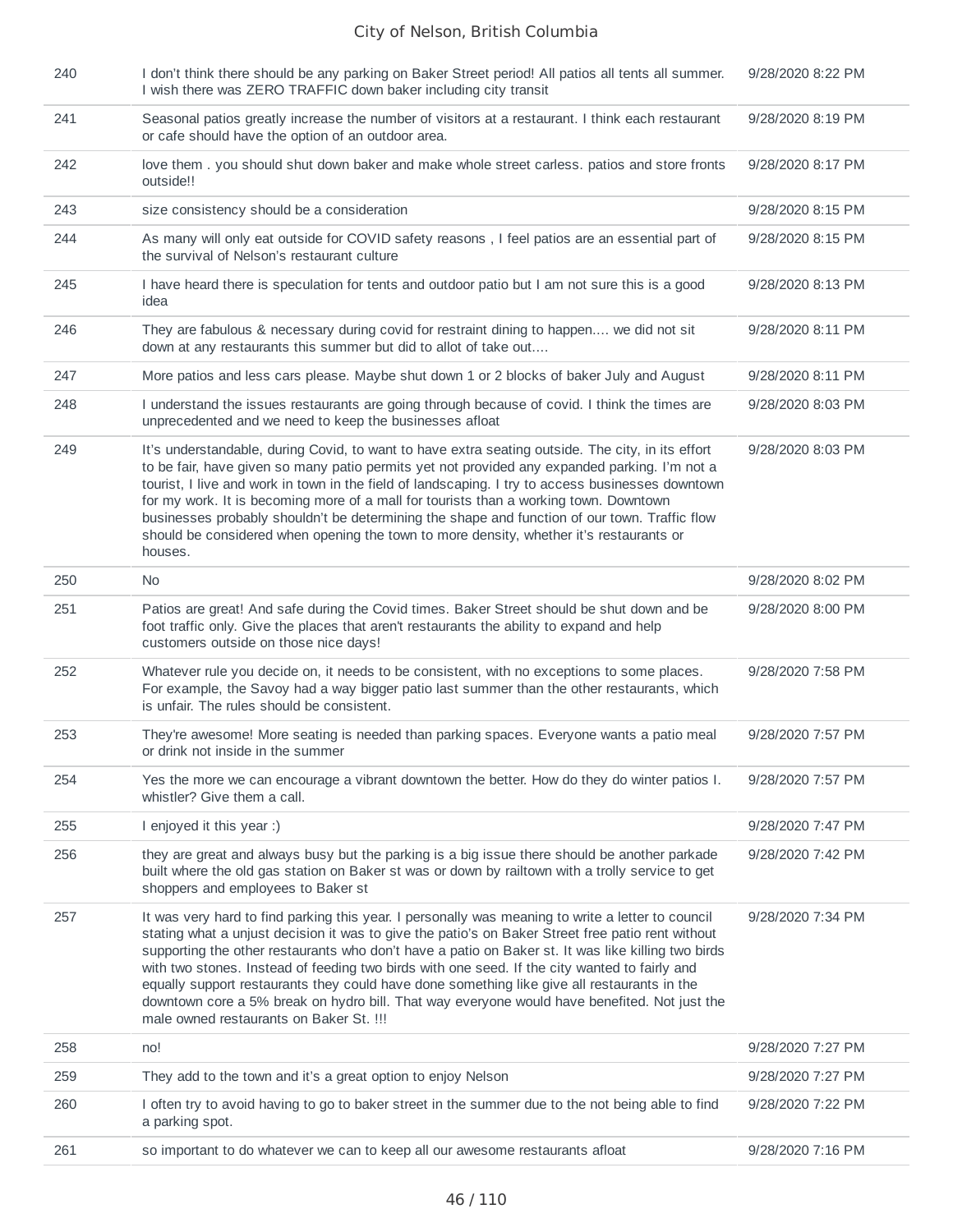| | | |
|---|---|---|
| 240 | I don't think there should be any parking on Baker Street period! All patios all tents all summer. I wish there was ZERO TRAFFIC down baker including city transit | 9/28/2020 8:22 PM |
| 241 | Seasonal patios greatly increase the number of visitors at a restaurant. I think each restaurant or cafe should have the option of an outdoor area. | 9/28/2020 8:19 PM |
| 242 | love them . you should shut down baker and make whole street carless. patios and store fronts outside!! | 9/28/2020 8:17 PM |
| 243 | size consistency should be a consideration | 9/28/2020 8:15 PM |
| 244 | As many will only eat outside for COVID safety reasons , I feel patios are an essential part of the survival of Nelson's restaurant culture | 9/28/2020 8:15 PM |
| 245 | I have heard there is speculation for tents and outdoor patio but I am not sure this is a good idea | 9/28/2020 8:13 PM |
| 246 | They are fabulous & necessary during covid for restraint dining to happen.... we did not sit down at any restaurants this summer but did to allot of take out.... | 9/28/2020 8:11 PM |
| 247 | More patios and less cars please. Maybe shut down 1 or 2 blocks of baker July and August | 9/28/2020 8:11 PM |
| 248 | I understand the issues restaurants are going through because of covid. I think the times are unprecedented and we need to keep the businesses afloat | 9/28/2020 8:03 PM |
| 249 | It's understandable, during Covid, to want to have extra seating outside. The city, in its effort to be fair, have given so many patio permits yet not provided any expanded parking. I'm not a tourist, I live and work in town in the field of landscaping. I try to access businesses downtown for my work. It is becoming more of a mall for tourists than a working town. Downtown businesses probably shouldn't be determining the shape and function of our town. Traffic flow should be considered when opening the town to more density, whether it's restaurants or houses. | 9/28/2020 8:03 PM |
| 250 | No | 9/28/2020 8:02 PM |
| 251 | Patios are great! And safe during the Covid times. Baker Street should be shut down and be foot traffic only. Give the places that aren't restaurants the ability to expand and help customers outside on those nice days! | 9/28/2020 8:00 PM |
| 252 | Whatever rule you decide on, it needs to be consistent, with no exceptions to some places. For example, the Savoy had a way bigger patio last summer than the other restaurants, which is unfair. The rules should be consistent. | 9/28/2020 7:58 PM |
| 253 | They're awesome! More seating is needed than parking spaces. Everyone wants a patio meal or drink not inside in the summer | 9/28/2020 7:57 PM |
| 254 | Yes the more we can encourage a vibrant downtown the better. How do they do winter patios I. whistler? Give them a call. | 9/28/2020 7:57 PM |
| 255 | I enjoyed it this year :) | 9/28/2020 7:47 PM |
| 256 | they are great and always busy but the parking is a big issue there should be another parkade built where the old gas station on Baker st was or down by railtown with a trolly service to get shoppers and employees to Baker st | 9/28/2020 7:42 PM |
| 257 | It was very hard to find parking this year. I personally was meaning to write a letter to council stating what a unjust decision it was to give the patio's on Baker Street free patio rent without supporting the other restaurants who don't have a patio on Baker st. It was like killing two birds with two stones. Instead of feeding two birds with one seed. If the city wanted to fairly and equally support restaurants they could have done something like give all restaurants in the downtown core a 5% break on hydro bill. That way everyone would have benefited. Not just the male owned restaurants on Baker St. !!! | 9/28/2020 7:34 PM |
| 258 | no! | 9/28/2020 7:27 PM |
| 259 | They add to the town and it's a great option to enjoy Nelson | 9/28/2020 7:27 PM |
| 260 | I often try to avoid having to go to baker street in the summer due to the not being able to find a parking spot. | 9/28/2020 7:22 PM |
| 261 | so important to do whatever we can to keep all our awesome restaurants afloat | 9/28/2020 7:16 PM |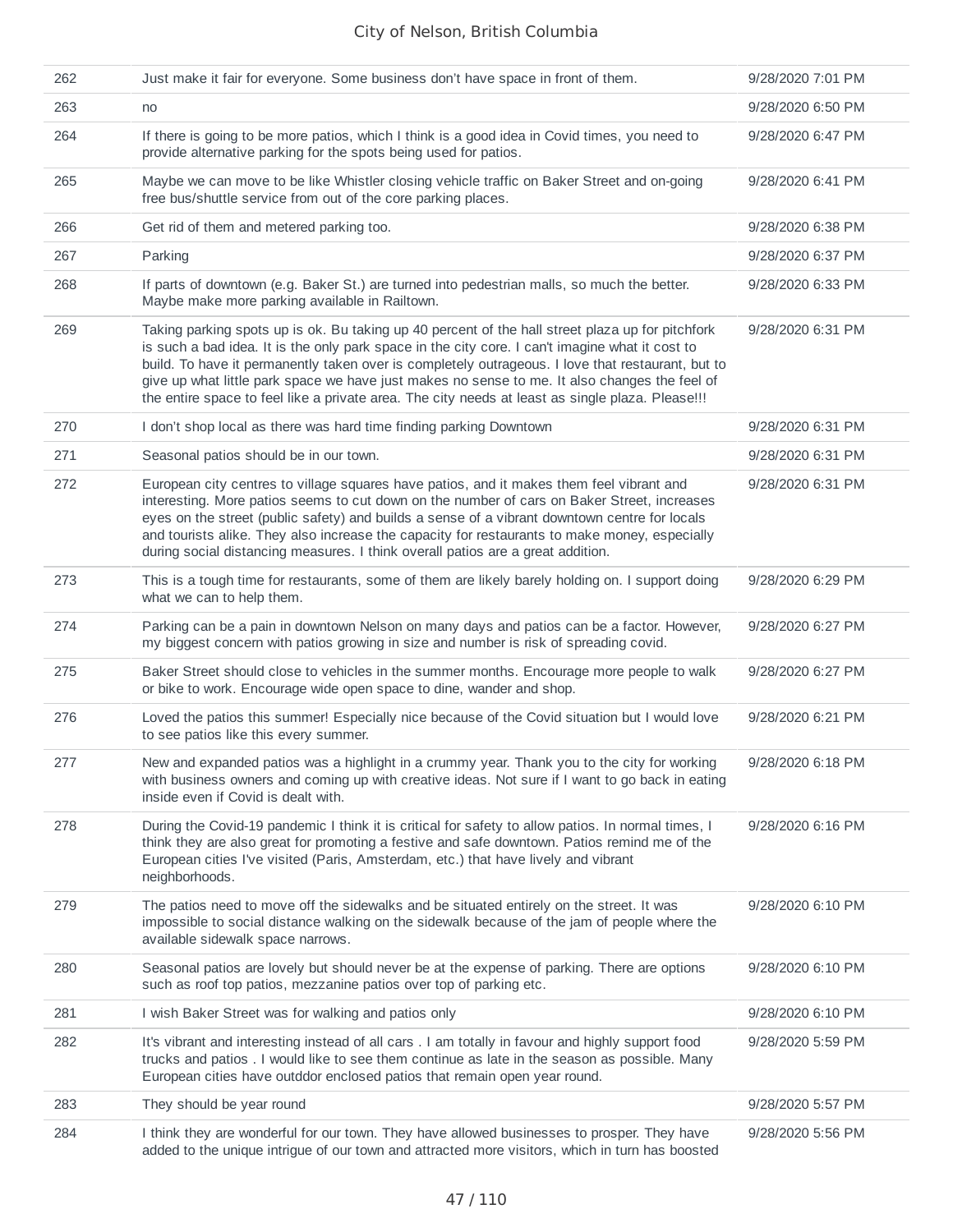| | | |
|---|---|---|
| 262 | Just make it fair for everyone. Some business don't have space in front of them. | 9/28/2020 7:01 PM |
| 263 | no | 9/28/2020 6:50 PM |
| 264 | If there is going to be more patios, which I think is a good idea in Covid times, you need to provide alternative parking for the spots being used for patios. | 9/28/2020 6:47 PM |
| 265 | Maybe we can move to be like Whistler closing vehicle traffic on Baker Street and on-going free bus/shuttle service from out of the core parking places. | 9/28/2020 6:41 PM |
| 266 | Get rid of them and metered parking too. | 9/28/2020 6:38 PM |
| 267 | Parking | 9/28/2020 6:37 PM |
| 268 | If parts of downtown (e.g. Baker St.) are turned into pedestrian malls, so much the better. Maybe make more parking available in Railtown. | 9/28/2020 6:33 PM |
| 269 | Taking parking spots up is ok. Bu taking up 40 percent of the hall street plaza up for pitchfork is such a bad idea. It is the only park space in the city core. I can't imagine what it cost to build. To have it permanently taken over is completely outrageous. I love that restaurant, but to give up what little park space we have just makes no sense to me. It also changes the feel of the entire space to feel like a private area. The city needs at least as single plaza. Please!!! | 9/28/2020 6:31 PM |
| 270 | I don't shop local as there was hard time finding parking Downtown | 9/28/2020 6:31 PM |
| 271 | Seasonal patios should be in our town. | 9/28/2020 6:31 PM |
| 272 | European city centres to village squares have patios, and it makes them feel vibrant and interesting. More patios seems to cut down on the number of cars on Baker Street, increases eyes on the street (public safety) and builds a sense of a vibrant downtown centre for locals and tourists alike. They also increase the capacity for restaurants to make money, especially during social distancing measures. I think overall patios are a great addition. | 9/28/2020 6:31 PM |
| 273 | This is a tough time for restaurants, some of them are likely barely holding on. I support doing what we can to help them. | 9/28/2020 6:29 PM |
| 274 | Parking can be a pain in downtown Nelson on many days and patios can be a factor. However, my biggest concern with patios growing in size and number is risk of spreading covid. | 9/28/2020 6:27 PM |
| 275 | Baker Street should close to vehicles in the summer months. Encourage more people to walk or bike to work. Encourage wide open space to dine, wander and shop. | 9/28/2020 6:27 PM |
| 276 | Loved the patios this summer! Especially nice because of the Covid situation but I would love to see patios like this every summer. | 9/28/2020 6:21 PM |
| 277 | New and expanded patios was a highlight in a crummy year. Thank you to the city for working with business owners and coming up with creative ideas. Not sure if I want to go back in eating inside even if Covid is dealt with. | 9/28/2020 6:18 PM |
| 278 | During the Covid-19 pandemic I think it is critical for safety to allow patios. In normal times, I think they are also great for promoting a festive and safe downtown. Patios remind me of the European cities I've visited (Paris, Amsterdam, etc.) that have lively and vibrant neighborhoods. | 9/28/2020 6:16 PM |
| 279 | The patios need to move off the sidewalks and be situated entirely on the street. It was impossible to social distance walking on the sidewalk because of the jam of people where the available sidewalk space narrows. | 9/28/2020 6:10 PM |
| 280 | Seasonal patios are lovely but should never be at the expense of parking. There are options such as roof top patios, mezzanine patios over top of parking etc. | 9/28/2020 6:10 PM |
| 281 | I wish Baker Street was for walking and patios only | 9/28/2020 6:10 PM |
| 282 | It's vibrant and interesting instead of all cars . I am totally in favour and highly support food trucks and patios . I would like to see them continue as late in the season as possible. Many European cities have outddor enclosed patios that remain open year round. | 9/28/2020 5:59 PM |
| 283 | They should be year round | 9/28/2020 5:57 PM |
| 284 | I think they are wonderful for our town. They have allowed businesses to prosper. They have added to the unique intrigue of our town and attracted more visitors, which in turn has boosted | 9/28/2020 5:56 PM |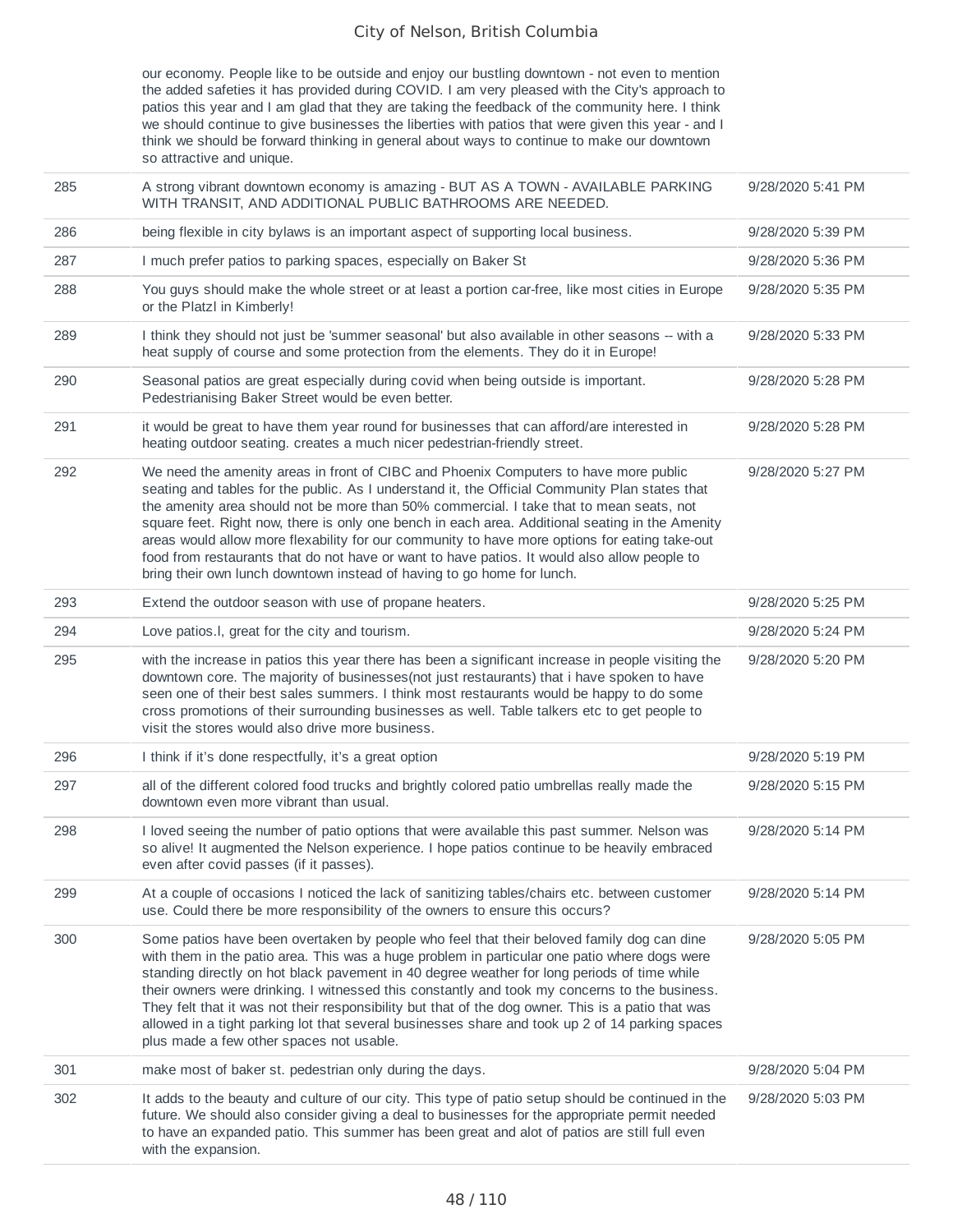| | | |
|---|---|---|
| | our economy. People like to be outside and enjoy our bustling downtown - not even to mention the added safeties it has provided during COVID. I am very pleased with the City's approach to patios this year and I am glad that they are taking the feedback of the community here. I think we should continue to give businesses the liberties with patios that were given this year - and I think we should be forward thinking in general about ways to continue to make our downtown so attractive and unique. | |
| 285 | A strong vibrant downtown economy is amazing - BUT AS A TOWN - AVAILABLE PARKING WITH TRANSIT, AND ADDITIONAL PUBLIC BATHROOMS ARE NEEDED. | 9/28/2020 5:41 PM |
| 286 | being flexible in city bylaws is an important aspect of supporting local business. | 9/28/2020 5:39 PM |
| 287 | I much prefer patios to parking spaces, especially on Baker St | 9/28/2020 5:36 PM |
| 288 | You guys should make the whole street or at least a portion car-free, like most cities in Europe or the Platzl in Kimberly! | 9/28/2020 5:35 PM |
| 289 | I think they should not just be 'summer seasonal' but also available in other seasons -- with a heat supply of course and some protection from the elements. They do it in Europe! | 9/28/2020 5:33 PM |
| 290 | Seasonal patios are great especially during covid when being outside is important. Pedestrianising Baker Street would be even better. | 9/28/2020 5:28 PM |
| 291 | it would be great to have them year round for businesses that can afford/are interested in heating outdoor seating. creates a much nicer pedestrian-friendly street. | 9/28/2020 5:28 PM |
| 292 | We need the amenity areas in front of CIBC and Phoenix Computers to have more public seating and tables for the public. As I understand it, the Official Community Plan states that the amenity area should not be more than 50% commercial. I take that to mean seats, not square feet. Right now, there is only one bench in each area. Additional seating in the Amenity areas would allow more flexability for our community to have more options for eating take-out food from restaurants that do not have or want to have patios. It would also allow people to bring their own lunch downtown instead of having to go home for lunch. | 9/28/2020 5:27 PM |
| 293 | Extend the outdoor season with use of propane heaters. | 9/28/2020 5:25 PM |
| 294 | Love patios.l, great for the city and tourism. | 9/28/2020 5:24 PM |
| 295 | with the increase in patios this year there has been a significant increase in people visiting the downtown core. The majority of businesses(not just restaurants) that i have spoken to have seen one of their best sales summers. I think most restaurants would be happy to do some cross promotions of their surrounding businesses as well. Table talkers etc to get people to visit the stores would also drive more business. | 9/28/2020 5:20 PM |
| 296 | I think if it's done respectfully, it's a great option | 9/28/2020 5:19 PM |
| 297 | all of the different colored food trucks and brightly colored patio umbrellas really made the downtown even more vibrant than usual. | 9/28/2020 5:15 PM |
| 298 | I loved seeing the number of patio options that were available this past summer. Nelson was so alive! It augmented the Nelson experience. I hope patios continue to be heavily embraced even after covid passes (if it passes). | 9/28/2020 5:14 PM |
| 299 | At a couple of occasions I noticed the lack of sanitizing tables/chairs etc. between customer use. Could there be more responsibility of the owners to ensure this occurs? | 9/28/2020 5:14 PM |
| 300 | Some patios have been overtaken by people who feel that their beloved family dog can dine with them in the patio area. This was a huge problem in particular one patio where dogs were standing directly on hot black pavement in 40 degree weather for long periods of time while their owners were drinking. I witnessed this constantly and took my concerns to the business. They felt that it was not their responsibility but that of the dog owner. This is a patio that was allowed in a tight parking lot that several businesses share and took up 2 of 14 parking spaces plus made a few other spaces not usable. | 9/28/2020 5:05 PM |
| 301 | make most of baker st. pedestrian only during the days. | 9/28/2020 5:04 PM |
| 302 | It adds to the beauty and culture of our city. This type of patio setup should be continued in the future. We should also consider giving a deal to businesses for the appropriate permit needed to have an expanded patio. This summer has been great and alot of patios are still full even with the expansion. | 9/28/2020 5:03 PM |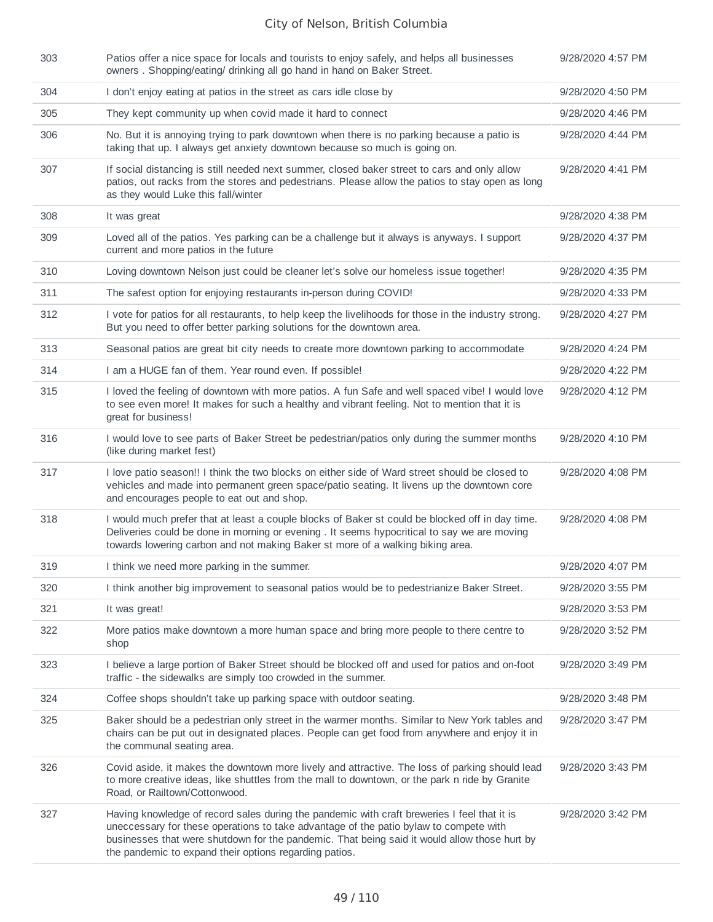| | | |
|---|---|---|
| 303 | Patios offer a nice space for locals and tourists to enjoy safely, and helps all businesses owners . Shopping/eating/ drinking all go hand in hand on Baker Street. | 9/28/2020 4:57 PM |
| 304 | I don't enjoy eating at patios in the street as cars idle close by | 9/28/2020 4:50 PM |
| 305 | They kept community up when covid made it hard to connect | 9/28/2020 4:46 PM |
| 306 | No. But it is annoying trying to park downtown when there is no parking because a patio is taking that up. I always get anxiety downtown because so much is going on. | 9/28/2020 4:44 PM |
| 307 | If social distancing is still needed next summer, closed baker street to cars and only allow patios, out racks from the stores and pedestrians. Please allow the patios to stay open as long as they would Luke this fall/winter | 9/28/2020 4:41 PM |
| 308 | It was great | 9/28/2020 4:38 PM |
| 309 | Loved all of the patios. Yes parking can be a challenge but it always is anyways. I support current and more patios in the future | 9/28/2020 4:37 PM |
| 310 | Loving downtown Nelson just could be cleaner let's solve our homeless issue together! | 9/28/2020 4:35 PM |
| 311 | The safest option for enjoying restaurants in-person during COVID! | 9/28/2020 4:33 PM |
| 312 | I vote for patios for all restaurants, to help keep the livelihoods for those in the industry strong. But you need to offer better parking solutions for the downtown area. | 9/28/2020 4:27 PM |
| 313 | Seasonal patios are great bit city needs to create more downtown parking to accommodate | 9/28/2020 4:24 PM |
| 314 | I am a HUGE fan of them. Year round even. If possible! | 9/28/2020 4:22 PM |
| 315 | I loved the feeling of downtown with more patios. A fun Safe and well spaced vibe! I would love to see even more! It makes for such a healthy and vibrant feeling. Not to mention that it is great for business! | 9/28/2020 4:12 PM |
| 316 | I would love to see parts of Baker Street be pedestrian/patios only during the summer months (like during market fest) | 9/28/2020 4:10 PM |
| 317 | I love patio season!! I think the two blocks on either side of Ward street should be closed to vehicles and made into permanent green space/patio seating. It livens up the downtown core and encourages people to eat out and shop. | 9/28/2020 4:08 PM |
| 318 | I would much prefer that at least a couple blocks of Baker st could be blocked off in day time. Deliveries could be done in morning or evening . It seems hypocritical to say we are moving towards lowering carbon and not making Baker st more of a walking biking area. | 9/28/2020 4:08 PM |
| 319 | I think we need more parking in the summer. | 9/28/2020 4:07 PM |
| 320 | I think another big improvement to seasonal patios would be to pedestrianize Baker Street. | 9/28/2020 3:55 PM |
| 321 | It was great! | 9/28/2020 3:53 PM |
| 322 | More patios make downtown a more human space and bring more people to there centre to shop | 9/28/2020 3:52 PM |
| 323 | I believe a large portion of Baker Street should be blocked off and used for patios and on-foot traffic - the sidewalks are simply too crowded in the summer. | 9/28/2020 3:49 PM |
| 324 | Coffee shops shouldn't take up parking space with outdoor seating. | 9/28/2020 3:48 PM |
| 325 | Baker should be a pedestrian only street in the warmer months. Similar to New York tables and chairs can be put out in designated places. People can get food from anywhere and enjoy it in the communal seating area. | 9/28/2020 3:47 PM |
| 326 | Covid aside, it makes the downtown more lively and attractive. The loss of parking should lead to more creative ideas, like shuttles from the mall to downtown, or the park n ride by Granite Road, or Railtown/Cottonwood. | 9/28/2020 3:43 PM |
| 327 | Having knowledge of record sales during the pandemic with craft breweries I feel that it is uneccessary for these operations to take advantage of the patio bylaw to compete with businesses that were shutdown for the pandemic. That being said it would allow those hurt by the pandemic to expand their options regarding patios. | 9/28/2020 3:42 PM |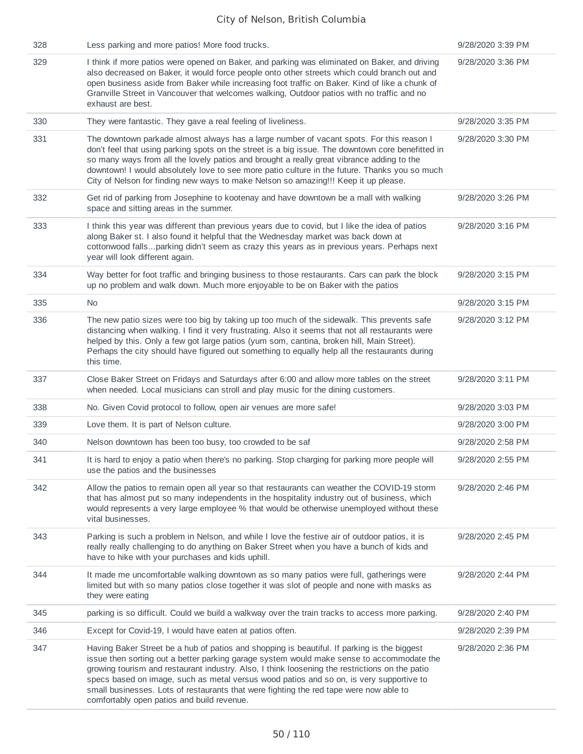| | | |
|---|---|---|
| 328 | Less parking and more patios! More food trucks. | 9/28/2020 3:39 PM |
| 329 | I think if more patios were opened on Baker, and parking was eliminated on Baker, and driving also decreased on Baker, it would force people onto other streets which could branch out and open business aside from Baker while increasing foot traffic on Baker. Kind of like a chunk of Granville Street in Vancouver that welcomes walking, Outdoor patios with no traffic and no exhaust are best. | 9/28/2020 3:36 PM |
| 330 | They were fantastic. They gave a real feeling of liveliness. | 9/28/2020 3:35 PM |
| 331 | The downtown parkade almost always has a large number of vacant spots. For this reason I don't feel that using parking spots on the street is a big issue. The downtown core benefitted in so many ways from all the lovely patios and brought a really great vibrance adding to the downtown! I would absolutely love to see more patio culture in the future. Thanks you so much City of Nelson for finding new ways to make Nelson so amazing!!! Keep it up please. | 9/28/2020 3:30 PM |
| 332 | Get rid of parking from Josephine to kootenay and have downtown be a mall with walking space and sitting areas in the summer. | 9/28/2020 3:26 PM |
| 333 | I think this year was different than previous years due to covid, but I like the idea of patios along Baker st. I also found it helpful that the Wednesday market was back down at cottonwood falls...parking didn't seem as crazy this years as in previous years. Perhaps next year will look different again. | 9/28/2020 3:16 PM |
| 334 | Way better for foot traffic and bringing business to those restaurants. Cars can park the block up no problem and walk down. Much more enjoyable to be on Baker with the patios | 9/28/2020 3:15 PM |
| 335 | No | 9/28/2020 3:15 PM |
| 336 | The new patio sizes were too big by taking up too much of the sidewalk. This prevents safe distancing when walking. I find it very frustrating. Also it seems that not all restaurants were helped by this. Only a few got large patios (yum som, cantina, broken hill, Main Street). Perhaps the city should have figured out something to equally help all the restaurants during this time. | 9/28/2020 3:12 PM |
| 337 | Close Baker Street on Fridays and Saturdays after 6:00 and allow more tables on the street when needed. Local musicians can stroll and play music for the dining customers. | 9/28/2020 3:11 PM |
| 338 | No. Given Covid protocol to follow, open air venues are more safe! | 9/28/2020 3:03 PM |
| 339 | Love them. It is part of Nelson culture. | 9/28/2020 3:00 PM |
| 340 | Nelson downtown has been too busy, too crowded to be saf | 9/28/2020 2:58 PM |
| 341 | It is hard to enjoy a patio when there's no parking. Stop charging for parking more people will use the patios and the businesses | 9/28/2020 2:55 PM |
| 342 | Allow the patios to remain open all year so that restaurants can weather the COVID-19 storm that has almost put so many independents in the hospitality industry out of business, which would represents a very large employee % that would be otherwise unemployed without these vital businesses. | 9/28/2020 2:46 PM |
| 343 | Parking is such a problem in Nelson, and while I love the festive air of outdoor patios, it is really really challenging to do anything on Baker Street when you have a bunch of kids and have to hike with your purchases and kids uphill. | 9/28/2020 2:45 PM |
| 344 | It made me uncomfortable walking downtown as so many patios were full, gatherings were limited but with so many patios close together it was slot of people and none with masks as they were eating | 9/28/2020 2:44 PM |
| 345 | parking is so difficult. Could we build a walkway over the train tracks to access more parking. | 9/28/2020 2:40 PM |
| 346 | Except for Covid-19, I would have eaten at patios often. | 9/28/2020 2:39 PM |
| 347 | Having Baker Street be a hub of patios and shopping is beautiful. If parking is the biggest issue then sorting out a better parking garage system would make sense to accommodate the growing tourism and restaurant industry. Also, I think loosening the restrictions on the patio specs based on image, such as metal versus wood patios and so on, is very supportive to small businesses. Lots of restaurants that were fighting the red tape were now able to comfortably open patios and build revenue. | 9/28/2020 2:36 PM |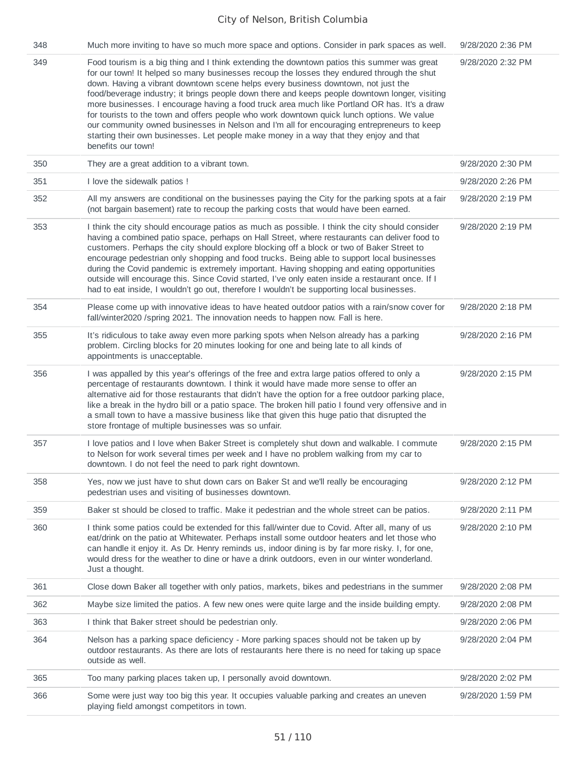| | | |
|---|---|---|
| 348 | Much more inviting to have so much more space and options. Consider in park spaces as well. | 9/28/2020 2:36 PM |
| 349 | Food tourism is a big thing and I think extending the downtown patios this summer was great for our town! It helped so many businesses recoup the losses they endured through the shut down. Having a vibrant downtown scene helps every business downtown, not just the food/beverage industry; it brings people down there and keeps people downtown longer, visiting more businesses. I encourage having a food truck area much like Portland OR has. It's a draw for tourists to the town and offers people who work downtown quick lunch options. We value our community owned businesses in Nelson and I'm all for encouraging entrepreneurs to keep starting their own businesses. Let people make money in a way that they enjoy and that benefits our town! | 9/28/2020 2:32 PM |
| 350 | They are a great addition to a vibrant town. | 9/28/2020 2:30 PM |
| 351 | I love the sidewalk patios ! | 9/28/2020 2:26 PM |
| 352 | All my answers are conditional on the businesses paying the City for the parking spots at a fair (not bargain basement) rate to recoup the parking costs that would have been earned. | 9/28/2020 2:19 PM |
| 353 | I think the city should encourage patios as much as possible. I think the city should consider having a combined patio space, perhaps on Hall Street, where restaurants can deliver food to customers. Perhaps the city should explore blocking off a block or two of Baker Street to encourage pedestrian only shopping and food trucks. Being able to support local businesses during the Covid pandemic is extremely important. Having shopping and eating opportunities outside will encourage this. Since Covid started, I've only eaten inside a restaurant once. If I had to eat inside, I wouldn't go out, therefore I wouldn't be supporting local businesses. | 9/28/2020 2:19 PM |
| 354 | Please come up with innovative ideas to have heated outdoor patios with a rain/snow cover for fall/winter2020 /spring 2021. The innovation needs to happen now. Fall is here. | 9/28/2020 2:18 PM |
| 355 | It's ridiculous to take away even more parking spots when Nelson already has a parking problem. Circling blocks for 20 minutes looking for one and being late to all kinds of appointments is unacceptable. | 9/28/2020 2:16 PM |
| 356 | I was appalled by this year's offerings of the free and extra large patios offered to only a percentage of restaurants downtown. I think it would have made more sense to offer an alternative aid for those restaurants that didn't have the option for a free outdoor parking place, like a break in the hydro bill or a patio space. The broken hill patio I found very offensive and in a small town to have a massive business like that given this huge patio that disrupted the store frontage of multiple businesses was so unfair. | 9/28/2020 2:15 PM |
| 357 | I love patios and I love when Baker Street is completely shut down and walkable. I commute to Nelson for work several times per week and I have no problem walking from my car to downtown. I do not feel the need to park right downtown. | 9/28/2020 2:15 PM |
| 358 | Yes, now we just have to shut down cars on Baker St and we'll really be encouraging pedestrian uses and visiting of businesses downtown. | 9/28/2020 2:12 PM |
| 359 | Baker st should be closed to traffic. Make it pedestrian and the whole street can be patios. | 9/28/2020 2:11 PM |
| 360 | I think some patios could be extended for this fall/winter due to Covid. After all, many of us eat/drink on the patio at Whitewater. Perhaps install some outdoor heaters and let those who can handle it enjoy it. As Dr. Henry reminds us, indoor dining is by far more risky. I, for one, would dress for the weather to dine or have a drink outdoors, even in our winter wonderland. Just a thought. | 9/28/2020 2:10 PM |
| 361 | Close down Baker all together with only patios, markets, bikes and pedestrians in the summer | 9/28/2020 2:08 PM |
| 362 | Maybe size limited the patios. A few new ones were quite large and the inside building empty. | 9/28/2020 2:08 PM |
| 363 | I think that Baker street should be pedestrian only. | 9/28/2020 2:06 PM |
| 364 | Nelson has a parking space deficiency - More parking spaces should not be taken up by outdoor restaurants. As there are lots of restaurants here there is no need for taking up space outside as well. | 9/28/2020 2:04 PM |
| 365 | Too many parking places taken up, I personally avoid downtown. | 9/28/2020 2:02 PM |
| 366 | Some were just way too big this year. It occupies valuable parking and creates an uneven playing field amongst competitors in town. | 9/28/2020 1:59 PM |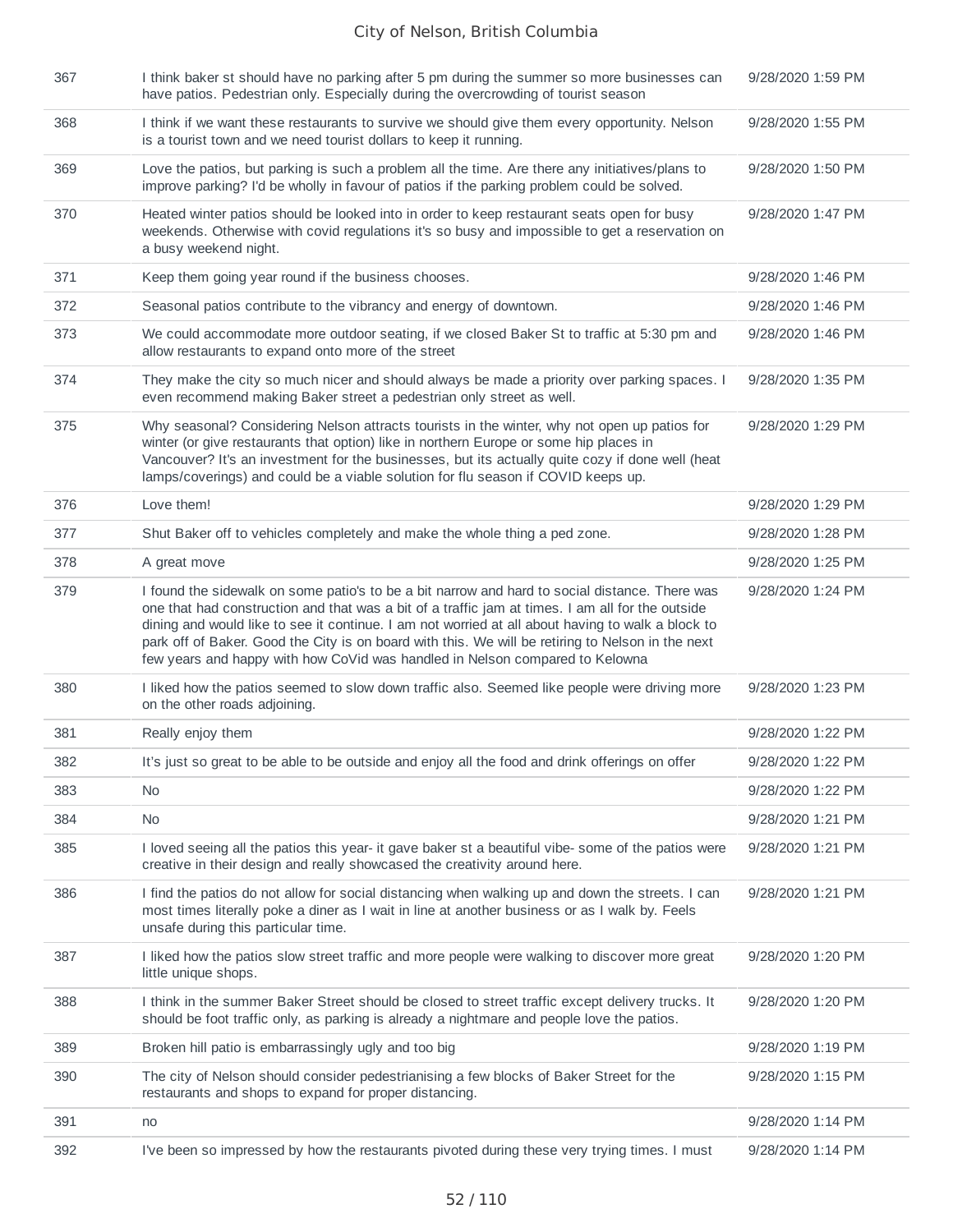| | | |
|---|---|---|
| 367 | I think baker st should have no parking after 5 pm during the summer so more businesses can have patios. Pedestrian only. Especially during the overcrowding of tourist season | 9/28/2020 1:59 PM |
| 368 | I think if we want these restaurants to survive we should give them every opportunity. Nelson is a tourist town and we need tourist dollars to keep it running. | 9/28/2020 1:55 PM |
| 369 | Love the patios, but parking is such a problem all the time. Are there any initiatives/plans to improve parking? I'd be wholly in favour of patios if the parking problem could be solved. | 9/28/2020 1:50 PM |
| 370 | Heated winter patios should be looked into in order to keep restaurant seats open for busy weekends. Otherwise with covid regulations it's so busy and impossible to get a reservation on a busy weekend night. | 9/28/2020 1:47 PM |
| 371 | Keep them going year round if the business chooses. | 9/28/2020 1:46 PM |
| 372 | Seasonal patios contribute to the vibrancy and energy of downtown. | 9/28/2020 1:46 PM |
| 373 | We could accommodate more outdoor seating, if we closed Baker St to traffic at 5:30 pm and allow restaurants to expand onto more of the street | 9/28/2020 1:46 PM |
| 374 | They make the city so much nicer and should always be made a priority over parking spaces. I even recommend making Baker street a pedestrian only street as well. | 9/28/2020 1:35 PM |
| 375 | Why seasonal? Considering Nelson attracts tourists in the winter, why not open up patios for winter (or give restaurants that option) like in northern Europe or some hip places in Vancouver? It's an investment for the businesses, but its actually quite cozy if done well (heat lamps/coverings) and could be a viable solution for flu season if COVID keeps up. | 9/28/2020 1:29 PM |
| 376 | Love them! | 9/28/2020 1:29 PM |
| 377 | Shut Baker off to vehicles completely and make the whole thing a ped zone. | 9/28/2020 1:28 PM |
| 378 | A great move | 9/28/2020 1:25 PM |
| 379 | I found the sidewalk on some patio's to be a bit narrow and hard to social distance. There was one that had construction and that was a bit of a traffic jam at times. I am all for the outside dining and would like to see it continue. I am not worried at all about having to walk a block to park off of Baker. Good the City is on board with this. We will be retiring to Nelson in the next few years and happy with how CoVid was handled in Nelson compared to Kelowna | 9/28/2020 1:24 PM |
| 380 | I liked how the patios seemed to slow down traffic also. Seemed like people were driving more on the other roads adjoining. | 9/28/2020 1:23 PM |
| 381 | Really enjoy them | 9/28/2020 1:22 PM |
| 382 | It's just so great to be able to be outside and enjoy all the food and drink offerings on offer | 9/28/2020 1:22 PM |
| 383 | No | 9/28/2020 1:22 PM |
| 384 | No | 9/28/2020 1:21 PM |
| 385 | I loved seeing all the patios this year- it gave baker st a beautiful vibe- some of the patios were creative in their design and really showcased the creativity around here. | 9/28/2020 1:21 PM |
| 386 | I find the patios do not allow for social distancing when walking up and down the streets. I can most times literally poke a diner as I wait in line at another business or as I walk by. Feels unsafe during this particular time. | 9/28/2020 1:21 PM |
| 387 | I liked how the patios slow street traffic and more people were walking to discover more great little unique shops. | 9/28/2020 1:20 PM |
| 388 | I think in the summer Baker Street should be closed to street traffic except delivery trucks. It should be foot traffic only, as parking is already a nightmare and people love the patios. | 9/28/2020 1:20 PM |
| 389 | Broken hill patio is embarrassingly ugly and too big | 9/28/2020 1:19 PM |
| 390 | The city of Nelson should consider pedestrianising a few blocks of Baker Street for the restaurants and shops to expand for proper distancing. | 9/28/2020 1:15 PM |
| 391 | no | 9/28/2020 1:14 PM |
| 392 | I've been so impressed by how the restaurants pivoted during these very trying times. I must | 9/28/2020 1:14 PM |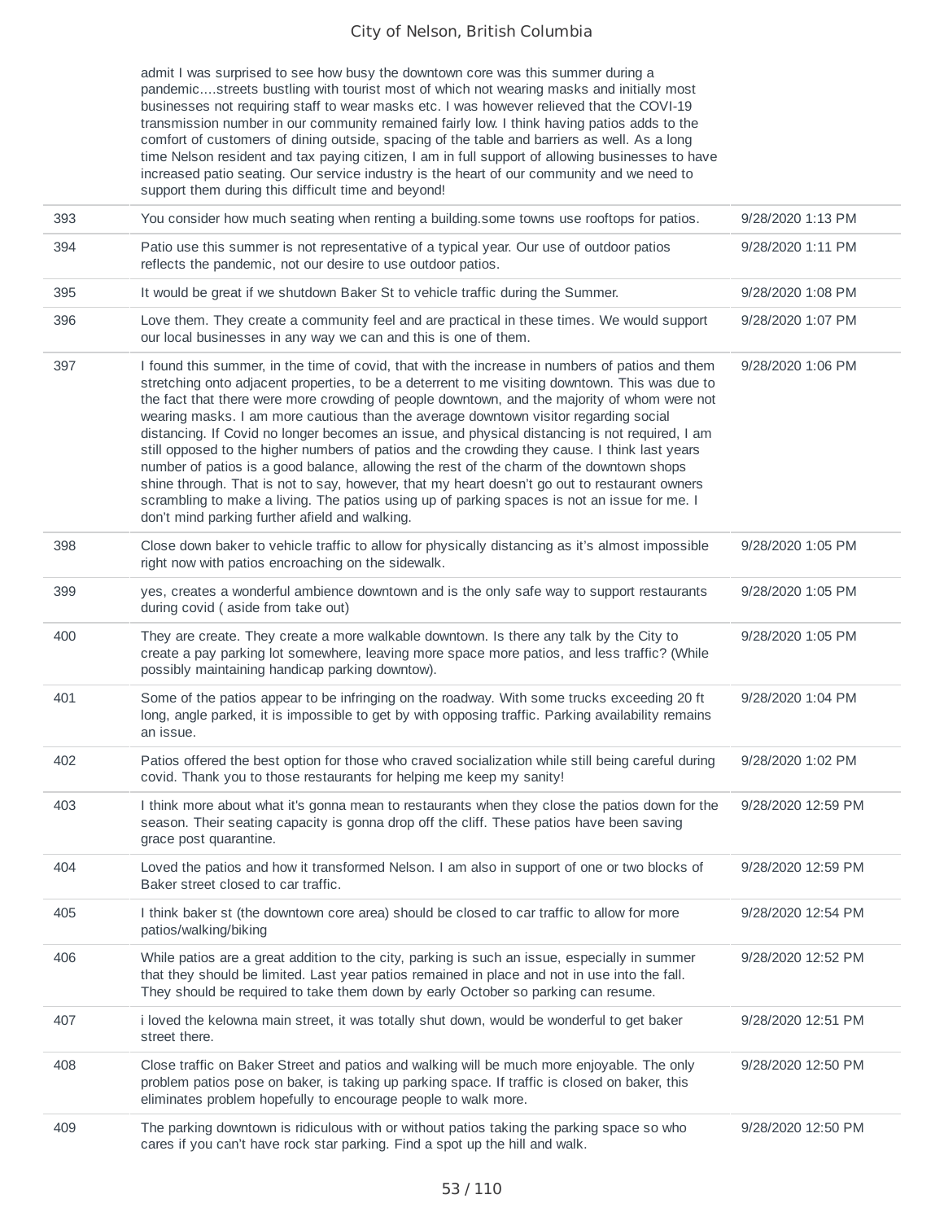| | | |
|---|---|---|
| | admit I was surprised to see how busy the downtown core was this summer during a pandemic....streets bustling with tourist most of which not wearing masks and initially most businesses not requiring staff to wear masks etc. I was however relieved that the COVI-19 transmission number in our community remained fairly low. I think having patios adds to the comfort of customers of dining outside, spacing of the table and barriers as well. As a long time Nelson resident and tax paying citizen, I am in full support of allowing businesses to have increased patio seating. Our service industry is the heart of our community and we need to support them during this difficult time and beyond! | |
| 393 | You consider how much seating when renting a building.some towns use rooftops for patios. | 9/28/2020 1:13 PM |
| 394 | Patio use this summer is not representative of a typical year. Our use of outdoor patios reflects the pandemic, not our desire to use outdoor patios. | 9/28/2020 1:11 PM |
| 395 | It would be great if we shutdown Baker St to vehicle traffic during the Summer. | 9/28/2020 1:08 PM |
| 396 | Love them. They create a community feel and are practical in these times. We would support our local businesses in any way we can and this is one of them. | 9/28/2020 1:07 PM |
| 397 | I found this summer, in the time of covid, that with the increase in numbers of patios and them stretching onto adjacent properties, to be a deterrent to me visiting downtown. This was due to the fact that there were more crowding of people downtown, and the majority of whom were not wearing masks. I am more cautious than the average downtown visitor regarding social distancing. If Covid no longer becomes an issue, and physical distancing is not required, I am still opposed to the higher numbers of patios and the crowding they cause. I think last years number of patios is a good balance, allowing the rest of the charm of the downtown shops shine through. That is not to say, however, that my heart doesn't go out to restaurant owners scrambling to make a living. The patios using up of parking spaces is not an issue for me. I don't mind parking further afield and walking. | 9/28/2020 1:06 PM |
| 398 | Close down baker to vehicle traffic to allow for physically distancing as it's almost impossible right now with patios encroaching on the sidewalk. | 9/28/2020 1:05 PM |
| 399 | yes, creates a wonderful ambience downtown and is the only safe way to support restaurants during covid ( aside from take out) | 9/28/2020 1:05 PM |
| 400 | They are create. They create a more walkable downtown. Is there any talk by the City to create a pay parking lot somewhere, leaving more space more patios, and less traffic? (While possibly maintaining handicap parking downtow). | 9/28/2020 1:05 PM |
| 401 | Some of the patios appear to be infringing on the roadway. With some trucks exceeding 20 ft long, angle parked, it is impossible to get by with opposing traffic. Parking availability remains an issue. | 9/28/2020 1:04 PM |
| 402 | Patios offered the best option for those who craved socialization while still being careful during covid. Thank you to those restaurants for helping me keep my sanity! | 9/28/2020 1:02 PM |
| 403 | I think more about what it's gonna mean to restaurants when they close the patios down for the season. Their seating capacity is gonna drop off the cliff. These patios have been saving grace post quarantine. | 9/28/2020 12:59 PM |
| 404 | Loved the patios and how it transformed Nelson. I am also in support of one or two blocks of Baker street closed to car traffic. | 9/28/2020 12:59 PM |
| 405 | I think baker st (the downtown core area) should be closed to car traffic to allow for more patios/walking/biking | 9/28/2020 12:54 PM |
| 406 | While patios are a great addition to the city, parking is such an issue, especially in summer that they should be limited. Last year patios remained in place and not in use into the fall. They should be required to take them down by early October so parking can resume. | 9/28/2020 12:52 PM |
| 407 | i loved the kelowna main street, it was totally shut down, would be wonderful to get baker street there. | 9/28/2020 12:51 PM |
| 408 | Close traffic on Baker Street and patios and walking will be much more enjoyable. The only problem patios pose on baker, is taking up parking space. If traffic is closed on baker, this eliminates problem hopefully to encourage people to walk more. | 9/28/2020 12:50 PM |
| 409 | The parking downtown is ridiculous with or without patios taking the parking space so who cares if you can't have rock star parking. Find a spot up the hill and walk. | 9/28/2020 12:50 PM |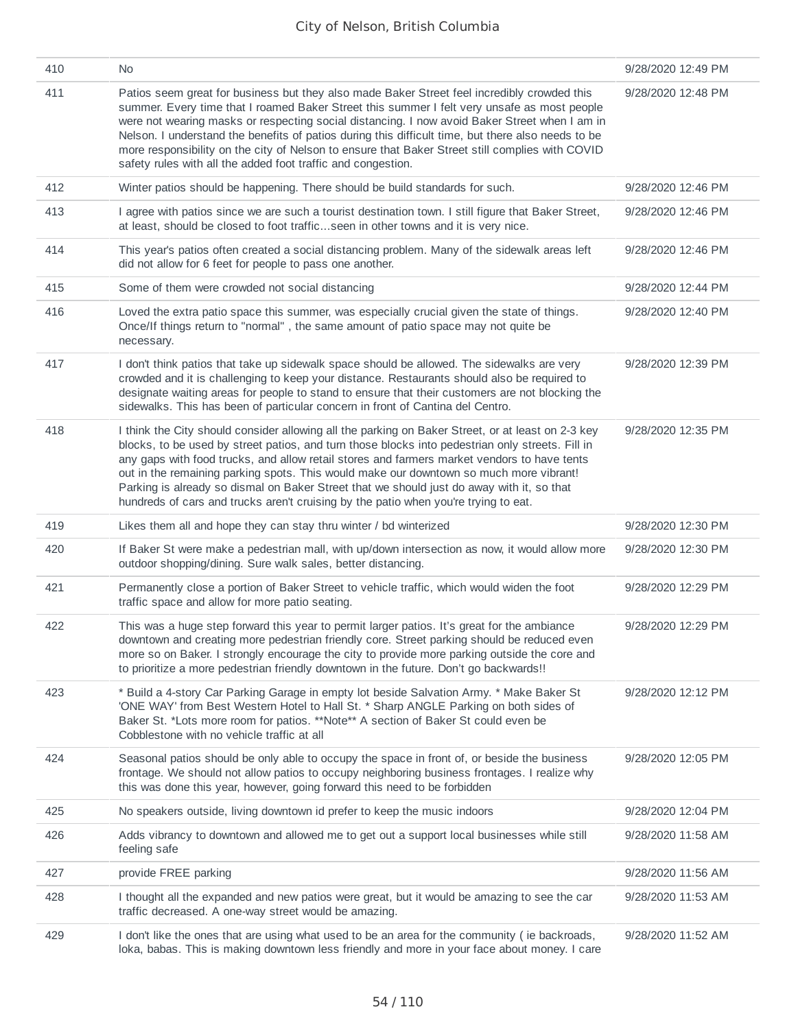| | | |
|---|---|---|
| 410 | No | 9/28/2020 12:49 PM |
| 411 | Patios seem great for business but they also made Baker Street feel incredibly crowded this summer. Every time that I roamed Baker Street this summer I felt very unsafe as most people were not wearing masks or respecting social distancing. I now avoid Baker Street when I am in Nelson. I understand the benefits of patios during this difficult time, but there also needs to be more responsibility on the city of Nelson to ensure that Baker Street still complies with COVID safety rules with all the added foot traffic and congestion. | 9/28/2020 12:48 PM |
| 412 | Winter patios should be happening. There should be build standards for such. | 9/28/2020 12:46 PM |
| 413 | I agree with patios since we are such a tourist destination town. I still figure that Baker Street, at least, should be closed to foot traffic...seen in other towns and it is very nice. | 9/28/2020 12:46 PM |
| 414 | This year's patios often created a social distancing problem. Many of the sidewalk areas left did not allow for 6 feet for people to pass one another. | 9/28/2020 12:46 PM |
| 415 | Some of them were crowded not social distancing | 9/28/2020 12:44 PM |
| 416 | Loved the extra patio space this summer, was especially crucial given the state of things. Once/If things return to "normal" , the same amount of patio space may not quite be necessary. | 9/28/2020 12:40 PM |
| 417 | I don't think patios that take up sidewalk space should be allowed. The sidewalks are very crowded and it is challenging to keep your distance. Restaurants should also be required to designate waiting areas for people to stand to ensure that their customers are not blocking the sidewalks. This has been of particular concern in front of Cantina del Centro. | 9/28/2020 12:39 PM |
| 418 | I think the City should consider allowing all the parking on Baker Street, or at least on 2-3 key blocks, to be used by street patios, and turn those blocks into pedestrian only streets. Fill in any gaps with food trucks, and allow retail stores and farmers market vendors to have tents out in the remaining parking spots. This would make our downtown so much more vibrant! Parking is already so dismal on Baker Street that we should just do away with it, so that hundreds of cars and trucks aren't cruising by the patio when you're trying to eat. | 9/28/2020 12:35 PM |
| 419 | Likes them all and hope they can stay thru winter / bd winterized | 9/28/2020 12:30 PM |
| 420 | If Baker St were make a pedestrian mall, with up/down intersection as now, it would allow more outdoor shopping/dining. Sure walk sales, better distancing. | 9/28/2020 12:30 PM |
| 421 | Permanently close a portion of Baker Street to vehicle traffic, which would widen the foot traffic space and allow for more patio seating. | 9/28/2020 12:29 PM |
| 422 | This was a huge step forward this year to permit larger patios. It's great for the ambiance downtown and creating more pedestrian friendly core. Street parking should be reduced even more so on Baker. I strongly encourage the city to provide more parking outside the core and to prioritize a more pedestrian friendly downtown in the future. Don't go backwards!! | 9/28/2020 12:29 PM |
| 423 | * Build a 4-story Car Parking Garage in empty lot beside Salvation Army. * Make Baker St 'ONE WAY' from Best Western Hotel to Hall St. * Sharp ANGLE Parking on both sides of Baker St. *Lots more room for patios. **Note** A section of Baker St could even be Cobblestone with no vehicle traffic at all | 9/28/2020 12:12 PM |
| 424 | Seasonal patios should be only able to occupy the space in front of, or beside the business frontage. We should not allow patios to occupy neighboring business frontages. I realize why this was done this year, however, going forward this need to be forbidden | 9/28/2020 12:05 PM |
| 425 | No speakers outside, living downtown id prefer to keep the music indoors | 9/28/2020 12:04 PM |
| 426 | Adds vibrancy to downtown and allowed me to get out a support local businesses while still feeling safe | 9/28/2020 11:58 AM |
| 427 | provide FREE parking | 9/28/2020 11:56 AM |
| 428 | I thought all the expanded and new patios were great, but it would be amazing to see the car traffic decreased. A one-way street would be amazing. | 9/28/2020 11:53 AM |
| 429 | I don't like the ones that are using what used to be an area for the community ( ie backroads, loka, babas. This is making downtown less friendly and more in your face about money. I care | 9/28/2020 11:52 AM |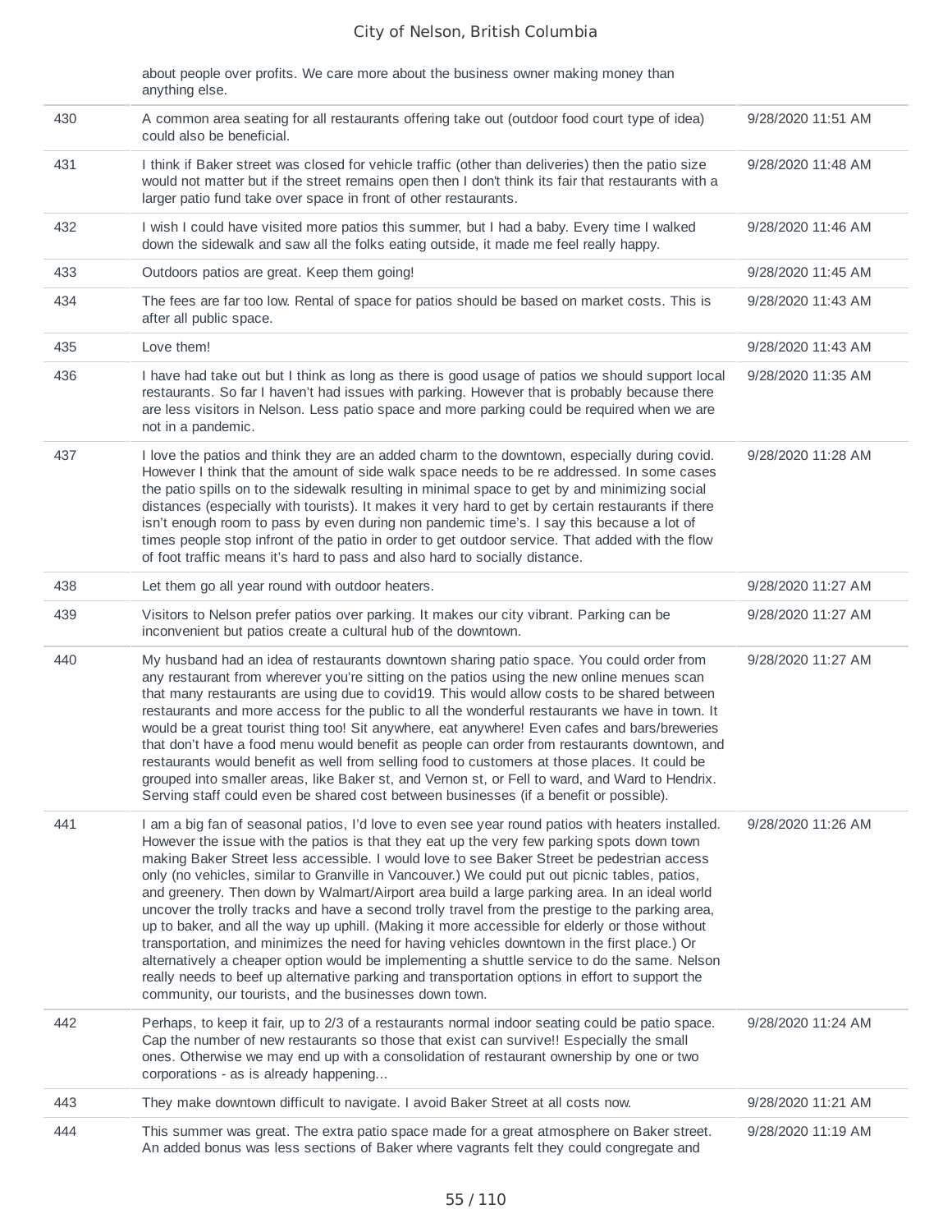| | | |
|---|---|---|
| | about people over profits. We care more about the business owner making money than anything else. | |
| 430 | A common area seating for all restaurants offering take out (outdoor food court type of idea) could also be beneficial. | 9/28/2020 11:51 AM |
| 431 | I think if Baker street was closed for vehicle traffic (other than deliveries) then the patio size would not matter but if the street remains open then I don't think its fair that restaurants with a larger patio fund take over space in front of other restaurants. | 9/28/2020 11:48 AM |
| 432 | I wish I could have visited more patios this summer, but I had a baby. Every time I walked down the sidewalk and saw all the folks eating outside, it made me feel really happy. | 9/28/2020 11:46 AM |
| 433 | Outdoors patios are great. Keep them going! | 9/28/2020 11:45 AM |
| 434 | The fees are far too low. Rental of space for patios should be based on market costs. This is after all public space. | 9/28/2020 11:43 AM |
| 435 | Love them! | 9/28/2020 11:43 AM |
| 436 | I have had take out but I think as long as there is good usage of patios we should support local restaurants. So far I haven't had issues with parking. However that is probably because there are less visitors in Nelson. Less patio space and more parking could be required when we are not in a pandemic. | 9/28/2020 11:35 AM |
| 437 | I love the patios and think they are an added charm to the downtown, especially during covid. However I think that the amount of side walk space needs to be re addressed. In some cases the patio spills on to the sidewalk resulting in minimal space to get by and minimizing social distances (especially with tourists). It makes it very hard to get by certain restaurants if there isn't enough room to pass by even during non pandemic time's. I say this because a lot of times people stop infront of the patio in order to get outdoor service. That added with the flow of foot traffic means it's hard to pass and also hard to socially distance. | 9/28/2020 11:28 AM |
| 438 | Let them go all year round with outdoor heaters. | 9/28/2020 11:27 AM |
| 439 | Visitors to Nelson prefer patios over parking. It makes our city vibrant. Parking can be inconvenient but patios create a cultural hub of the downtown. | 9/28/2020 11:27 AM |
| 440 | My husband had an idea of restaurants downtown sharing patio space. You could order from any restaurant from wherever you're sitting on the patios using the new online menues scan that many restaurants are using due to covid19. This would allow costs to be shared between restaurants and more access for the public to all the wonderful restaurants we have in town. It would be a great tourist thing too! Sit anywhere, eat anywhere! Even cafes and bars/breweries that don't have a food menu would benefit as people can order from restaurants downtown, and restaurants would benefit as well from selling food to customers at those places. It could be grouped into smaller areas, like Baker st, and Vernon st, or Fell to ward, and Ward to Hendrix. Serving staff could even be shared cost between businesses (if a benefit or possible). | 9/28/2020 11:27 AM |
| 441 | I am a big fan of seasonal patios, I'd love to even see year round patios with heaters installed. However the issue with the patios is that they eat up the very few parking spots down town making Baker Street less accessible. I would love to see Baker Street be pedestrian access only (no vehicles, similar to Granville in Vancouver.) We could put out picnic tables, patios, and greenery. Then down by Walmart/Airport area build a large parking area. In an ideal world uncover the trolly tracks and have a second trolly travel from the prestige to the parking area, up to baker, and all the way up uphill. (Making it more accessible for elderly or those without transportation, and minimizes the need for having vehicles downtown in the first place.) Or alternatively a cheaper option would be implementing a shuttle service to do the same. Nelson really needs to beef up alternative parking and transportation options in effort to support the community, our tourists, and the businesses down town. | 9/28/2020 11:26 AM |
| 442 | Perhaps, to keep it fair, up to 2/3 of a restaurants normal indoor seating could be patio space. Cap the number of new restaurants so those that exist can survive!! Especially the small ones. Otherwise we may end up with a consolidation of restaurant ownership by one or two corporations - as is already happening... | 9/28/2020 11:24 AM |
| 443 | They make downtown difficult to navigate. I avoid Baker Street at all costs now. | 9/28/2020 11:21 AM |
| 444 | This summer was great. The extra patio space made for a great atmosphere on Baker street. An added bonus was less sections of Baker where vagrants felt they could congregate and | 9/28/2020 11:19 AM |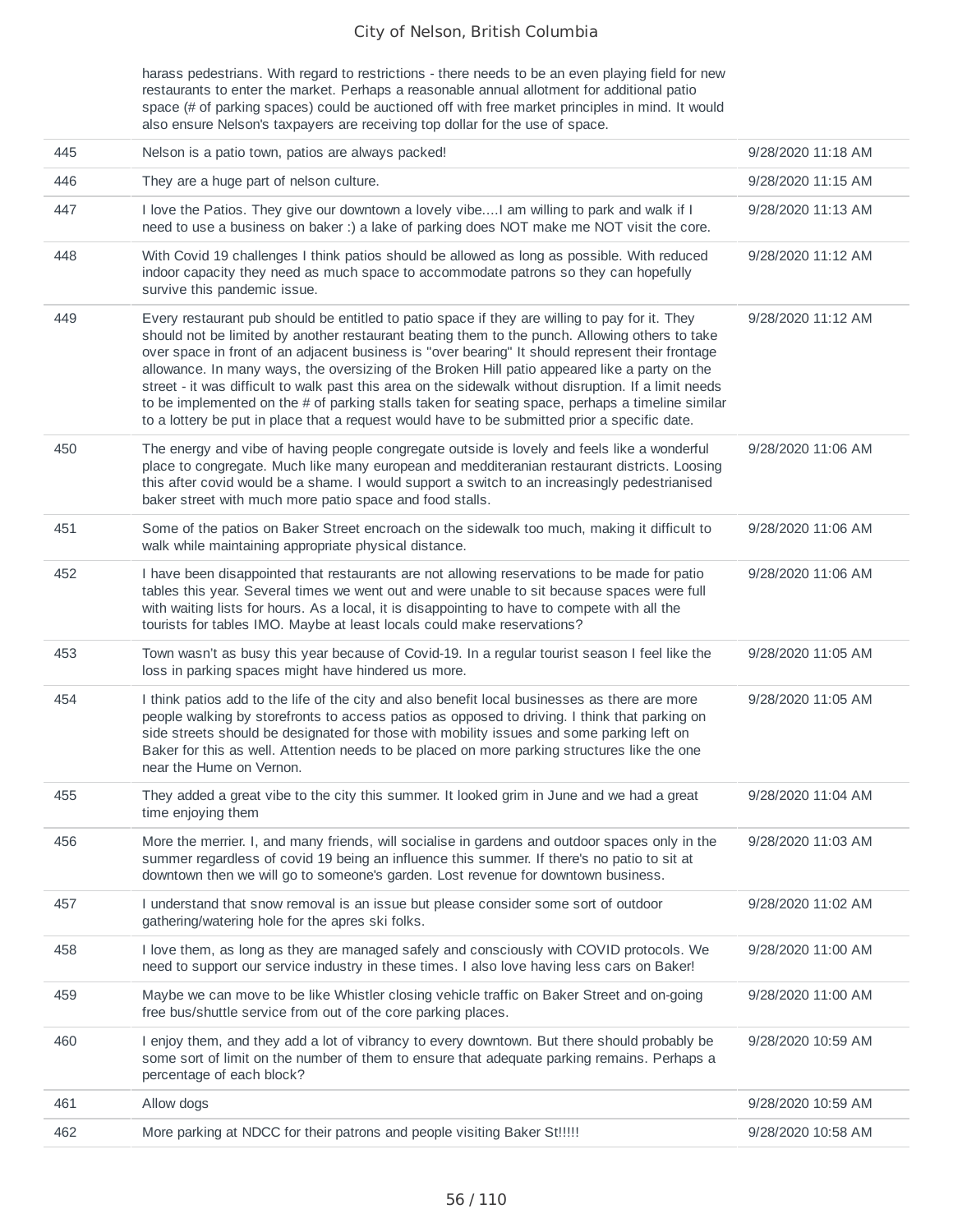| | | |
|---|---|---|
| | harass pedestrians. With regard to restrictions - there needs to be an even playing field for new restaurants to enter the market. Perhaps a reasonable annual allotment for additional patio space (# of parking spaces) could be auctioned off with free market principles in mind. It would also ensure Nelson's taxpayers are receiving top dollar for the use of space. | |
| 445 | Nelson is a patio town, patios are always packed! | 9/28/2020 11:18 AM |
| 446 | They are a huge part of nelson culture. | 9/28/2020 11:15 AM |
| 447 | I love the Patios. They give our downtown a lovely vibe....I am willing to park and walk if I need to use a business on baker :) a lake of parking does NOT make me NOT visit the core. | 9/28/2020 11:13 AM |
| 448 | With Covid 19 challenges I think patios should be allowed as long as possible. With reduced indoor capacity they need as much space to accommodate patrons so they can hopefully survive this pandemic issue. | 9/28/2020 11:12 AM |
| 449 | Every restaurant pub should be entitled to patio space if they are willing to pay for it. They should not be limited by another restaurant beating them to the punch. Allowing others to take over space in front of an adjacent business is "over bearing" It should represent their frontage allowance. In many ways, the oversizing of the Broken Hill patio appeared like a party on the street - it was difficult to walk past this area on the sidewalk without disruption. If a limit needs to be implemented on the # of parking stalls taken for seating space, perhaps a timeline similar to a lottery be put in place that a request would have to be submitted prior a specific date. | 9/28/2020 11:12 AM |
| 450 | The energy and vibe of having people congregate outside is lovely and feels like a wonderful place to congregate. Much like many european and medditeranian restaurant districts. Loosing this after covid would be a shame. I would support a switch to an increasingly pedestrianised baker street with much more patio space and food stalls. | 9/28/2020 11:06 AM |
| 451 | Some of the patios on Baker Street encroach on the sidewalk too much, making it difficult to walk while maintaining appropriate physical distance. | 9/28/2020 11:06 AM |
| 452 | I have been disappointed that restaurants are not allowing reservations to be made for patio tables this year. Several times we went out and were unable to sit because spaces were full with waiting lists for hours. As a local, it is disappointing to have to compete with all the tourists for tables IMO. Maybe at least locals could make reservations? | 9/28/2020 11:06 AM |
| 453 | Town wasn't as busy this year because of Covid-19. In a regular tourist season I feel like the loss in parking spaces might have hindered us more. | 9/28/2020 11:05 AM |
| 454 | I think patios add to the life of the city and also benefit local businesses as there are more people walking by storefronts to access patios as opposed to driving. I think that parking on side streets should be designated for those with mobility issues and some parking left on Baker for this as well. Attention needs to be placed on more parking structures like the one near the Hume on Vernon. | 9/28/2020 11:05 AM |
| 455 | They added a great vibe to the city this summer. It looked grim in June and we had a great time enjoying them | 9/28/2020 11:04 AM |
| 456 | More the merrier. I, and many friends, will socialise in gardens and outdoor spaces only in the summer regardless of covid 19 being an influence this summer. If there's no patio to sit at downtown then we will go to someone's garden. Lost revenue for downtown business. | 9/28/2020 11:03 AM |
| 457 | I understand that snow removal is an issue but please consider some sort of outdoor gathering/watering hole for the apres ski folks. | 9/28/2020 11:02 AM |
| 458 | I love them, as long as they are managed safely and consciously with COVID protocols. We need to support our service industry in these times. I also love having less cars on Baker! | 9/28/2020 11:00 AM |
| 459 | Maybe we can move to be like Whistler closing vehicle traffic on Baker Street and on-going free bus/shuttle service from out of the core parking places. | 9/28/2020 11:00 AM |
| 460 | I enjoy them, and they add a lot of vibrancy to every downtown. But there should probably be some sort of limit on the number of them to ensure that adequate parking remains. Perhaps a percentage of each block? | 9/28/2020 10:59 AM |
| 461 | Allow dogs | 9/28/2020 10:59 AM |
| 462 | More parking at NDCC for their patrons and people visiting Baker St!!!!! | 9/28/2020 10:58 AM |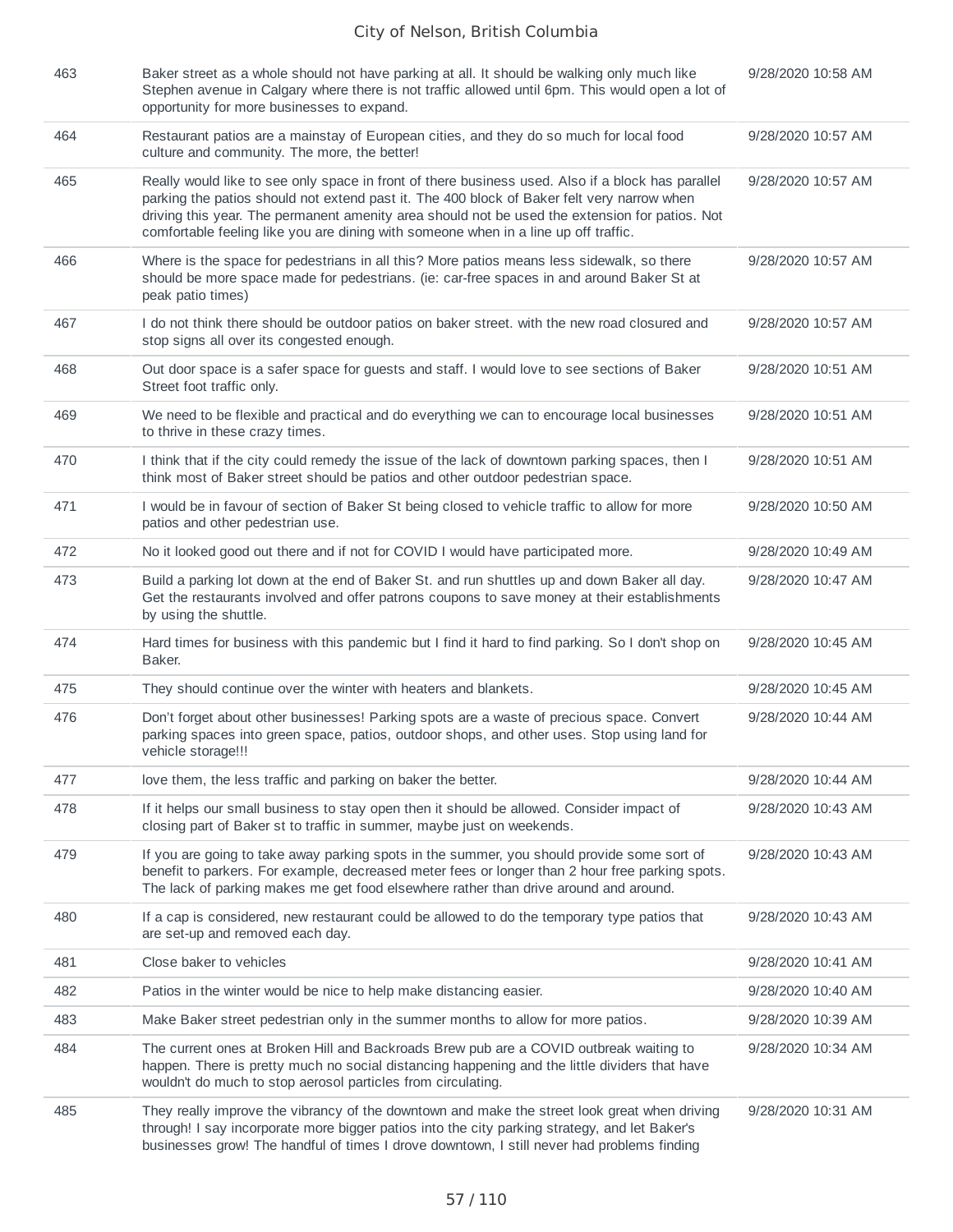| | | |
|---|---|---|
| 463 | Baker street as a whole should not have parking at all. It should be walking only much like Stephen avenue in Calgary where there is not traffic allowed until 6pm. This would open a lot of opportunity for more businesses to expand. | 9/28/2020 10:58 AM |
| 464 | Restaurant patios are a mainstay of European cities, and they do so much for local food culture and community. The more, the better! | 9/28/2020 10:57 AM |
| 465 | Really would like to see only space in front of there business used. Also if a block has parallel parking the patios should not extend past it. The 400 block of Baker felt very narrow when driving this year. The permanent amenity area should not be used the extension for patios. Not comfortable feeling like you are dining with someone when in a line up off traffic. | 9/28/2020 10:57 AM |
| 466 | Where is the space for pedestrians in all this? More patios means less sidewalk, so there should be more space made for pedestrians. (ie: car-free spaces in and around Baker St at peak patio times) | 9/28/2020 10:57 AM |
| 467 | I do not think there should be outdoor patios on baker street. with the new road closured and stop signs all over its congested enough. | 9/28/2020 10:57 AM |
| 468 | Out door space is a safer space for guests and staff. I would love to see sections of Baker Street foot traffic only. | 9/28/2020 10:51 AM |
| 469 | We need to be flexible and practical and do everything we can to encourage local businesses to thrive in these crazy times. | 9/28/2020 10:51 AM |
| 470 | I think that if the city could remedy the issue of the lack of downtown parking spaces, then I think most of Baker street should be patios and other outdoor pedestrian space. | 9/28/2020 10:51 AM |
| 471 | I would be in favour of section of Baker St being closed to vehicle traffic to allow for more patios and other pedestrian use. | 9/28/2020 10:50 AM |
| 472 | No it looked good out there and if not for COVID I would have participated more. | 9/28/2020 10:49 AM |
| 473 | Build a parking lot down at the end of Baker St. and run shuttles up and down Baker all day. Get the restaurants involved and offer patrons coupons to save money at their establishments by using the shuttle. | 9/28/2020 10:47 AM |
| 474 | Hard times for business with this pandemic but I find it hard to find parking. So I don't shop on Baker. | 9/28/2020 10:45 AM |
| 475 | They should continue over the winter with heaters and blankets. | 9/28/2020 10:45 AM |
| 476 | Don't forget about other businesses! Parking spots are a waste of precious space. Convert parking spaces into green space, patios, outdoor shops, and other uses. Stop using land for vehicle storage!!! | 9/28/2020 10:44 AM |
| 477 | love them, the less traffic and parking on baker the better. | 9/28/2020 10:44 AM |
| 478 | If it helps our small business to stay open then it should be allowed. Consider impact of closing part of Baker st to traffic in summer, maybe just on weekends. | 9/28/2020 10:43 AM |
| 479 | If you are going to take away parking spots in the summer, you should provide some sort of benefit to parkers. For example, decreased meter fees or longer than 2 hour free parking spots. The lack of parking makes me get food elsewhere rather than drive around and around. | 9/28/2020 10:43 AM |
| 480 | If a cap is considered, new restaurant could be allowed to do the temporary type patios that are set-up and removed each day. | 9/28/2020 10:43 AM |
| 481 | Close baker to vehicles | 9/28/2020 10:41 AM |
| 482 | Patios in the winter would be nice to help make distancing easier. | 9/28/2020 10:40 AM |
| 483 | Make Baker street pedestrian only in the summer months to allow for more patios. | 9/28/2020 10:39 AM |
| 484 | The current ones at Broken Hill and Backroads Brew pub are a COVID outbreak waiting to happen. There is pretty much no social distancing happening and the little dividers that have wouldn't do much to stop aerosol particles from circulating. | 9/28/2020 10:34 AM |
| 485 | They really improve the vibrancy of the downtown and make the street look great when driving through! I say incorporate more bigger patios into the city parking strategy, and let Baker's businesses grow! The handful of times I drove downtown, I still never had problems finding | 9/28/2020 10:31 AM |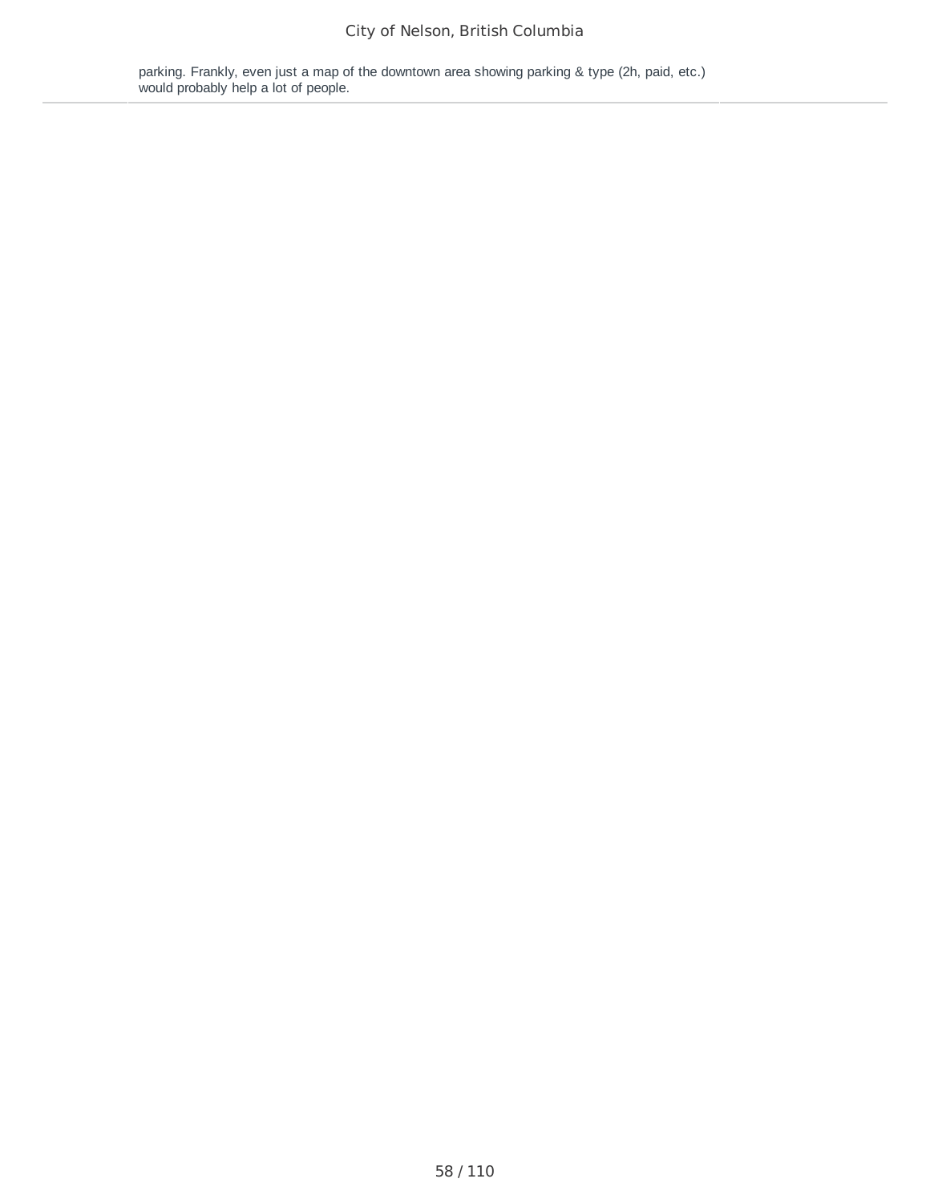parking. Frankly, even just a map of the downtown area showing parking & type (2h, paid, etc.) would probably help a lot of people.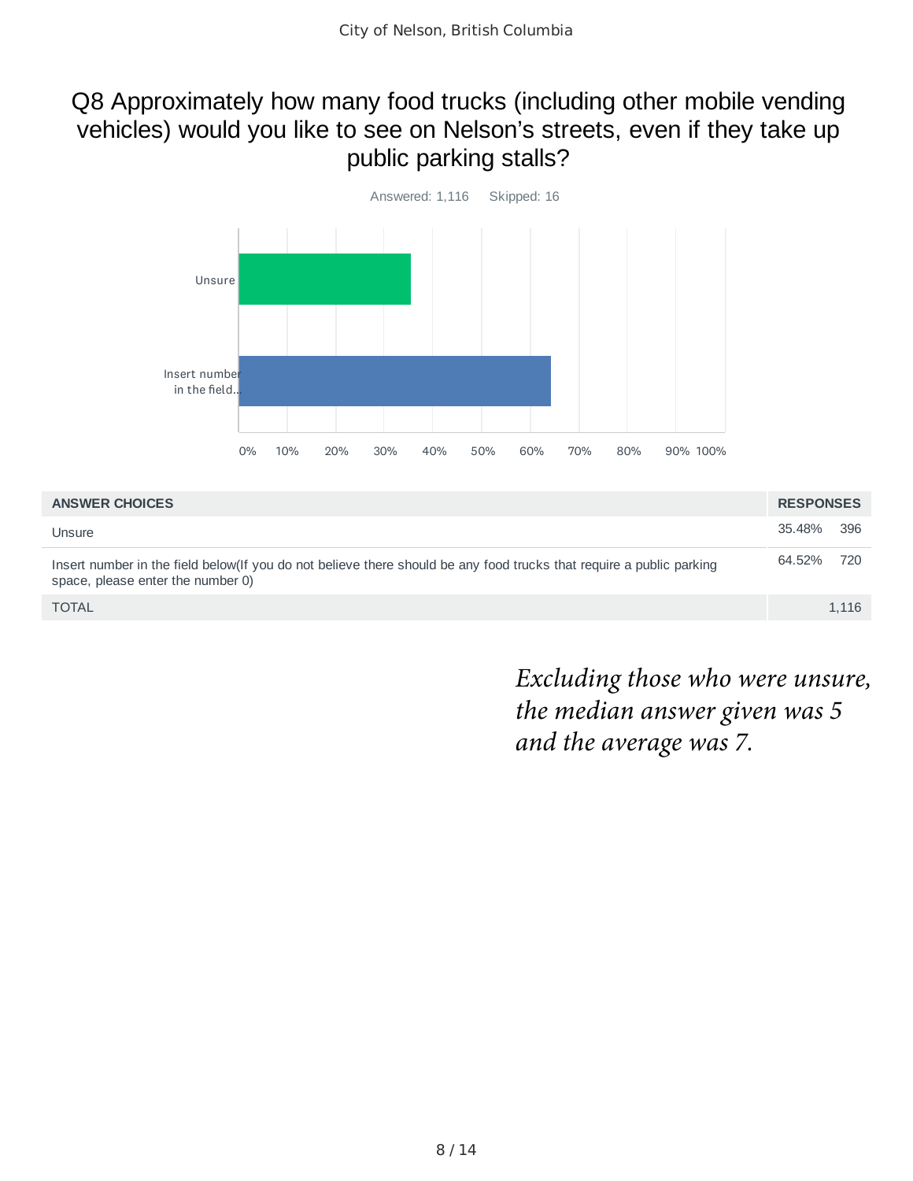## Q8 Approximately how many food trucks (including other mobile vending vehicles) would you like to see on Nelson's streets, even if they take up public parking stalls?

Answered: 1,116 Skipped: 16

| ANSWER CHOICES | RESPONSES | |
|---|---|---|
| Unsure | 35.48% | 396 |
| Insert number in the field below(If you do not believe there should be any food trucks that require a public parking space, please enter the number 0) | 64.52% | 720 |
| TOTAL | | 1,116 |

*Excluding those who were unsure, the median answer given was 5 and the average was 7.*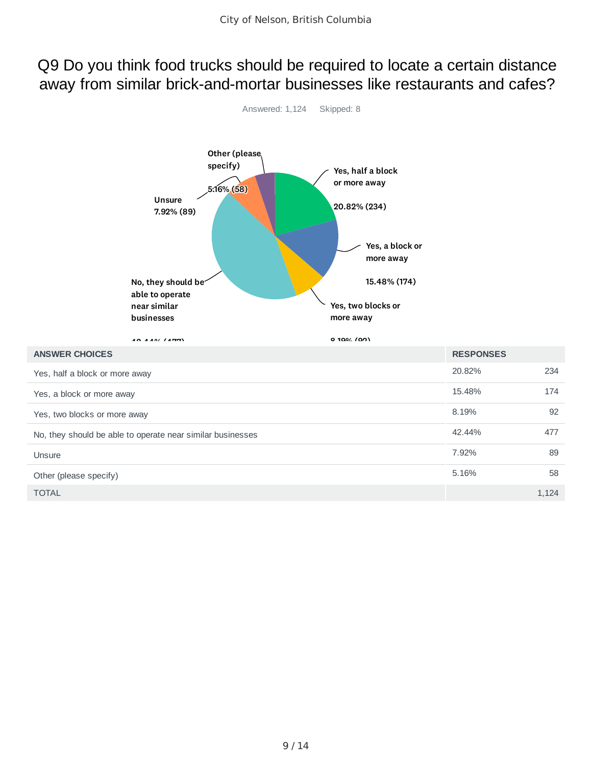# Q9 Do you think food trucks should be required to locate a certain distance away from similar brick-and-mortar businesses like restaurants and cafes?

Answered: 1,124    Skipped: 8

| ANSWER CHOICES | RESPONSES | |
|---|---|---|
| Yes, half a block or more away | 20.82% | 234 |
| Yes, a block or more away | 15.48% | 174 |
| Yes, two blocks or more away | 8.19% | 92 |
| No, they should be able to operate near similar businesses | 42.44% | 477 |
| Unsure | 7.92% | 89 |
| Other (please specify) | 5.16% | 58 |
| TOTAL | | 1,124 |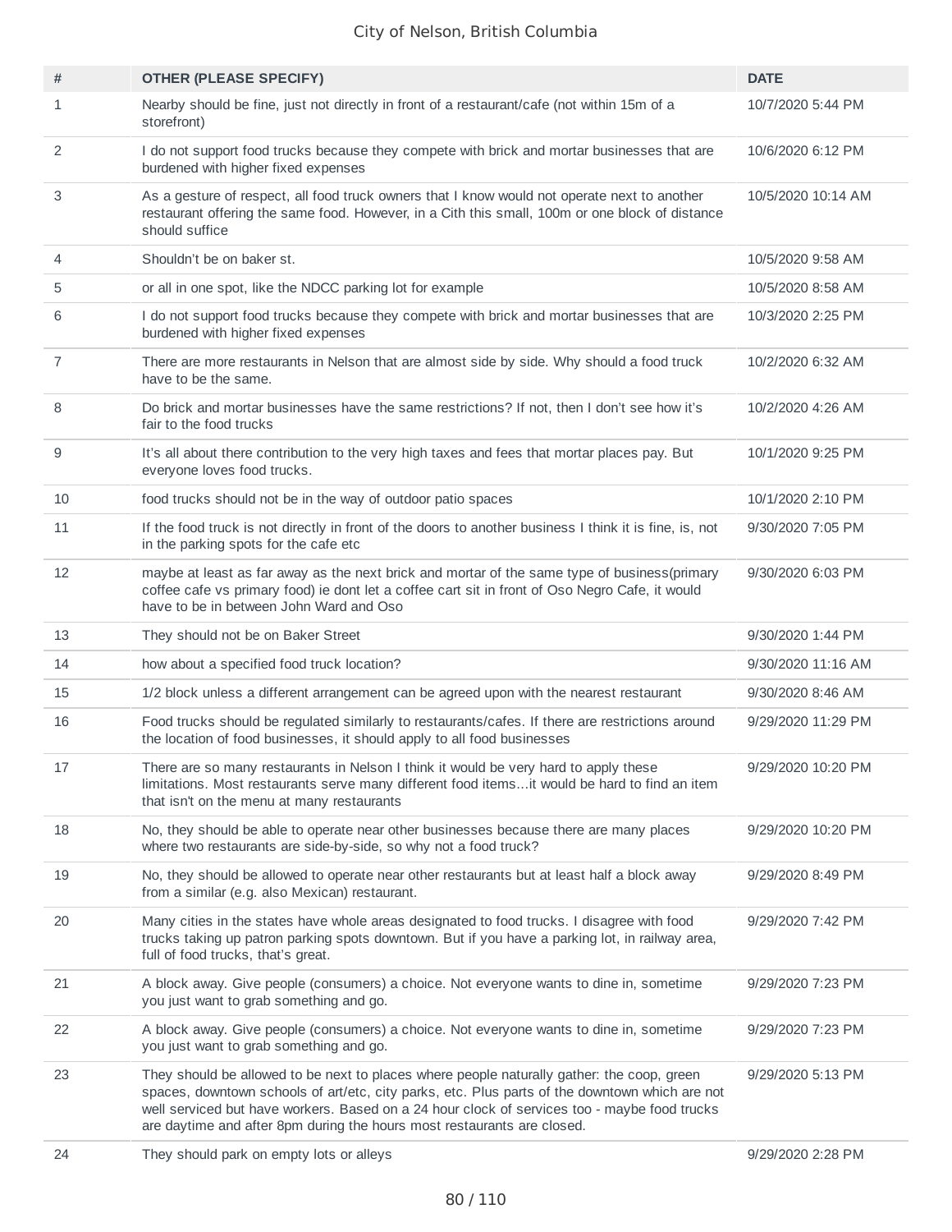| # | OTHER (PLEASE SPECIFY) | DATE |
|---|---|---|
| 1 | Nearby should be fine, just not directly in front of a restaurant/cafe (not within 15m of a storefront) | 10/7/2020 5:44 PM |
| 2 | I do not support food trucks because they compete with brick and mortar businesses that are burdened with higher fixed expenses | 10/6/2020 6:12 PM |
| 3 | As a gesture of respect, all food truck owners that I know would not operate next to another restaurant offering the same food. However, in a Cith this small, 100m or one block of distance should suffice | 10/5/2020 10:14 AM |
| 4 | Shouldn't be on baker st. | 10/5/2020 9:58 AM |
| 5 | or all in one spot, like the NDCC parking lot for example | 10/5/2020 8:58 AM |
| 6 | I do not support food trucks because they compete with brick and mortar businesses that are burdened with higher fixed expenses | 10/3/2020 2:25 PM |
| 7 | There are more restaurants in Nelson that are almost side by side. Why should a food truck have to be the same. | 10/2/2020 6:32 AM |
| 8 | Do brick and mortar businesses have the same restrictions? If not, then I don't see how it's fair to the food trucks | 10/2/2020 4:26 AM |
| 9 | It's all about there contribution to the very high taxes and fees that mortar places pay. But everyone loves food trucks. | 10/1/2020 9:25 PM |
| 10 | food trucks should not be in the way of outdoor patio spaces | 10/1/2020 2:10 PM |
| 11 | If the food truck is not directly in front of the doors to another business I think it is fine, is, not in the parking spots for the cafe etc | 9/30/2020 7:05 PM |
| 12 | maybe at least as far away as the next brick and mortar of the same type of business(primary coffee cafe vs primary food) ie dont let a coffee cart sit in front of Oso Negro Cafe, it would have to be in between John Ward and Oso | 9/30/2020 6:03 PM |
| 13 | They should not be on Baker Street | 9/30/2020 1:44 PM |
| 14 | how about a specified food truck location? | 9/30/2020 11:16 AM |
| 15 | 1/2 block unless a different arrangement can be agreed upon with the nearest restaurant | 9/30/2020 8:46 AM |
| 16 | Food trucks should be regulated similarly to restaurants/cafes. If there are restrictions around the location of food businesses, it should apply to all food businesses | 9/29/2020 11:29 PM |
| 17 | There are so many restaurants in Nelson I think it would be very hard to apply these limitations. Most restaurants serve many different food items...it would be hard to find an item that isn't on the menu at many restaurants | 9/29/2020 10:20 PM |
| 18 | No, they should be able to operate near other businesses because there are many places where two restaurants are side-by-side, so why not a food truck? | 9/29/2020 10:20 PM |
| 19 | No, they should be allowed to operate near other restaurants but at least half a block away from a similar (e.g. also Mexican) restaurant. | 9/29/2020 8:49 PM |
| 20 | Many cities in the states have whole areas designated to food trucks. I disagree with food trucks taking up patron parking spots downtown. But if you have a parking lot, in railway area, full of food trucks, that's great. | 9/29/2020 7:42 PM |
| 21 | A block away. Give people (consumers) a choice. Not everyone wants to dine in, sometime you just want to grab something and go. | 9/29/2020 7:23 PM |
| 22 | A block away. Give people (consumers) a choice. Not everyone wants to dine in, sometime you just want to grab something and go. | 9/29/2020 7:23 PM |
| 23 | They should be allowed to be next to places where people naturally gather: the coop, green spaces, downtown schools of art/etc, city parks, etc. Plus parts of the downtown which are not well serviced but have workers. Based on a 24 hour clock of services too - maybe food trucks are daytime and after 8pm during the hours most restaurants are closed. | 9/29/2020 5:13 PM |
| 24 | They should park on empty lots or alleys | 9/29/2020 2:28 PM |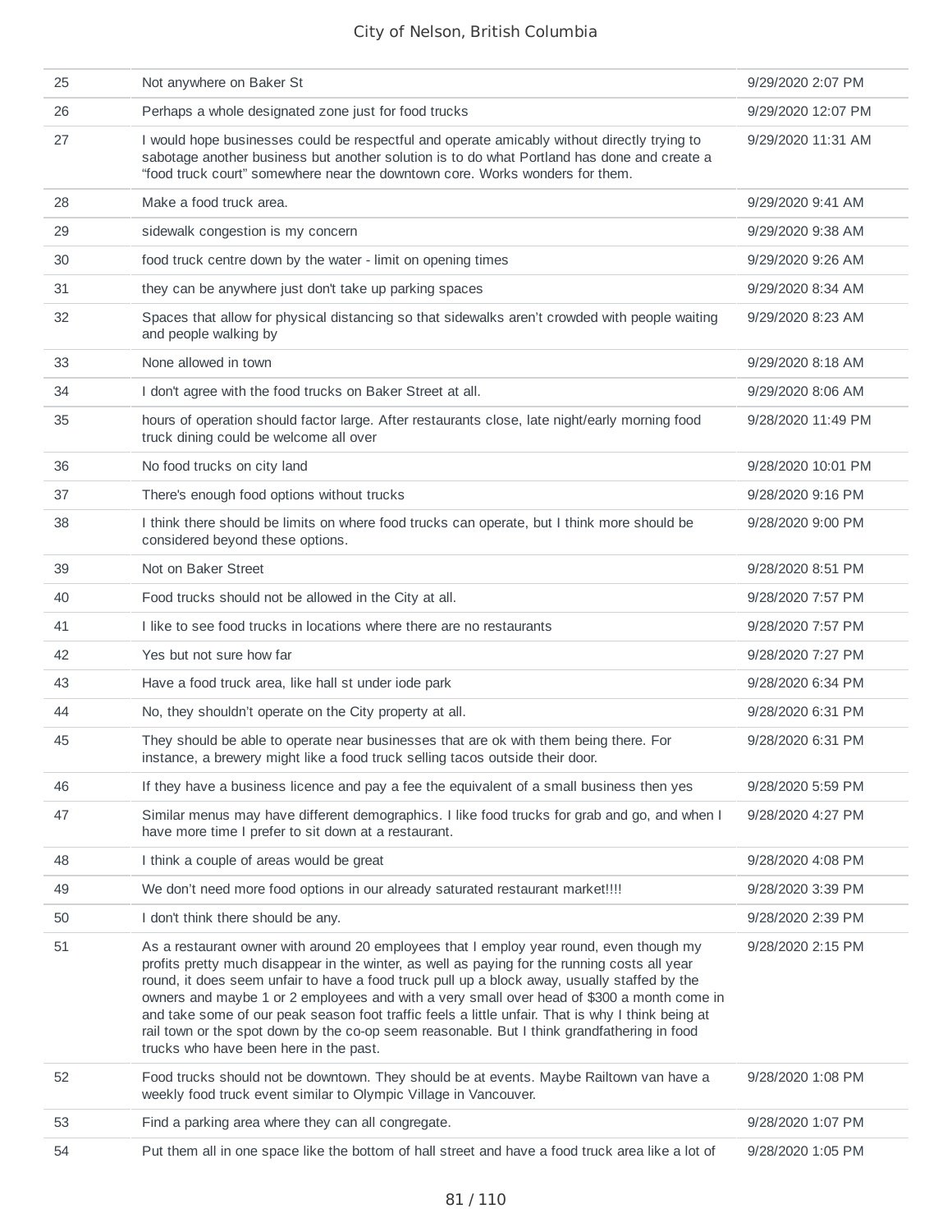| | | |
|---|---|---|
| 25 | Not anywhere on Baker St | 9/29/2020 2:07 PM |
| 26 | Perhaps a whole designated zone just for food trucks | 9/29/2020 12:07 PM |
| 27 | I would hope businesses could be respectful and operate amicably without directly trying to sabotage another business but another solution is to do what Portland has done and create a "food truck court" somewhere near the downtown core. Works wonders for them. | 9/29/2020 11:31 AM |
| 28 | Make a food truck area. | 9/29/2020 9:41 AM |
| 29 | sidewalk congestion is my concern | 9/29/2020 9:38 AM |
| 30 | food truck centre down by the water - limit on opening times | 9/29/2020 9:26 AM |
| 31 | they can be anywhere just don't take up parking spaces | 9/29/2020 8:34 AM |
| 32 | Spaces that allow for physical distancing so that sidewalks aren't crowded with people waiting and people walking by | 9/29/2020 8:23 AM |
| 33 | None allowed in town | 9/29/2020 8:18 AM |
| 34 | I don't agree with the food trucks on Baker Street at all. | 9/29/2020 8:06 AM |
| 35 | hours of operation should factor large. After restaurants close, late night/early morning food truck dining could be welcome all over | 9/28/2020 11:49 PM |
| 36 | No food trucks on city land | 9/28/2020 10:01 PM |
| 37 | There's enough food options without trucks | 9/28/2020 9:16 PM |
| 38 | I think there should be limits on where food trucks can operate, but I think more should be considered beyond these options. | 9/28/2020 9:00 PM |
| 39 | Not on Baker Street | 9/28/2020 8:51 PM |
| 40 | Food trucks should not be allowed in the City at all. | 9/28/2020 7:57 PM |
| 41 | I like to see food trucks in locations where there are no restaurants | 9/28/2020 7:57 PM |
| 42 | Yes but not sure how far | 9/28/2020 7:27 PM |
| 43 | Have a food truck area, like hall st under iode park | 9/28/2020 6:34 PM |
| 44 | No, they shouldn't operate on the City property at all. | 9/28/2020 6:31 PM |
| 45 | They should be able to operate near businesses that are ok with them being there. For instance, a brewery might like a food truck selling tacos outside their door. | 9/28/2020 6:31 PM |
| 46 | If they have a business licence and pay a fee the equivalent of a small business then yes | 9/28/2020 5:59 PM |
| 47 | Similar menus may have different demographics. I like food trucks for grab and go, and when I have more time I prefer to sit down at a restaurant. | 9/28/2020 4:27 PM |
| 48 | I think a couple of areas would be great | 9/28/2020 4:08 PM |
| 49 | We don't need more food options in our already saturated restaurant market!!!! | 9/28/2020 3:39 PM |
| 50 | I don't think there should be any. | 9/28/2020 2:39 PM |
| 51 | As a restaurant owner with around 20 employees that I employ year round, even though my profits pretty much disappear in the winter, as well as paying for the running costs all year round, it does seem unfair to have a food truck pull up a block away, usually staffed by the owners and maybe 1 or 2 employees and with a very small over head of $300 a month come in and take some of our peak season foot traffic feels a little unfair. That is why I think being at rail town or the spot down by the co-op seem reasonable. But I think grandfathering in food trucks who have been here in the past. | 9/28/2020 2:15 PM |
| 52 | Food trucks should not be downtown. They should be at events. Maybe Railtown van have a weekly food truck event similar to Olympic Village in Vancouver. | 9/28/2020 1:08 PM |
| 53 | Find a parking area where they can all congregate. | 9/28/2020 1:07 PM |
| 54 | Put them all in one space like the bottom of hall street and have a food truck area like a lot of | 9/28/2020 1:05 PM |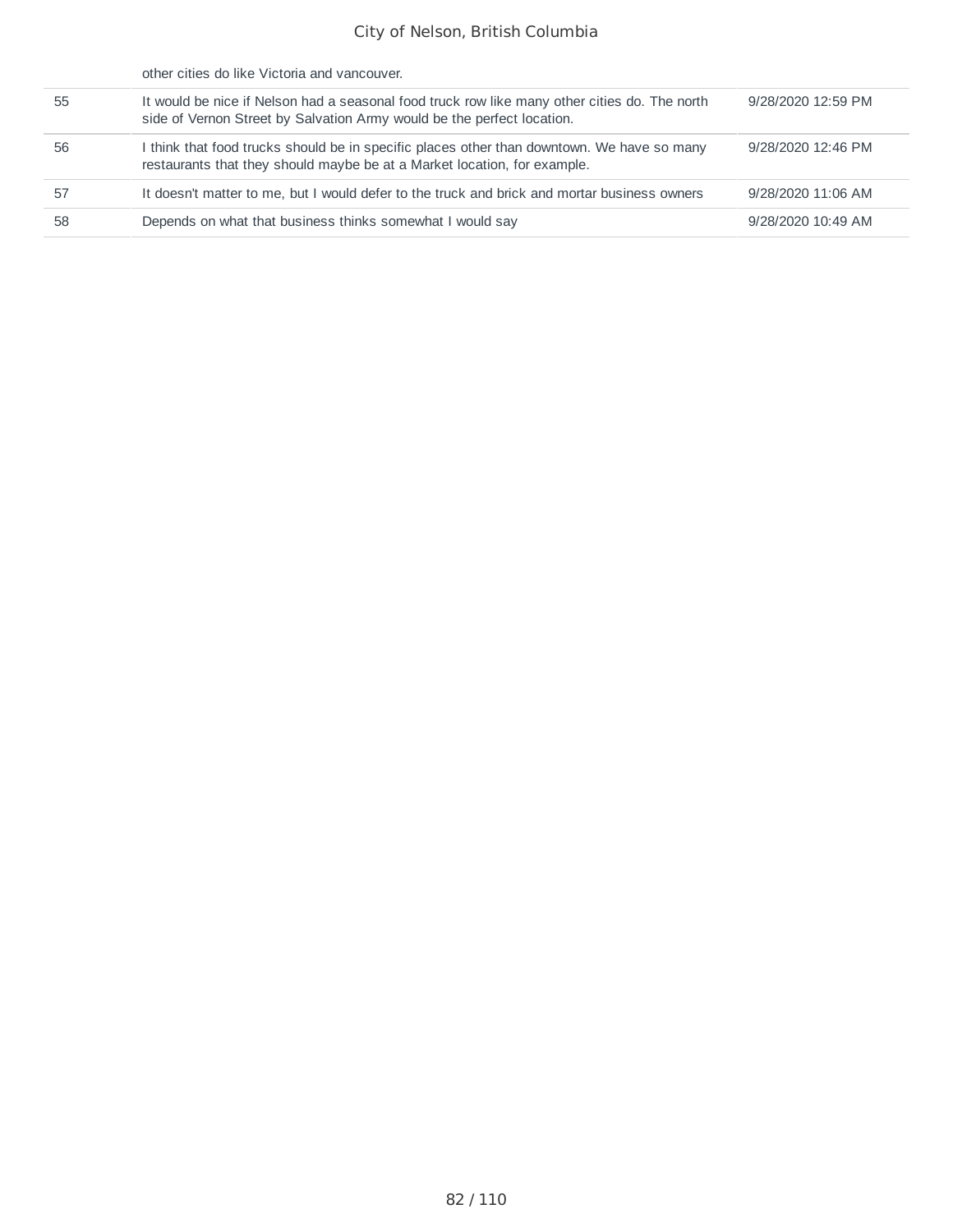|  |  |  |
|---|---|---|
|  | other cities do like Victoria and vancouver. |  |
| 55 | It would be nice if Nelson had a seasonal food truck row like many other cities do. The north side of Vernon Street by Salvation Army would be the perfect location. | 9/28/2020 12:59 PM |
| 56 | I think that food trucks should be in specific places other than downtown. We have so many restaurants that they should maybe be at a Market location, for example. | 9/28/2020 12:46 PM |
| 57 | It doesn't matter to me, but I would defer to the truck and brick and mortar business owners | 9/28/2020 11:06 AM |
| 58 | Depends on what that business thinks somewhat I would say | 9/28/2020 10:49 AM |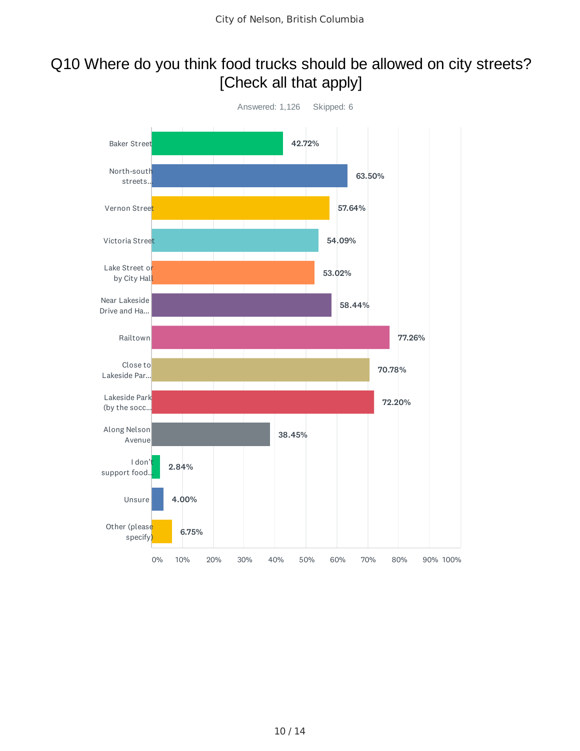# Q10 Where do you think food trucks should be allowed on city streets? [Check all that apply]

Answered: 1,126 Skipped: 6

| Answer Choice | Percentage |
|---|---|
| Baker Street | 42.72% |
| North-south streets... | 63.50% |
| Vernon Street | 57.64% |
| Victoria Street | 54.09% |
| Lake Street or by City Hall | 53.02% |
| Near Lakeside Drive and Ha... | 58.44% |
| Railtown | 77.26% |
| Close to Lakeside Par... | 70.78% |
| Lakeside Park (by the socc... | 72.20% |
| Along Nelson Avenue | 38.45% |
| I don't support food... | 2.84% |
| Unsure | 4.00% |
| Other (please specify) | 6.75% |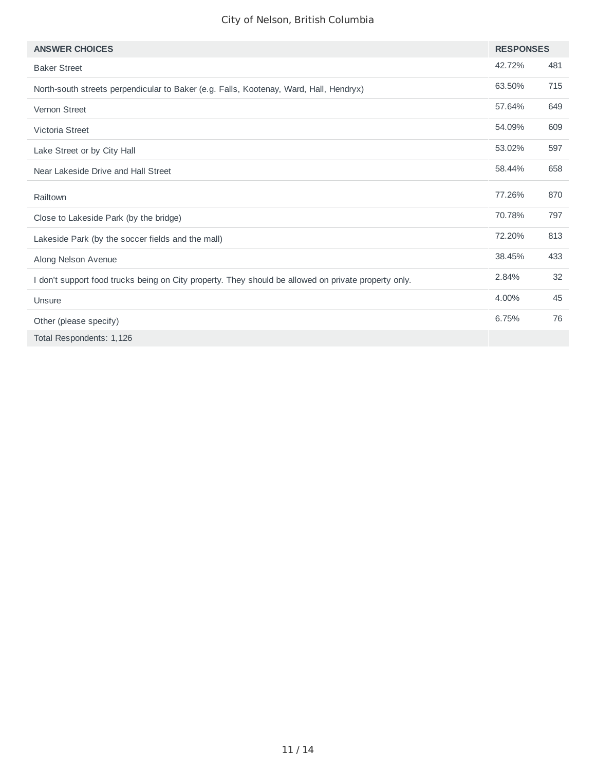| ANSWER CHOICES | RESPONSES | |
|---|---|---|
| Baker Street | 42.72% | 481 |
| North-south streets perpendicular to Baker (e.g. Falls, Kootenay, Ward, Hall, Hendryx) | 63.50% | 715 |
| Vernon Street | 57.64% | 649 |
| Victoria Street | 54.09% | 609 |
| Lake Street or by City Hall | 53.02% | 597 |
| Near Lakeside Drive and Hall Street | 58.44% | 658 |
| Railtown | 77.26% | 870 |
| Close to Lakeside Park (by the bridge) | 70.78% | 797 |
| Lakeside Park (by the soccer fields and the mall) | 72.20% | 813 |
| Along Nelson Avenue | 38.45% | 433 |
| I don't support food trucks being on City property. They should be allowed on private property only. | 2.84% | 32 |
| Unsure | 4.00% | 45 |
| Other (please specify) | 6.75% | 76 |
| Total Respondents: 1,126 | | |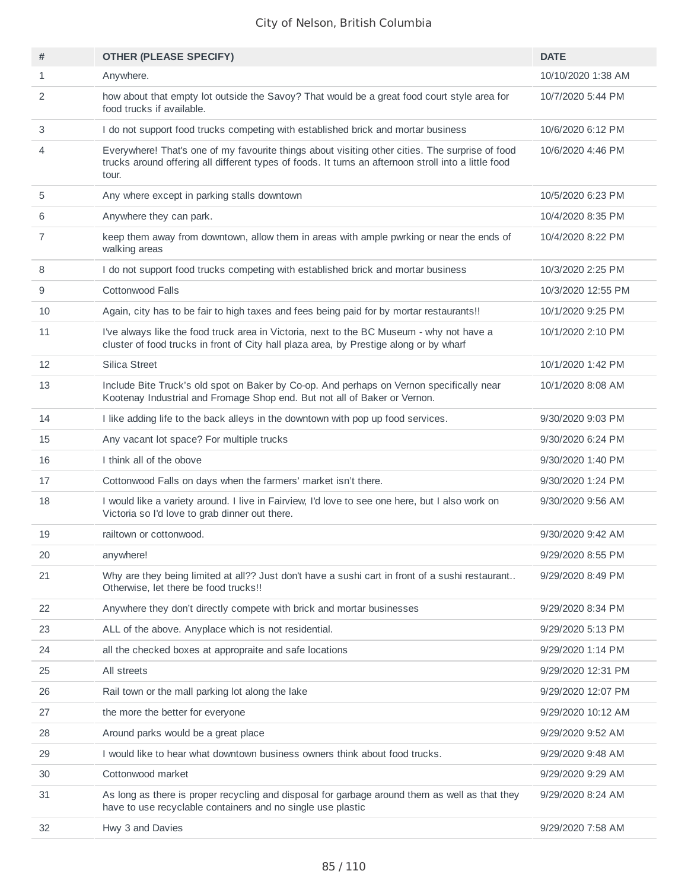| # | OTHER (PLEASE SPECIFY) | DATE |
|---|---|---|
| 1 | Anywhere. | 10/10/2020 1:38 AM |
| 2 | how about that empty lot outside the Savoy? That would be a great food court style area for food trucks if available. | 10/7/2020 5:44 PM |
| 3 | I do not support food trucks competing with established brick and mortar business | 10/6/2020 6:12 PM |
| 4 | Everywhere! That's one of my favourite things about visiting other cities. The surprise of food trucks around offering all different types of foods. It turns an afternoon stroll into a little food tour. | 10/6/2020 4:46 PM |
| 5 | Any where except in parking stalls downtown | 10/5/2020 6:23 PM |
| 6 | Anywhere they can park. | 10/4/2020 8:35 PM |
| 7 | keep them away from downtown, allow them in areas with ample pwrking or near the ends of walking areas | 10/4/2020 8:22 PM |
| 8 | I do not support food trucks competing with established brick and mortar business | 10/3/2020 2:25 PM |
| 9 | Cottonwood Falls | 10/3/2020 12:55 PM |
| 10 | Again, city has to be fair to high taxes and fees being paid for by mortar restaurants!! | 10/1/2020 9:25 PM |
| 11 | I've always like the food truck area in Victoria, next to the BC Museum - why not have a cluster of food trucks in front of City hall plaza area, by Prestige along or by wharf | 10/1/2020 2:10 PM |
| 12 | Silica Street | 10/1/2020 1:42 PM |
| 13 | Include Bite Truck's old spot on Baker by Co-op. And perhaps on Vernon specifically near Kootenay Industrial and Fromage Shop end. But not all of Baker or Vernon. | 10/1/2020 8:08 AM |
| 14 | I like adding life to the back alleys in the downtown with pop up food services. | 9/30/2020 9:03 PM |
| 15 | Any vacant lot space? For multiple trucks | 9/30/2020 6:24 PM |
| 16 | I think all of the obove | 9/30/2020 1:40 PM |
| 17 | Cottonwood Falls on days when the farmers' market isn't there. | 9/30/2020 1:24 PM |
| 18 | I would like a variety around. I live in Fairview, I'd love to see one here, but I also work on Victoria so I'd love to grab dinner out there. | 9/30/2020 9:56 AM |
| 19 | railtown or cottonwood. | 9/30/2020 9:42 AM |
| 20 | anywhere! | 9/29/2020 8:55 PM |
| 21 | Why are they being limited at all?? Just don't have a sushi cart in front of a sushi restaurant.. Otherwise, let there be food trucks!! | 9/29/2020 8:49 PM |
| 22 | Anywhere they don't directly compete with brick and mortar businesses | 9/29/2020 8:34 PM |
| 23 | ALL of the above. Anyplace which is not residential. | 9/29/2020 5:13 PM |
| 24 | all the checked boxes at appropraite and safe locations | 9/29/2020 1:14 PM |
| 25 | All streets | 9/29/2020 12:31 PM |
| 26 | Rail town or the mall parking lot along the lake | 9/29/2020 12:07 PM |
| 27 | the more the better for everyone | 9/29/2020 10:12 AM |
| 28 | Around parks would be a great place | 9/29/2020 9:52 AM |
| 29 | I would like to hear what downtown business owners think about food trucks. | 9/29/2020 9:48 AM |
| 30 | Cottonwood market | 9/29/2020 9:29 AM |
| 31 | As long as there is proper recycling and disposal for garbage around them as well as that they have to use recyclable containers and no single use plastic | 9/29/2020 8:24 AM |
| 32 | Hwy 3 and Davies | 9/29/2020 7:58 AM |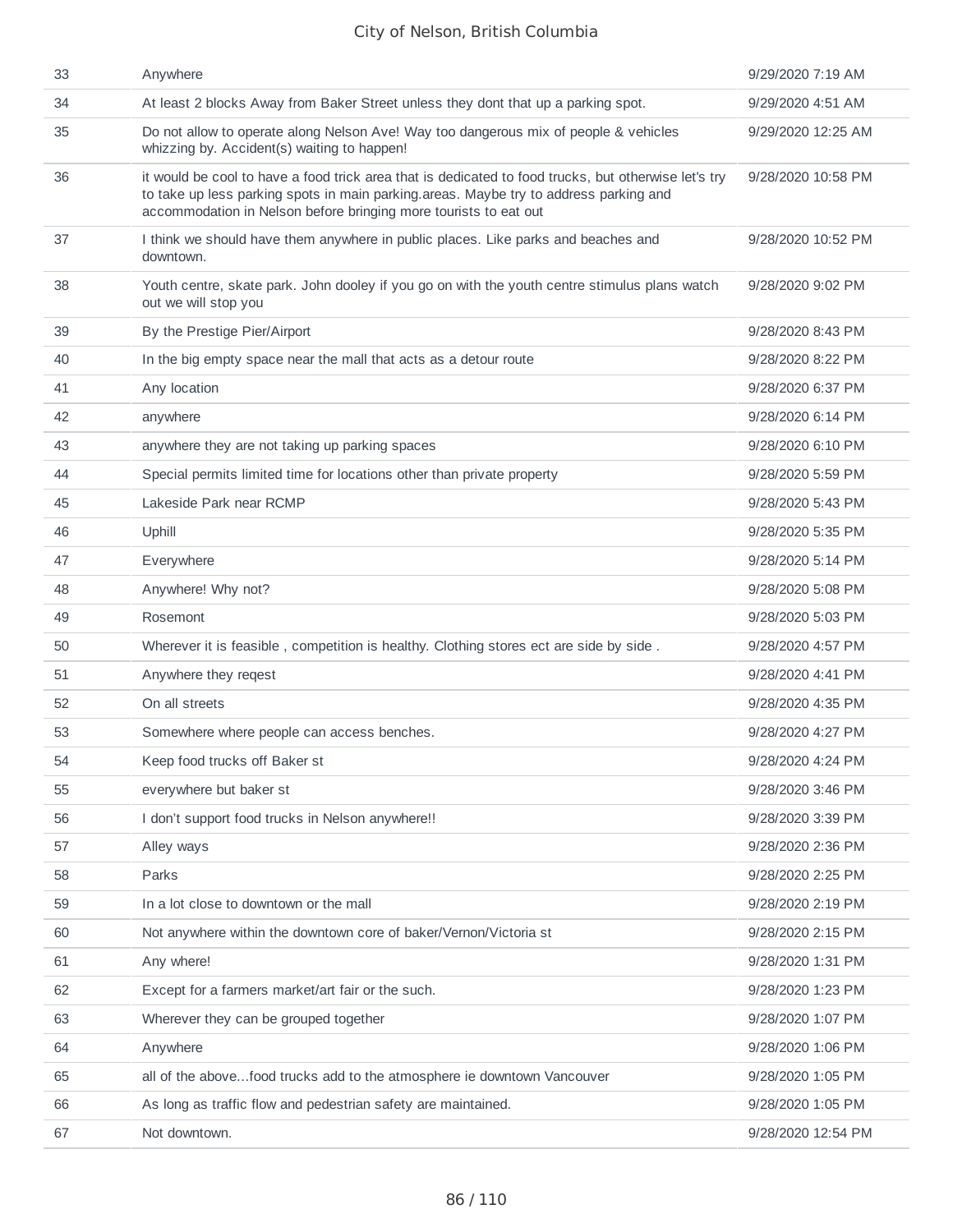| 33 | Anywhere | 9/29/2020 7:19 AM |
|---|---|---|
| 34 | At least 2 blocks Away from Baker Street unless they dont that up a parking spot. | 9/29/2020 4:51 AM |
| 35 | Do not allow to operate along Nelson Ave! Way too dangerous mix of people & vehicles whizzing by. Accident(s) waiting to happen! | 9/29/2020 12:25 AM |
| 36 | it would be cool to have a food trick area that is dedicated to food trucks, but otherwise let's try to take up less parking spots in main parking.areas. Maybe try to address parking and accommodation in Nelson before bringing more tourists to eat out | 9/28/2020 10:58 PM |
| 37 | I think we should have them anywhere in public places. Like parks and beaches and downtown. | 9/28/2020 10:52 PM |
| 38 | Youth centre, skate park. John dooley if you go on with the youth centre stimulus plans watch out we will stop you | 9/28/2020 9:02 PM |
| 39 | By the Prestige Pier/Airport | 9/28/2020 8:43 PM |
| 40 | In the big empty space near the mall that acts as a detour route | 9/28/2020 8:22 PM |
| 41 | Any location | 9/28/2020 6:37 PM |
| 42 | anywhere | 9/28/2020 6:14 PM |
| 43 | anywhere they are not taking up parking spaces | 9/28/2020 6:10 PM |
| 44 | Special permits limited time for locations other than private property | 9/28/2020 5:59 PM |
| 45 | Lakeside Park near RCMP | 9/28/2020 5:43 PM |
| 46 | Uphill | 9/28/2020 5:35 PM |
| 47 | Everywhere | 9/28/2020 5:14 PM |
| 48 | Anywhere! Why not? | 9/28/2020 5:08 PM |
| 49 | Rosemont | 9/28/2020 5:03 PM |
| 50 | Wherever it is feasible , competition is healthy. Clothing stores ect are side by side . | 9/28/2020 4:57 PM |
| 51 | Anywhere they reqest | 9/28/2020 4:41 PM |
| 52 | On all streets | 9/28/2020 4:35 PM |
| 53 | Somewhere where people can access benches. | 9/28/2020 4:27 PM |
| 54 | Keep food trucks off Baker st | 9/28/2020 4:24 PM |
| 55 | everywhere but baker st | 9/28/2020 3:46 PM |
| 56 | I don't support food trucks in Nelson anywhere!! | 9/28/2020 3:39 PM |
| 57 | Alley ways | 9/28/2020 2:36 PM |
| 58 | Parks | 9/28/2020 2:25 PM |
| 59 | In a lot close to downtown or the mall | 9/28/2020 2:19 PM |
| 60 | Not anywhere within the downtown core of baker/Vernon/Victoria st | 9/28/2020 2:15 PM |
| 61 | Any where! | 9/28/2020 1:31 PM |
| 62 | Except for a farmers market/art fair or the such. | 9/28/2020 1:23 PM |
| 63 | Wherever they can be grouped together | 9/28/2020 1:07 PM |
| 64 | Anywhere | 9/28/2020 1:06 PM |
| 65 | all of the above...food trucks add to the atmosphere ie downtown Vancouver | 9/28/2020 1:05 PM |
| 66 | As long as traffic flow and pedestrian safety are maintained. | 9/28/2020 1:05 PM |
| 67 | Not downtown. | 9/28/2020 12:54 PM |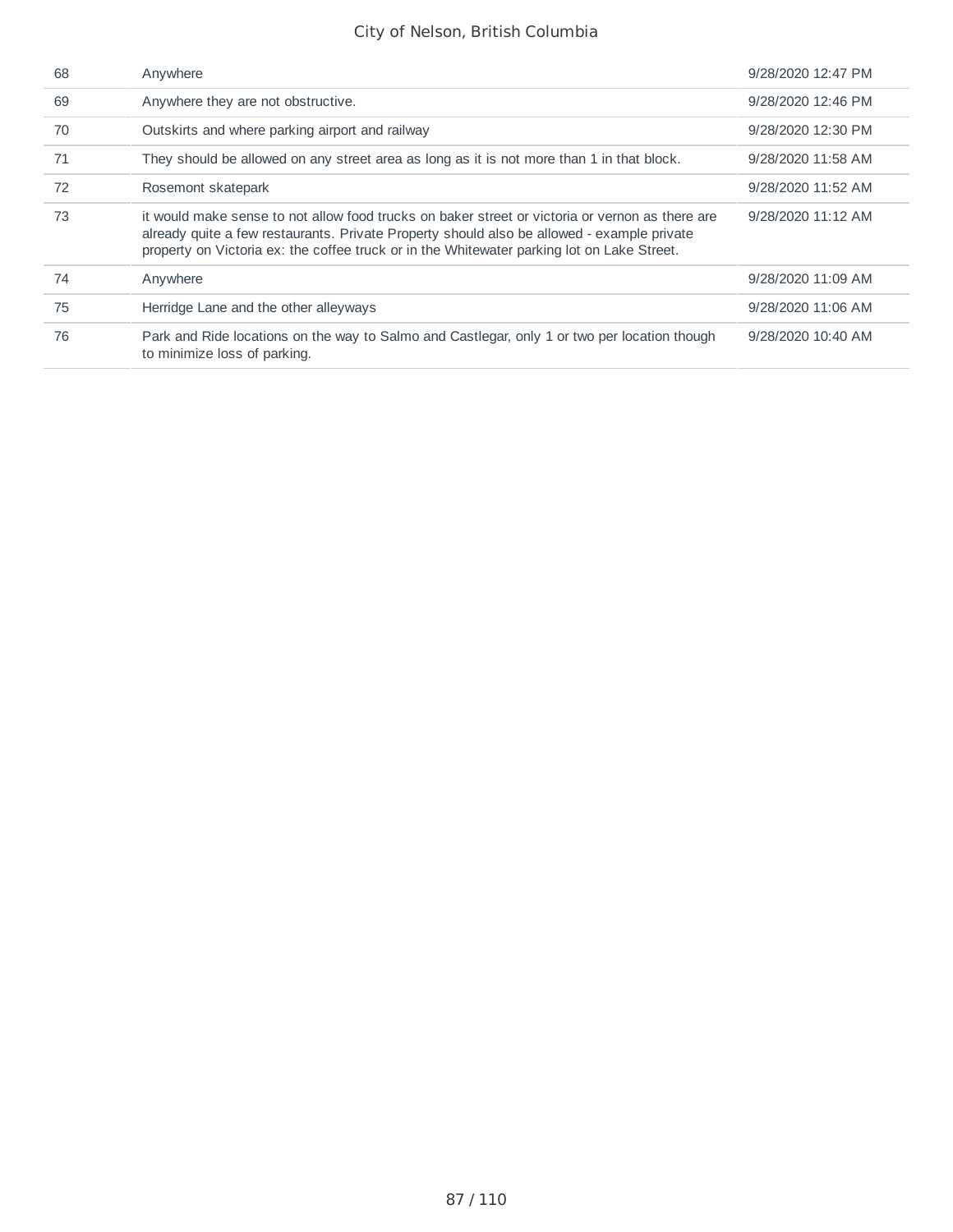| | | |
|---|---|---|
| 68 | Anywhere | 9/28/2020 12:47 PM |
| 69 | Anywhere they are not obstructive. | 9/28/2020 12:46 PM |
| 70 | Outskirts and where parking airport and railway | 9/28/2020 12:30 PM |
| 71 | They should be allowed on any street area as long as it is not more than 1 in that block. | 9/28/2020 11:58 AM |
| 72 | Rosemont skatepark | 9/28/2020 11:52 AM |
| 73 | it would make sense to not allow food trucks on baker street or victoria or vernon as there are already quite a few restaurants. Private Property should also be allowed - example private property on Victoria ex: the coffee truck or in the Whitewater parking lot on Lake Street. | 9/28/2020 11:12 AM |
| 74 | Anywhere | 9/28/2020 11:09 AM |
| 75 | Herridge Lane and the other alleyways | 9/28/2020 11:06 AM |
| 76 | Park and Ride locations on the way to Salmo and Castlegar, only 1 or two per location though to minimize loss of parking. | 9/28/2020 10:40 AM |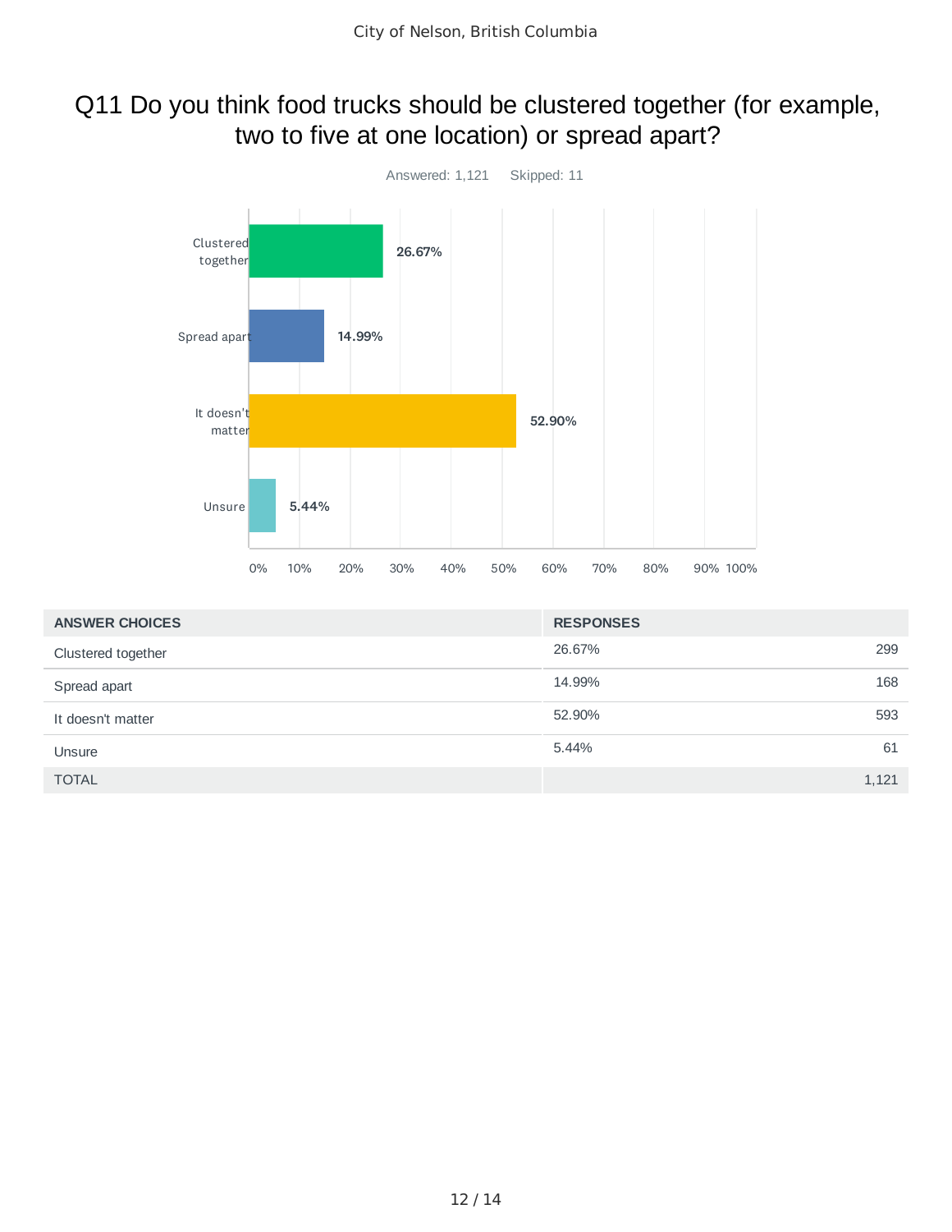# Q11 Do you think food trucks should be clustered together (for example, two to five at one location) or spread apart?

Answered: 1,121 Skipped: 11

| ANSWER CHOICES | RESPONSES | |
|---|---|---|
| Clustered together | 26.67% | 299 |
| Spread apart | 14.99% | 168 |
| It doesn't matter | 52.90% | 593 |
| Unsure | 5.44% | 61 |
| TOTAL | | 1,121 |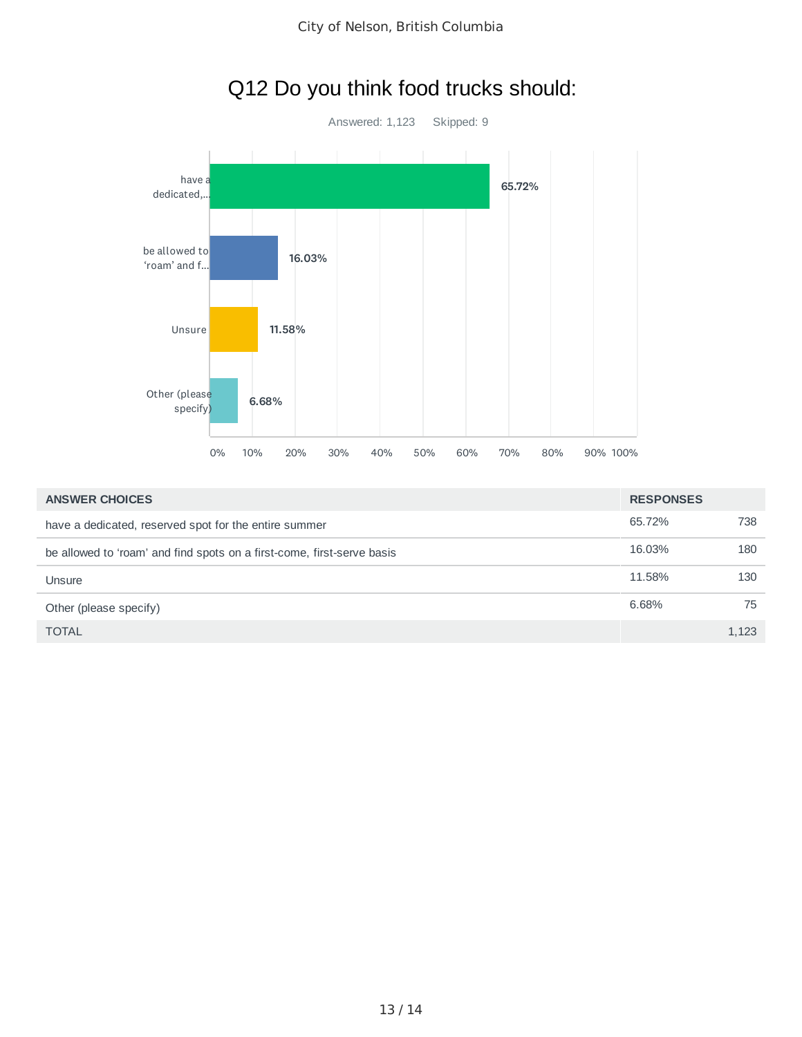## Q12 Do you think food trucks should:

Answered: 1,123 Skipped: 9

| ANSWER CHOICES | RESPONSES | |
|---|---|---|
| have a dedicated, reserved spot for the entire summer | 65.72% | 738 |
| be allowed to ‘roam’ and find spots on a first-come, first-serve basis | 16.03% | 180 |
| Unsure | 11.58% | 130 |
| Other (please specify) | 6.68% | 75 |
| TOTAL | | 1,123 |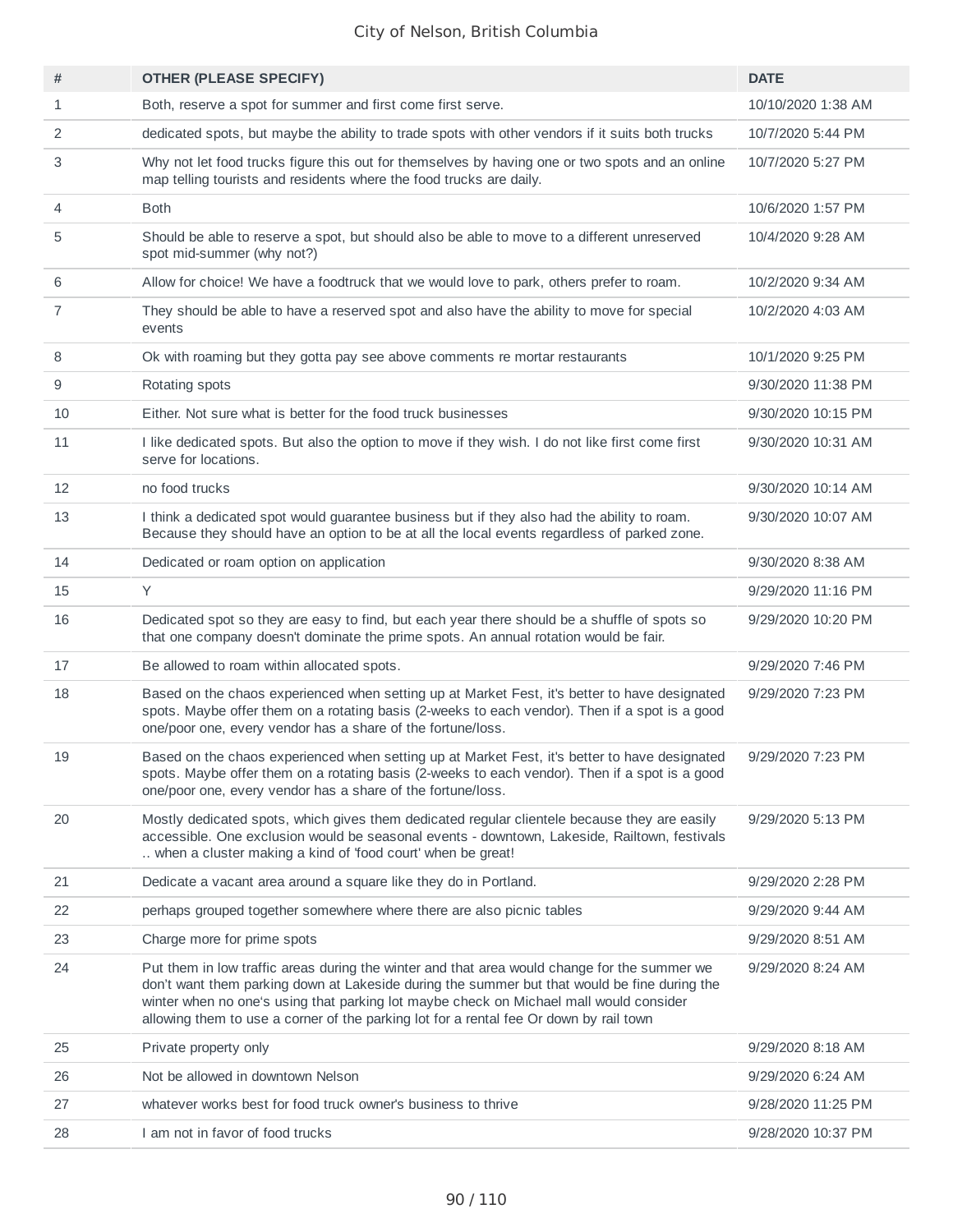| # | OTHER (PLEASE SPECIFY) | DATE |
| --- | --- | --- |
| 1 | Both, reserve a spot for summer and first come first serve. | 10/10/2020 1:38 AM |
| 2 | dedicated spots, but maybe the ability to trade spots with other vendors if it suits both trucks | 10/7/2020 5:44 PM |
| 3 | Why not let food trucks figure this out for themselves by having one or two spots and an online map telling tourists and residents where the food trucks are daily. | 10/7/2020 5:27 PM |
| 4 | Both | 10/6/2020 1:57 PM |
| 5 | Should be able to reserve a spot, but should also be able to move to a different unreserved spot mid-summer (why not?) | 10/4/2020 9:28 AM |
| 6 | Allow for choice! We have a foodtruck that we would love to park, others prefer to roam. | 10/2/2020 9:34 AM |
| 7 | They should be able to have a reserved spot and also have the ability to move for special events | 10/2/2020 4:03 AM |
| 8 | Ok with roaming but they gotta pay see above comments re mortar restaurants | 10/1/2020 9:25 PM |
| 9 | Rotating spots | 9/30/2020 11:38 PM |
| 10 | Either. Not sure what is better for the food truck businesses | 9/30/2020 10:15 PM |
| 11 | I like dedicated spots. But also the option to move if they wish. I do not like first come first serve for locations. | 9/30/2020 10:31 AM |
| 12 | no food trucks | 9/30/2020 10:14 AM |
| 13 | I think a dedicated spot would guarantee business but if they also had the ability to roam. Because they should have an option to be at all the local events regardless of parked zone. | 9/30/2020 10:07 AM |
| 14 | Dedicated or roam option on application | 9/30/2020 8:38 AM |
| 15 | Y | 9/29/2020 11:16 PM |
| 16 | Dedicated spot so they are easy to find, but each year there should be a shuffle of spots so that one company doesn't dominate the prime spots. An annual rotation would be fair. | 9/29/2020 10:20 PM |
| 17 | Be allowed to roam within allocated spots. | 9/29/2020 7:46 PM |
| 18 | Based on the chaos experienced when setting up at Market Fest, it's better to have designated spots. Maybe offer them on a rotating basis (2-weeks to each vendor). Then if a spot is a good one/poor one, every vendor has a share of the fortune/loss. | 9/29/2020 7:23 PM |
| 19 | Based on the chaos experienced when setting up at Market Fest, it's better to have designated spots. Maybe offer them on a rotating basis (2-weeks to each vendor). Then if a spot is a good one/poor one, every vendor has a share of the fortune/loss. | 9/29/2020 7:23 PM |
| 20 | Mostly dedicated spots, which gives them dedicated regular clientele because they are easily accessible. One exclusion would be seasonal events - downtown, Lakeside, Railtown, festivals .. when a cluster making a kind of 'food court' when be great! | 9/29/2020 5:13 PM |
| 21 | Dedicate a vacant area around a square like they do in Portland. | 9/29/2020 2:28 PM |
| 22 | perhaps grouped together somewhere where there are also picnic tables | 9/29/2020 9:44 AM |
| 23 | Charge more for prime spots | 9/29/2020 8:51 AM |
| 24 | Put them in low traffic areas during the winter and that area would change for the summer we don't want them parking down at Lakeside during the summer but that would be fine during the winter when no one's using that parking lot maybe check on Michael mall would consider allowing them to use a corner of the parking lot for a rental fee Or down by rail town | 9/29/2020 8:24 AM |
| 25 | Private property only | 9/29/2020 8:18 AM |
| 26 | Not be allowed in downtown Nelson | 9/29/2020 6:24 AM |
| 27 | whatever works best for food truck owner's business to thrive | 9/28/2020 11:25 PM |
| 28 | I am not in favor of food trucks | 9/28/2020 10:37 PM |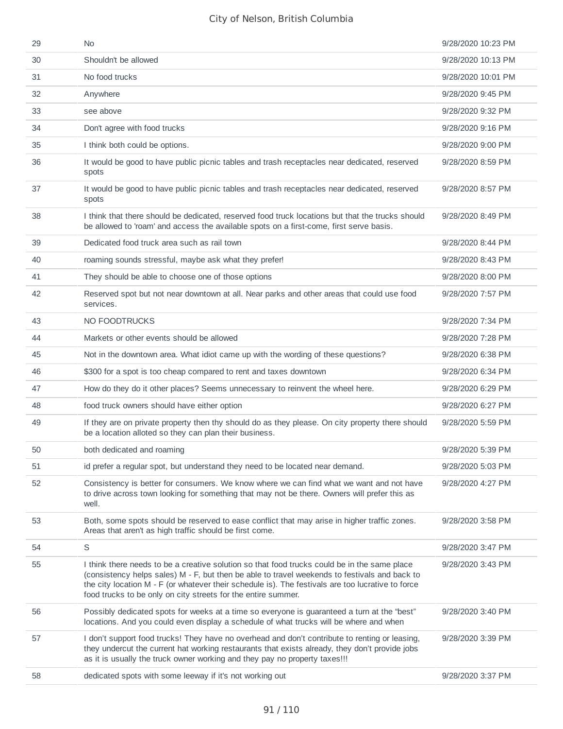| | | |
|---|---|---|
| 29 | No | 9/28/2020 10:23 PM |
| 30 | Shouldn't be allowed | 9/28/2020 10:13 PM |
| 31 | No food trucks | 9/28/2020 10:01 PM |
| 32 | Anywhere | 9/28/2020 9:45 PM |
| 33 | see above | 9/28/2020 9:32 PM |
| 34 | Don't agree with food trucks | 9/28/2020 9:16 PM |
| 35 | I think both could be options. | 9/28/2020 9:00 PM |
| 36 | It would be good to have public picnic tables and trash receptacles near dedicated, reserved spots | 9/28/2020 8:59 PM |
| 37 | It would be good to have public picnic tables and trash receptacles near dedicated, reserved spots | 9/28/2020 8:57 PM |
| 38 | I think that there should be dedicated, reserved food truck locations but that the trucks should be allowed to 'roam' and access the available spots on a first-come, first serve basis. | 9/28/2020 8:49 PM |
| 39 | Dedicated food truck area such as rail town | 9/28/2020 8:44 PM |
| 40 | roaming sounds stressful, maybe ask what they prefer! | 9/28/2020 8:43 PM |
| 41 | They should be able to choose one of those options | 9/28/2020 8:00 PM |
| 42 | Reserved spot but not near downtown at all. Near parks and other areas that could use food services. | 9/28/2020 7:57 PM |
| 43 | NO FOODTRUCKS | 9/28/2020 7:34 PM |
| 44 | Markets or other events should be allowed | 9/28/2020 7:28 PM |
| 45 | Not in the downtown area. What idiot came up with the wording of these questions? | 9/28/2020 6:38 PM |
| 46 | $300 for a spot is too cheap compared to rent and taxes downtown | 9/28/2020 6:34 PM |
| 47 | How do they do it other places? Seems unnecessary to reinvent the wheel here. | 9/28/2020 6:29 PM |
| 48 | food truck owners should have either option | 9/28/2020 6:27 PM |
| 49 | If they are on private property then thy should do as they please. On city property there should be a location alloted so they can plan their business. | 9/28/2020 5:59 PM |
| 50 | both dedicated and roaming | 9/28/2020 5:39 PM |
| 51 | id prefer a regular spot, but understand they need to be located near demand. | 9/28/2020 5:03 PM |
| 52 | Consistency is better for consumers. We know where we can find what we want and not have to drive across town looking for something that may not be there. Owners will prefer this as well. | 9/28/2020 4:27 PM |
| 53 | Both, some spots should be reserved to ease conflict that may arise in higher traffic zones. Areas that aren't as high traffic should be first come. | 9/28/2020 3:58 PM |
| 54 | S | 9/28/2020 3:47 PM |
| 55 | I think there needs to be a creative solution so that food trucks could be in the same place (consistency helps sales) M - F, but then be able to travel weekends to festivals and back to the city location M - F (or whatever their schedule is). The festivals are too lucrative to force food trucks to be only on city streets for the entire summer. | 9/28/2020 3:43 PM |
| 56 | Possibly dedicated spots for weeks at a time so everyone is guaranteed a turn at the "best" locations. And you could even display a schedule of what trucks will be where and when | 9/28/2020 3:40 PM |
| 57 | I don't support food trucks! They have no overhead and don't contribute to renting or leasing, they undercut the current hat working restaurants that exists already, they don't provide jobs as it is usually the truck owner working and they pay no property taxes!!! | 9/28/2020 3:39 PM |
| 58 | dedicated spots with some leeway if it's not working out | 9/28/2020 3:37 PM |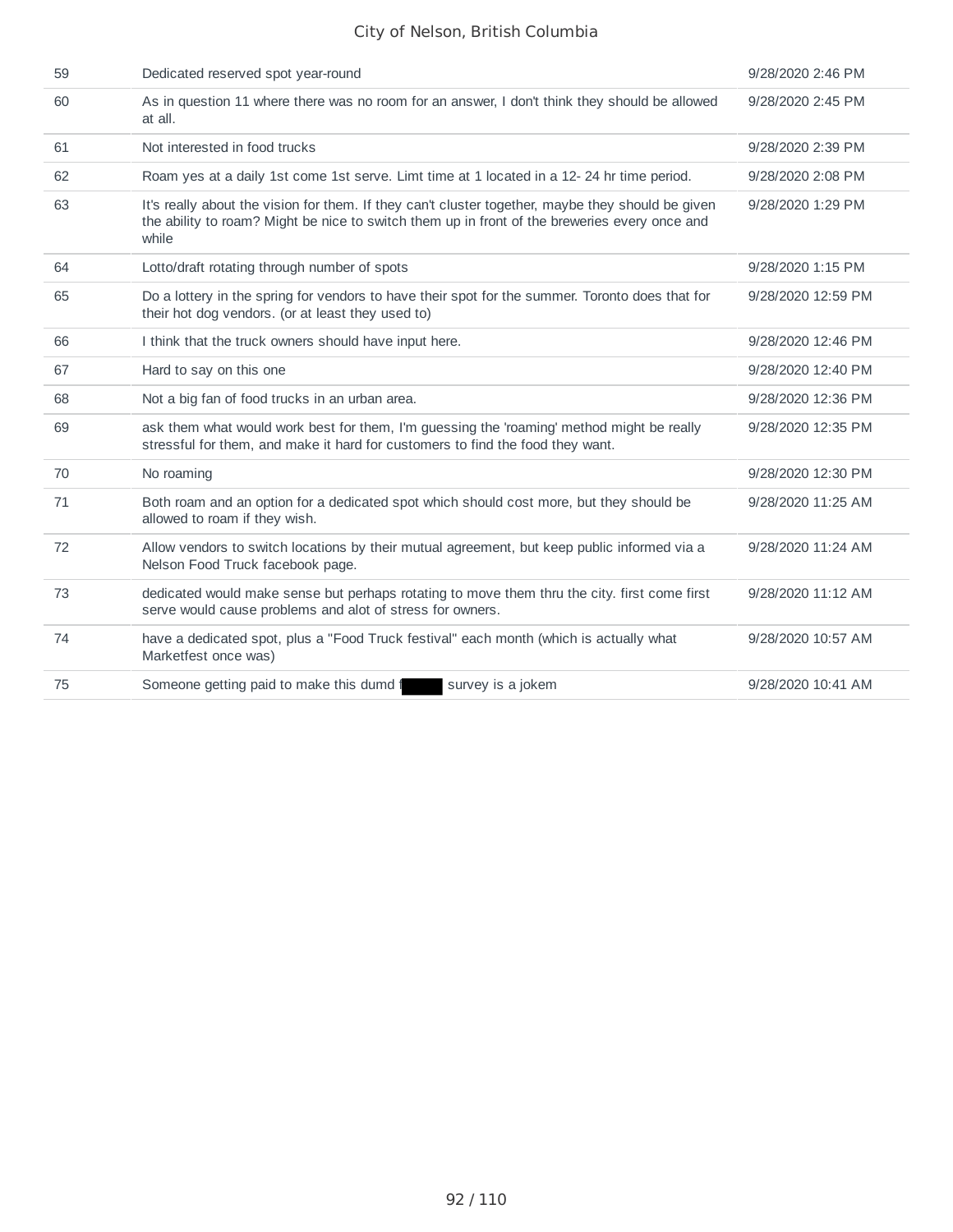| | | |
|---|---|---|
| 59 | Dedicated reserved spot year-round | 9/28/2020 2:46 PM |
| 60 | As in question 11 where there was no room for an answer, I don't think they should be allowed at all. | 9/28/2020 2:45 PM |
| 61 | Not interested in food trucks | 9/28/2020 2:39 PM |
| 62 | Roam yes at a daily 1st come 1st serve. Limt time at 1 located in a 12- 24 hr time period. | 9/28/2020 2:08 PM |
| 63 | It's really about the vision for them. If they can't cluster together, maybe they should be given the ability to roam? Might be nice to switch them up in front of the breweries every once and while | 9/28/2020 1:29 PM |
| 64 | Lotto/draft rotating through number of spots | 9/28/2020 1:15 PM |
| 65 | Do a lottery in the spring for vendors to have their spot for the summer. Toronto does that for their hot dog vendors. (or at least they used to) | 9/28/2020 12:59 PM |
| 66 | I think that the truck owners should have input here. | 9/28/2020 12:46 PM |
| 67 | Hard to say on this one | 9/28/2020 12:40 PM |
| 68 | Not a big fan of food trucks in an urban area. | 9/28/2020 12:36 PM |
| 69 | ask them what would work best for them, I'm guessing the 'roaming' method might be really stressful for them, and make it hard for customers to find the food they want. | 9/28/2020 12:35 PM |
| 70 | No roaming | 9/28/2020 12:30 PM |
| 71 | Both roam and an option for a dedicated spot which should cost more, but they should be allowed to roam if they wish. | 9/28/2020 11:25 AM |
| 72 | Allow vendors to switch locations by their mutual agreement, but keep public informed via a Nelson Food Truck facebook page. | 9/28/2020 11:24 AM |
| 73 | dedicated would make sense but perhaps rotating to move them thru the city. first come first serve would cause problems and alot of stress for owners. | 9/28/2020 11:12 AM |
| 74 | have a dedicated spot, plus a "Food Truck festival" each month (which is actually what Marketfest once was) | 9/28/2020 10:57 AM |
| 75 | Someone getting paid to make this dumd f████ survey is a jokem | 9/28/2020 10:41 AM |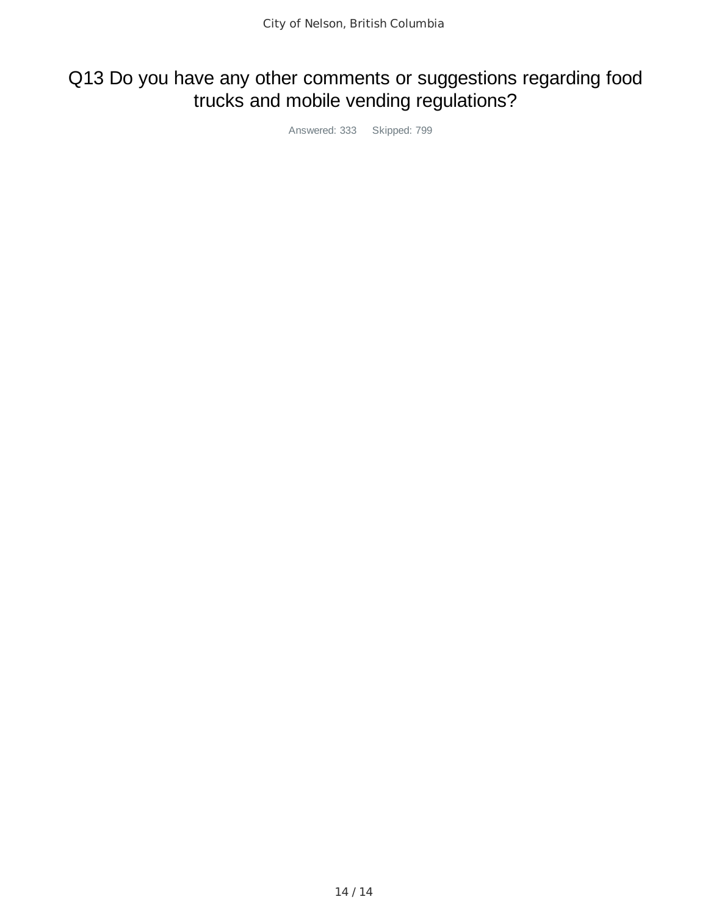# Q13 Do you have any other comments or suggestions regarding food trucks and mobile vending regulations?

Answered: 333 Skipped: 799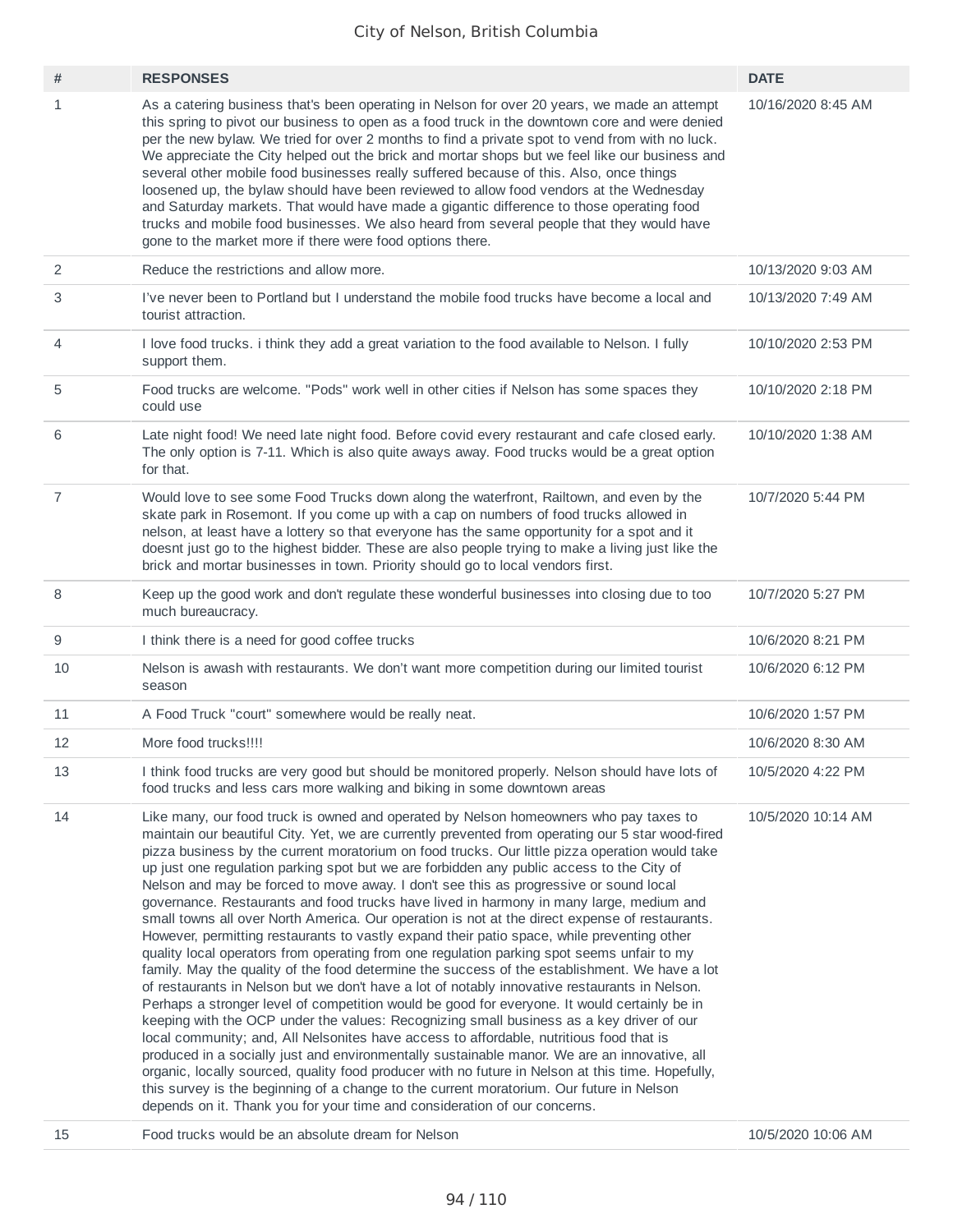| # | RESPONSES | DATE |
|---|---|---|
| 1 | As a catering business that's been operating in Nelson for over 20 years, we made an attempt this spring to pivot our business to open as a food truck in the downtown core and were denied per the new bylaw. We tried for over 2 months to find a private spot to vend from with no luck. We appreciate the City helped out the brick and mortar shops but we feel like our business and several other mobile food businesses really suffered because of this. Also, once things loosened up, the bylaw should have been reviewed to allow food vendors at the Wednesday and Saturday markets. That would have made a gigantic difference to those operating food trucks and mobile food businesses. We also heard from several people that they would have gone to the market more if there were food options there. | 10/16/2020 8:45 AM |
| 2 | Reduce the restrictions and allow more. | 10/13/2020 9:03 AM |
| 3 | I've never been to Portland but I understand the mobile food trucks have become a local and tourist attraction. | 10/13/2020 7:49 AM |
| 4 | I love food trucks. i think they add a great variation to the food available to Nelson. I fully support them. | 10/10/2020 2:53 PM |
| 5 | Food trucks are welcome. "Pods" work well in other cities if Nelson has some spaces they could use | 10/10/2020 2:18 PM |
| 6 | Late night food! We need late night food. Before covid every restaurant and cafe closed early. The only option is 7-11. Which is also quite aways away. Food trucks would be a great option for that. | 10/10/2020 1:38 AM |
| 7 | Would love to see some Food Trucks down along the waterfront, Railtown, and even by the skate park in Rosemont. If you come up with a cap on numbers of food trucks allowed in nelson, at least have a lottery so that everyone has the same opportunity for a spot and it doesnt just go to the highest bidder. These are also people trying to make a living just like the brick and mortar businesses in town. Priority should go to local vendors first. | 10/7/2020 5:44 PM |
| 8 | Keep up the good work and don't regulate these wonderful businesses into closing due to too much bureaucracy. | 10/7/2020 5:27 PM |
| 9 | I think there is a need for good coffee trucks | 10/6/2020 8:21 PM |
| 10 | Nelson is awash with restaurants. We don't want more competition during our limited tourist season | 10/6/2020 6:12 PM |
| 11 | A Food Truck "court" somewhere would be really neat. | 10/6/2020 1:57 PM |
| 12 | More food trucks!!!! | 10/6/2020 8:30 AM |
| 13 | I think food trucks are very good but should be monitored properly. Nelson should have lots of food trucks and less cars more walking and biking in some downtown areas | 10/5/2020 4:22 PM |
| 14 | Like many, our food truck is owned and operated by Nelson homeowners who pay taxes to maintain our beautiful City. Yet, we are currently prevented from operating our 5 star wood-fired pizza business by the current moratorium on food trucks. Our little pizza operation would take up just one regulation parking spot but we are forbidden any public access to the City of Nelson and may be forced to move away. I don't see this as progressive or sound local governance. Restaurants and food trucks have lived in harmony in many large, medium and small towns all over North America. Our operation is not at the direct expense of restaurants. However, permitting restaurants to vastly expand their patio space, while preventing other quality local operators from operating from one regulation parking spot seems unfair to my family. May the quality of the food determine the success of the establishment. We have a lot of restaurants in Nelson but we don't have a lot of notably innovative restaurants in Nelson. Perhaps a stronger level of competition would be good for everyone. It would certainly be in keeping with the OCP under the values: Recognizing small business as a key driver of our local community; and, All Nelsonites have access to affordable, nutritious food that is produced in a socially just and environmentally sustainable manor. We are an innovative, all organic, locally sourced, quality food producer with no future in Nelson at this time. Hopefully, this survey is the beginning of a change to the current moratorium. Our future in Nelson depends on it. Thank you for your time and consideration of our concerns. | 10/5/2020 10:14 AM |
| 15 | Food trucks would be an absolute dream for Nelson | 10/5/2020 10:06 AM |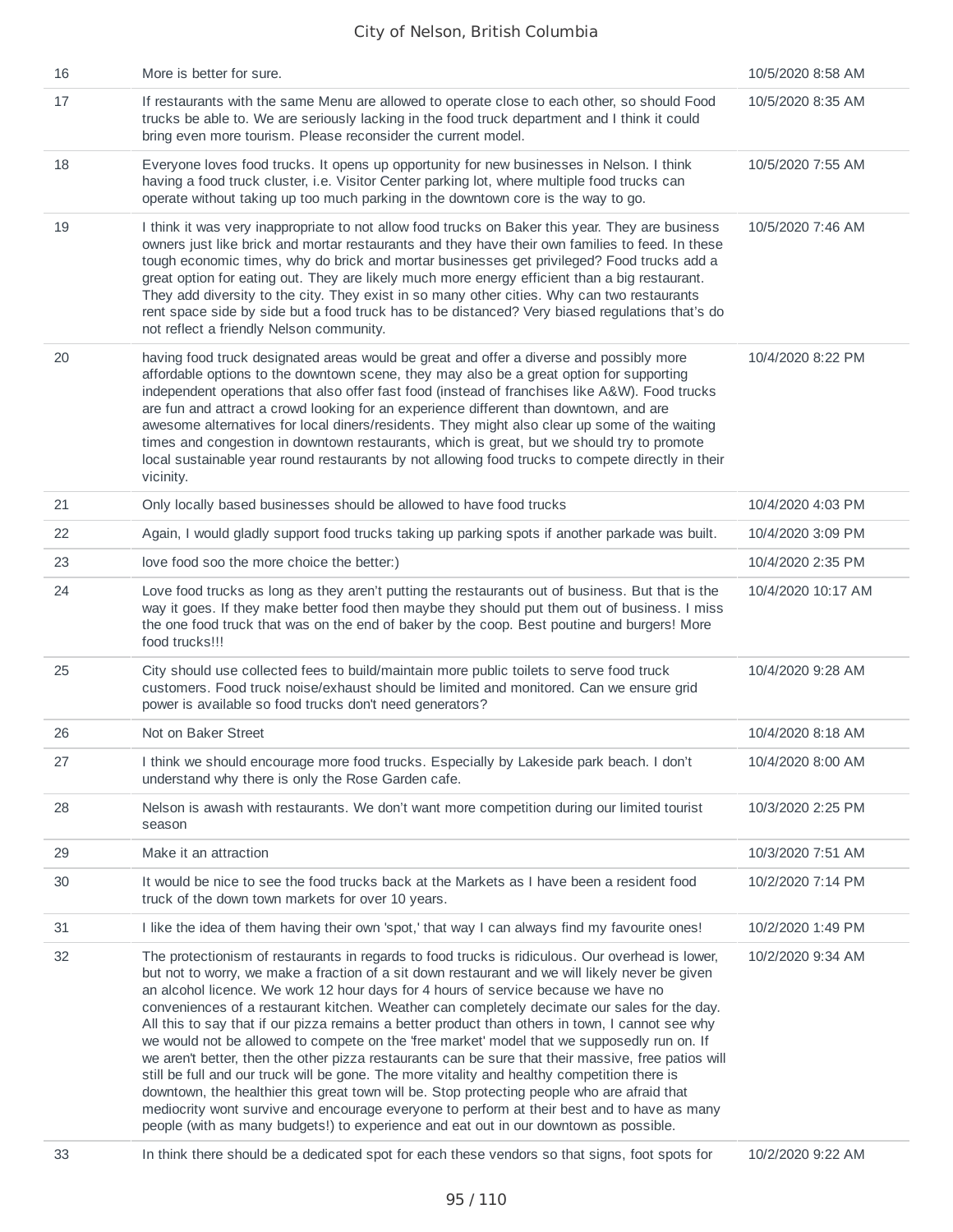| | | |
|---|---|---|
| 16 | More is better for sure. | 10/5/2020 8:58 AM |
| 17 | If restaurants with the same Menu are allowed to operate close to each other, so should Food trucks be able to. We are seriously lacking in the food truck department and I think it could bring even more tourism. Please reconsider the current model. | 10/5/2020 8:35 AM |
| 18 | Everyone loves food trucks. It opens up opportunity for new businesses in Nelson. I think having a food truck cluster, i.e. Visitor Center parking lot, where multiple food trucks can operate without taking up too much parking in the downtown core is the way to go. | 10/5/2020 7:55 AM |
| 19 | I think it was very inappropriate to not allow food trucks on Baker this year. They are business owners just like brick and mortar restaurants and they have their own families to feed. In these tough economic times, why do brick and mortar businesses get privileged? Food trucks add a great option for eating out. They are likely much more energy efficient than a big restaurant. They add diversity to the city. They exist in so many other cities. Why can two restaurants rent space side by side but a food truck has to be distanced? Very biased regulations that's do not reflect a friendly Nelson community. | 10/5/2020 7:46 AM |
| 20 | having food truck designated areas would be great and offer a diverse and possibly more affordable options to the downtown scene, they may also be a great option for supporting independent operations that also offer fast food (instead of franchises like A&W). Food trucks are fun and attract a crowd looking for an experience different than downtown, and are awesome alternatives for local diners/residents. They might also clear up some of the waiting times and congestion in downtown restaurants, which is great, but we should try to promote local sustainable year round restaurants by not allowing food trucks to compete directly in their vicinity. | 10/4/2020 8:22 PM |
| 21 | Only locally based businesses should be allowed to have food trucks | 10/4/2020 4:03 PM |
| 22 | Again, I would gladly support food trucks taking up parking spots if another parkade was built. | 10/4/2020 3:09 PM |
| 23 | love food soo the more choice the better:) | 10/4/2020 2:35 PM |
| 24 | Love food trucks as long as they aren't putting the restaurants out of business. But that is the way it goes. If they make better food then maybe they should put them out of business. I miss the one food truck that was on the end of baker by the coop. Best poutine and burgers! More food trucks!!! | 10/4/2020 10:17 AM |
| 25 | City should use collected fees to build/maintain more public toilets to serve food truck customers. Food truck noise/exhaust should be limited and monitored. Can we ensure grid power is available so food trucks don't need generators? | 10/4/2020 9:28 AM |
| 26 | Not on Baker Street | 10/4/2020 8:18 AM |
| 27 | I think we should encourage more food trucks. Especially by Lakeside park beach. I don't understand why there is only the Rose Garden cafe. | 10/4/2020 8:00 AM |
| 28 | Nelson is awash with restaurants. We don't want more competition during our limited tourist season | 10/3/2020 2:25 PM |
| 29 | Make it an attraction | 10/3/2020 7:51 AM |
| 30 | It would be nice to see the food trucks back at the Markets as I have been a resident food truck of the down town markets for over 10 years. | 10/2/2020 7:14 PM |
| 31 | I like the idea of them having their own 'spot,' that way I can always find my favourite ones! | 10/2/2020 1:49 PM |
| 32 | The protectionism of restaurants in regards to food trucks is ridiculous. Our overhead is lower, but not to worry, we make a fraction of a sit down restaurant and we will likely never be given an alcohol licence. We work 12 hour days for 4 hours of service because we have no conveniences of a restaurant kitchen. Weather can completely decimate our sales for the day. All this to say that if our pizza remains a better product than others in town, I cannot see why we would not be allowed to compete on the 'free market' model that we supposedly run on. If we aren't better, then the other pizza restaurants can be sure that their massive, free patios will still be full and our truck will be gone. The more vitality and healthy competition there is downtown, the healthier this great town will be. Stop protecting people who are afraid that mediocrity wont survive and encourage everyone to perform at their best and to have as many people (with as many budgets!) to experience and eat out in our downtown as possible. | 10/2/2020 9:34 AM |
| 33 | In think there should be a dedicated spot for each these vendors so that signs, foot spots for | 10/2/2020 9:22 AM |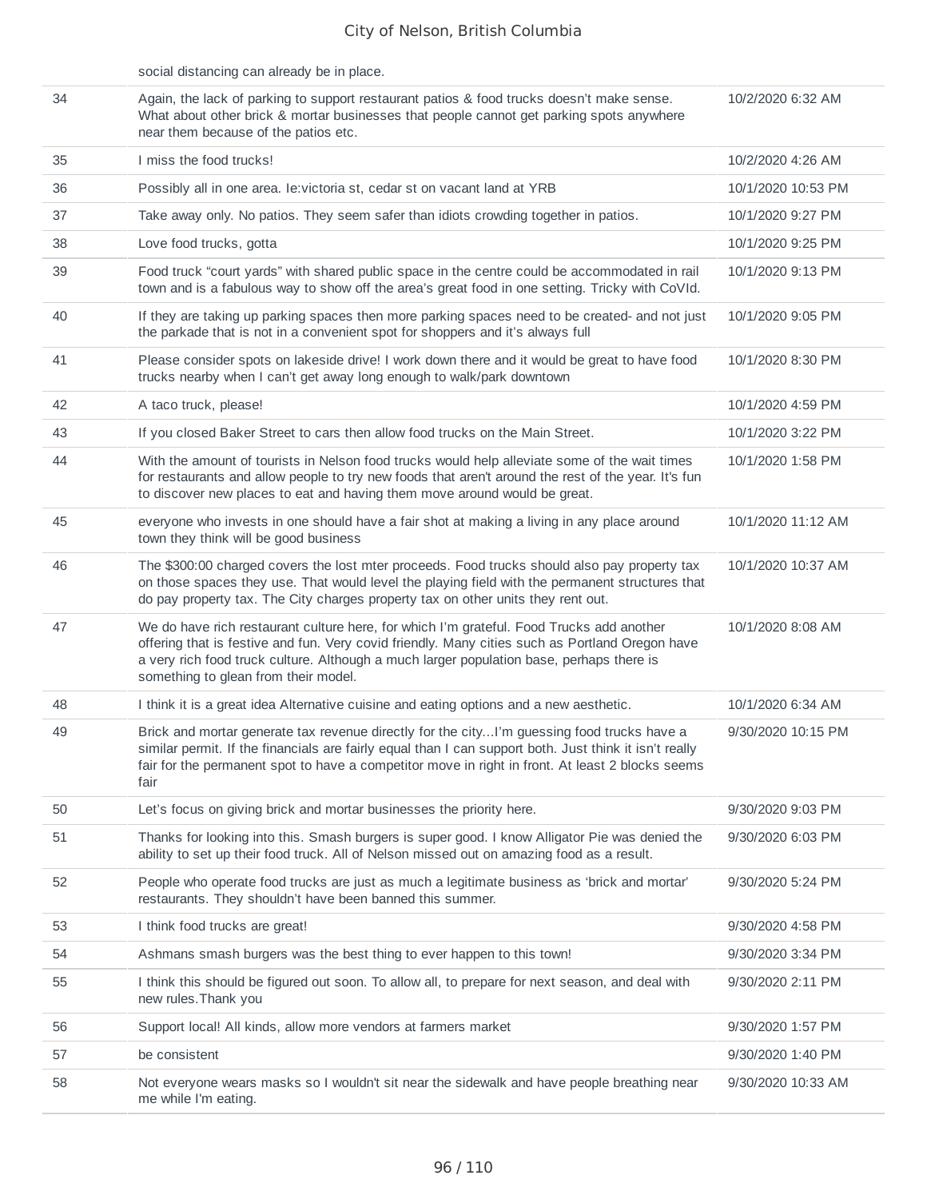| | | |
|---|---|---|
| | social distancing can already be in place. | |
| 34 | Again, the lack of parking to support restaurant patios & food trucks doesn't make sense. What about other brick & mortar businesses that people cannot get parking spots anywhere near them because of the patios etc. | 10/2/2020 6:32 AM |
| 35 | I miss the food trucks! | 10/2/2020 4:26 AM |
| 36 | Possibly all in one area. Ie:victoria st, cedar st on vacant land at YRB | 10/1/2020 10:53 PM |
| 37 | Take away only. No patios. They seem safer than idiots crowding together in patios. | 10/1/2020 9:27 PM |
| 38 | Love food trucks, gotta | 10/1/2020 9:25 PM |
| 39 | Food truck "court yards" with shared public space in the centre could be accommodated in rail town and is a fabulous way to show off the area's great food in one setting. Tricky with CoVId. | 10/1/2020 9:13 PM |
| 40 | If they are taking up parking spaces then more parking spaces need to be created- and not just the parkade that is not in a convenient spot for shoppers and it's always full | 10/1/2020 9:05 PM |
| 41 | Please consider spots on lakeside drive! I work down there and it would be great to have food trucks nearby when I can't get away long enough to walk/park downtown | 10/1/2020 8:30 PM |
| 42 | A taco truck, please! | 10/1/2020 4:59 PM |
| 43 | If you closed Baker Street to cars then allow food trucks on the Main Street. | 10/1/2020 3:22 PM |
| 44 | With the amount of tourists in Nelson food trucks would help alleviate some of the wait times for restaurants and allow people to try new foods that aren't around the rest of the year. It's fun to discover new places to eat and having them move around would be great. | 10/1/2020 1:58 PM |
| 45 | everyone who invests in one should have a fair shot at making a living in any place around town they think will be good business | 10/1/2020 11:12 AM |
| 46 | The $300:00 charged covers the lost mter proceeds. Food trucks should also pay property tax on those spaces they use. That would level the playing field with the permanent structures that do pay property tax. The City charges property tax on other units they rent out. | 10/1/2020 10:37 AM |
| 47 | We do have rich restaurant culture here, for which I'm grateful. Food Trucks add another offering that is festive and fun. Very covid friendly. Many cities such as Portland Oregon have a very rich food truck culture. Although a much larger population base, perhaps there is something to glean from their model. | 10/1/2020 8:08 AM |
| 48 | I think it is a great idea Alternative cuisine and eating options and a new aesthetic. | 10/1/2020 6:34 AM |
| 49 | Brick and mortar generate tax revenue directly for the city...I'm guessing food trucks have a similar permit. If the financials are fairly equal than I can support both. Just think it isn't really fair for the permanent spot to have a competitor move in right in front. At least 2 blocks seems fair | 9/30/2020 10:15 PM |
| 50 | Let's focus on giving brick and mortar businesses the priority here. | 9/30/2020 9:03 PM |
| 51 | Thanks for looking into this. Smash burgers is super good. I know Alligator Pie was denied the ability to set up their food truck. All of Nelson missed out on amazing food as a result. | 9/30/2020 6:03 PM |
| 52 | People who operate food trucks are just as much a legitimate business as 'brick and mortar' restaurants. They shouldn't have been banned this summer. | 9/30/2020 5:24 PM |
| 53 | I think food trucks are great! | 9/30/2020 4:58 PM |
| 54 | Ashmans smash burgers was the best thing to ever happen to this town! | 9/30/2020 3:34 PM |
| 55 | I think this should be figured out soon. To allow all, to prepare for next season, and deal with new rules.Thank you | 9/30/2020 2:11 PM |
| 56 | Support local! All kinds, allow more vendors at farmers market | 9/30/2020 1:57 PM |
| 57 | be consistent | 9/30/2020 1:40 PM |
| 58 | Not everyone wears masks so I wouldn't sit near the sidewalk and have people breathing near me while I'm eating. | 9/30/2020 10:33 AM |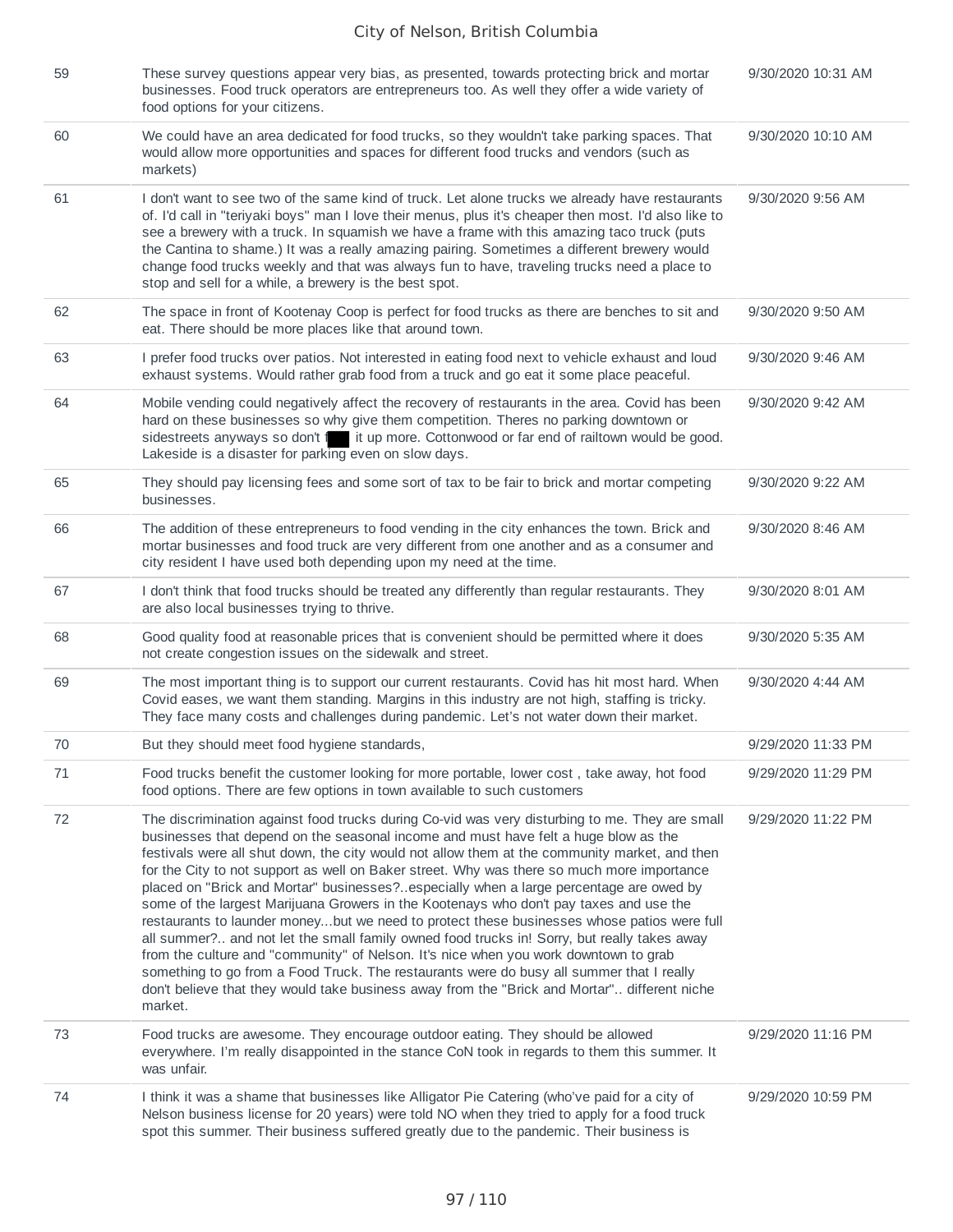| | | |
|---|---|---|
| 59 | These survey questions appear very bias, as presented, towards protecting brick and mortar businesses. Food truck operators are entrepreneurs too. As well they offer a wide variety of food options for your citizens. | 9/30/2020 10:31 AM |
| 60 | We could have an area dedicated for food trucks, so they wouldn't take parking spaces. That would allow more opportunities and spaces for different food trucks and vendors (such as markets) | 9/30/2020 10:10 AM |
| 61 | I don't want to see two of the same kind of truck. Let alone trucks we already have restaurants of. I'd call in "teriyaki boys" man I love their menus, plus it's cheaper then most. I'd also like to see a brewery with a truck. In squamish we have a frame with this amazing taco truck (puts the Cantina to shame.) It was a really amazing pairing. Sometimes a different brewery would change food trucks weekly and that was always fun to have, traveling trucks need a place to stop and sell for a while, a brewery is the best spot. | 9/30/2020 9:56 AM |
| 62 | The space in front of Kootenay Coop is perfect for food trucks as there are benches to sit and eat. There should be more places like that around town. | 9/30/2020 9:50 AM |
| 63 | I prefer food trucks over patios. Not interested in eating food next to vehicle exhaust and loud exhaust systems. Would rather grab food from a truck and go eat it some place peaceful. | 9/30/2020 9:46 AM |
| 64 | Mobile vending could negatively affect the recovery of restaurants in the area. Covid has been hard on these businesses so why give them competition. Theres no parking downtown or sidestreets anyways so don't f███ it up more. Cottonwood or far end of railtown would be good. Lakeside is a disaster for parking even on slow days. | 9/30/2020 9:42 AM |
| 65 | They should pay licensing fees and some sort of tax to be fair to brick and mortar competing businesses. | 9/30/2020 9:22 AM |
| 66 | The addition of these entrepreneurs to food vending in the city enhances the town. Brick and mortar businesses and food truck are very different from one another and as a consumer and city resident I have used both depending upon my need at the time. | 9/30/2020 8:46 AM |
| 67 | I don't think that food trucks should be treated any differently than regular restaurants. They are also local businesses trying to thrive. | 9/30/2020 8:01 AM |
| 68 | Good quality food at reasonable prices that is convenient should be permitted where it does not create congestion issues on the sidewalk and street. | 9/30/2020 5:35 AM |
| 69 | The most important thing is to support our current restaurants. Covid has hit most hard. When Covid eases, we want them standing. Margins in this industry are not high, staffing is tricky. They face many costs and challenges during pandemic. Let's not water down their market. | 9/30/2020 4:44 AM |
| 70 | But they should meet food hygiene standards, | 9/29/2020 11:33 PM |
| 71 | Food trucks benefit the customer looking for more portable, lower cost , take away, hot food food options. There are few options in town available to such customers | 9/29/2020 11:29 PM |
| 72 | The discrimination against food trucks during Co-vid was very disturbing to me. They are small businesses that depend on the seasonal income and must have felt a huge blow as the festivals were all shut down, the city would not allow them at the community market, and then for the City to not support as well on Baker street. Why was there so much more importance placed on "Brick and Mortar" businesses?..especially when a large percentage are owed by some of the largest Marijuana Growers in the Kootenays who don't pay taxes and use the restaurants to launder money...but we need to protect these businesses whose patios were full all summer?.. and not let the small family owned food trucks in! Sorry, but really takes away from the culture and "community" of Nelson. It's nice when you work downtown to grab something to go from a Food Truck. The restaurants were do busy all summer that I really don't believe that they would take business away from the "Brick and Mortar".. different niche market. | 9/29/2020 11:22 PM |
| 73 | Food trucks are awesome. They encourage outdoor eating. They should be allowed everywhere. I'm really disappointed in the stance CoN took in regards to them this summer. It was unfair. | 9/29/2020 11:16 PM |
| 74 | I think it was a shame that businesses like Alligator Pie Catering (who've paid for a city of Nelson business license for 20 years) were told NO when they tried to apply for a food truck spot this summer. Their business suffered greatly due to the pandemic. Their business is | 9/29/2020 10:59 PM |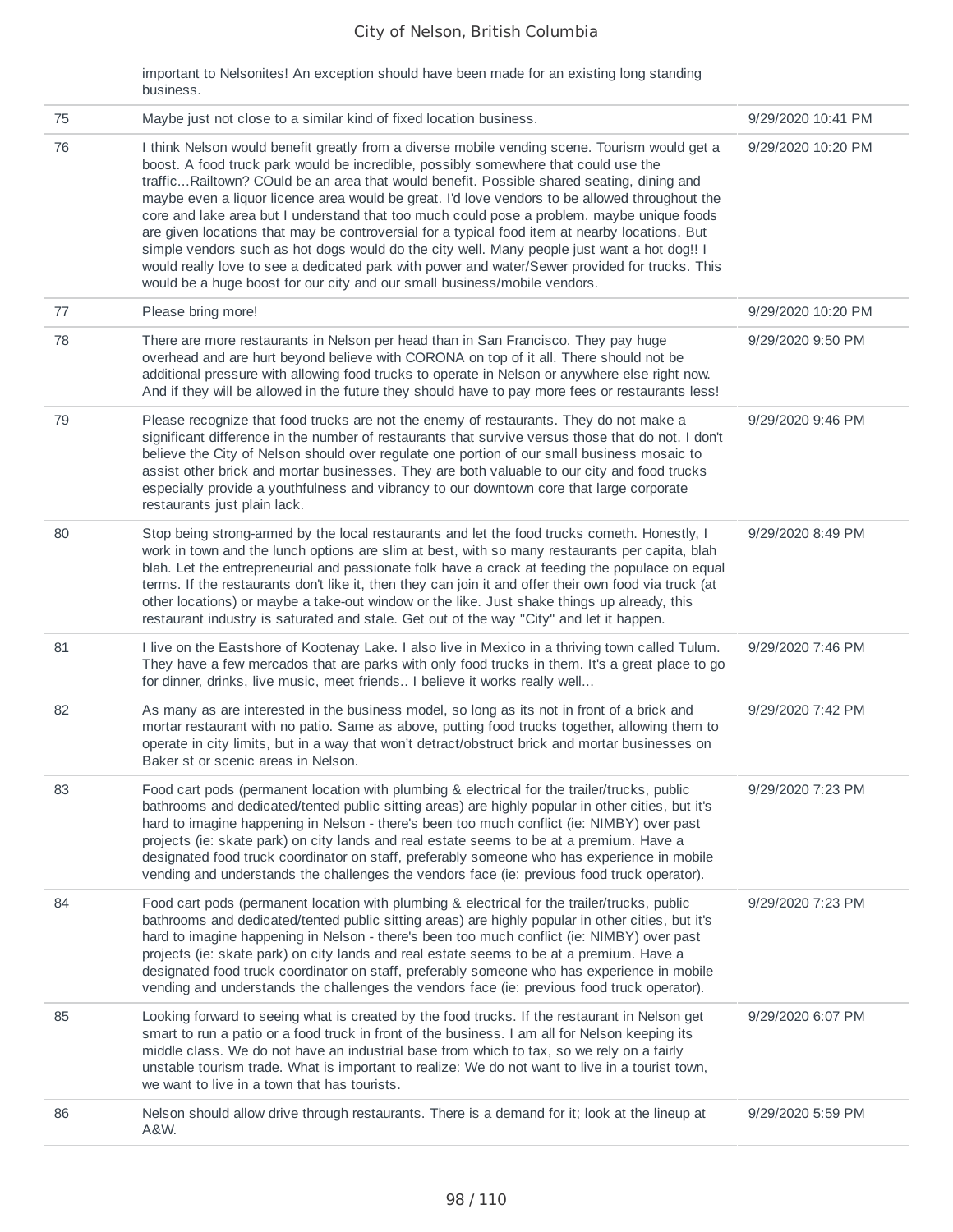| | | |
|---|---|---|
| | important to Nelsonites! An exception should have been made for an existing long standing business. | |
| 75 | Maybe just not close to a similar kind of fixed location business. | 9/29/2020 10:41 PM |
| 76 | I think Nelson would benefit greatly from a diverse mobile vending scene. Tourism would get a boost. A food truck park would be incredible, possibly somewhere that could use the traffic...Railtown? COuld be an area that would benefit. Possible shared seating, dining and maybe even a liquor licence area would be great. I'd love vendors to be allowed throughout the core and lake area but I understand that too much could pose a problem. maybe unique foods are given locations that may be controversial for a typical food item at nearby locations. But simple vendors such as hot dogs would do the city well. Many people just want a hot dog!! I would really love to see a dedicated park with power and water/Sewer provided for trucks. This would be a huge boost for our city and our small business/mobile vendors. | 9/29/2020 10:20 PM |
| 77 | Please bring more! | 9/29/2020 10:20 PM |
| 78 | There are more restaurants in Nelson per head than in San Francisco. They pay huge overhead and are hurt beyond believe with CORONA on top of it all. There should not be additional pressure with allowing food trucks to operate in Nelson or anywhere else right now. And if they will be allowed in the future they should have to pay more fees or restaurants less! | 9/29/2020 9:50 PM |
| 79 | Please recognize that food trucks are not the enemy of restaurants. They do not make a significant difference in the number of restaurants that survive versus those that do not. I don't believe the City of Nelson should over regulate one portion of our small business mosaic to assist other brick and mortar businesses. They are both valuable to our city and food trucks especially provide a youthfulness and vibrancy to our downtown core that large corporate restaurants just plain lack. | 9/29/2020 9:46 PM |
| 80 | Stop being strong-armed by the local restaurants and let the food trucks cometh. Honestly, I work in town and the lunch options are slim at best, with so many restaurants per capita, blah blah. Let the entrepreneurial and passionate folk have a crack at feeding the populace on equal terms. If the restaurants don't like it, then they can join it and offer their own food via truck (at other locations) or maybe a take-out window or the like. Just shake things up already, this restaurant industry is saturated and stale. Get out of the way "City" and let it happen. | 9/29/2020 8:49 PM |
| 81 | I live on the Eastshore of Kootenay Lake. I also live in Mexico in a thriving town called Tulum. They have a few mercados that are parks with only food trucks in them. It's a great place to go for dinner, drinks, live music, meet friends.. I believe it works really well... | 9/29/2020 7:46 PM |
| 82 | As many as are interested in the business model, so long as its not in front of a brick and mortar restaurant with no patio. Same as above, putting food trucks together, allowing them to operate in city limits, but in a way that won't detract/obstruct brick and mortar businesses on Baker st or scenic areas in Nelson. | 9/29/2020 7:42 PM |
| 83 | Food cart pods (permanent location with plumbing & electrical for the trailer/trucks, public bathrooms and dedicated/tented public sitting areas) are highly popular in other cities, but it's hard to imagine happening in Nelson - there's been too much conflict (ie: NIMBY) over past projects (ie: skate park) on city lands and real estate seems to be at a premium. Have a designated food truck coordinator on staff, preferably someone who has experience in mobile vending and understands the challenges the vendors face (ie: previous food truck operator). | 9/29/2020 7:23 PM |
| 84 | Food cart pods (permanent location with plumbing & electrical for the trailer/trucks, public bathrooms and dedicated/tented public sitting areas) are highly popular in other cities, but it's hard to imagine happening in Nelson - there's been too much conflict (ie: NIMBY) over past projects (ie: skate park) on city lands and real estate seems to be at a premium. Have a designated food truck coordinator on staff, preferably someone who has experience in mobile vending and understands the challenges the vendors face (ie: previous food truck operator). | 9/29/2020 7:23 PM |
| 85 | Looking forward to seeing what is created by the food trucks. If the restaurant in Nelson get smart to run a patio or a food truck in front of the business. I am all for Nelson keeping its middle class. We do not have an industrial base from which to tax, so we rely on a fairly unstable tourism trade. What is important to realize: We do not want to live in a tourist town, we want to live in a town that has tourists. | 9/29/2020 6:07 PM |
| 86 | Nelson should allow drive through restaurants. There is a demand for it; look at the lineup at A&W. | 9/29/2020 5:59 PM |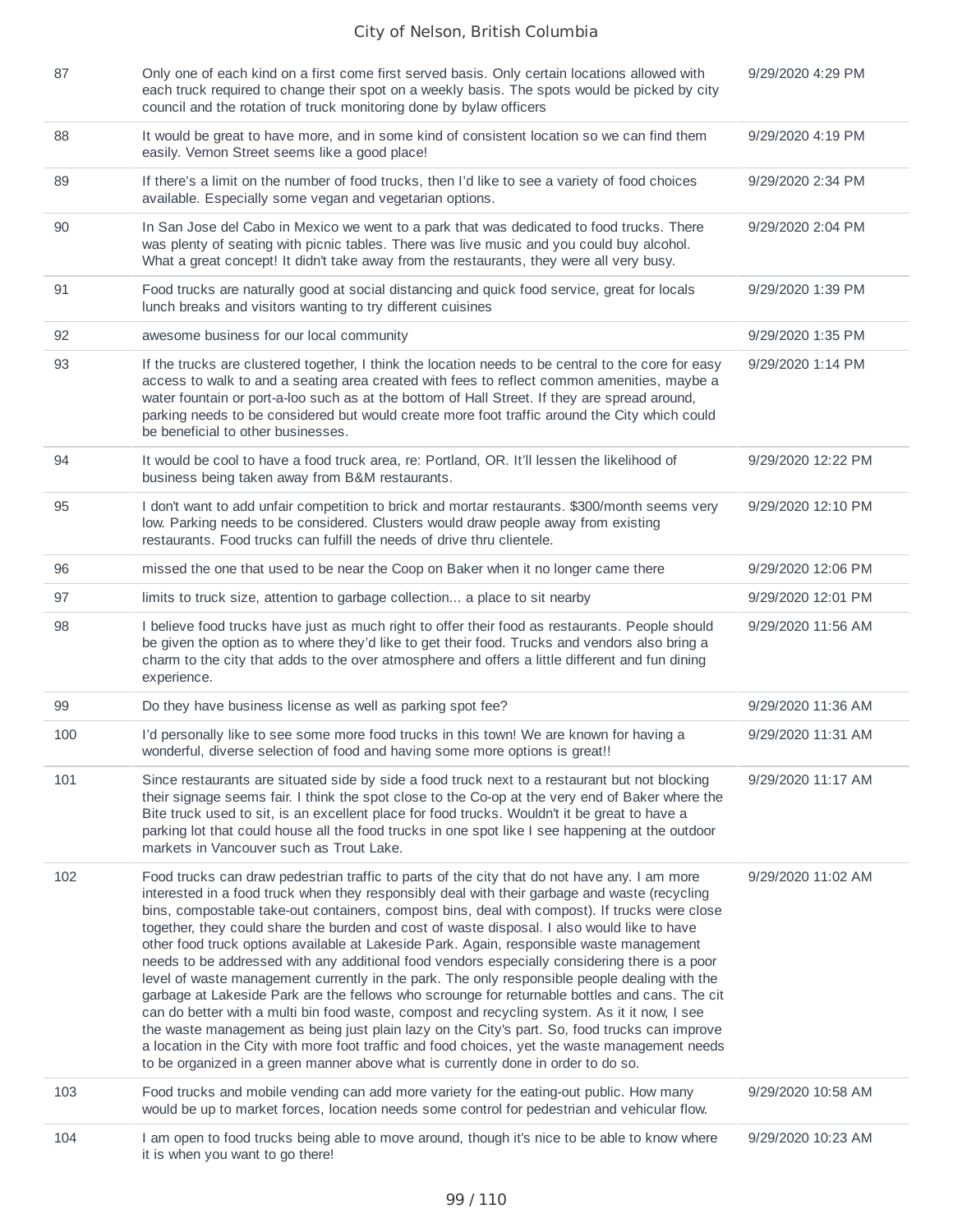| | | |
|---|---|---|
| 87 | Only one of each kind on a first come first served basis. Only certain locations allowed with each truck required to change their spot on a weekly basis. The spots would be picked by city council and the rotation of truck monitoring done by bylaw officers | 9/29/2020 4:29 PM |
| 88 | It would be great to have more, and in some kind of consistent location so we can find them easily. Vernon Street seems like a good place! | 9/29/2020 4:19 PM |
| 89 | If there's a limit on the number of food trucks, then I'd like to see a variety of food choices available. Especially some vegan and vegetarian options. | 9/29/2020 2:34 PM |
| 90 | In San Jose del Cabo in Mexico we went to a park that was dedicated to food trucks. There was plenty of seating with picnic tables. There was live music and you could buy alcohol. What a great concept! It didn't take away from the restaurants, they were all very busy. | 9/29/2020 2:04 PM |
| 91 | Food trucks are naturally good at social distancing and quick food service, great for locals lunch breaks and visitors wanting to try different cuisines | 9/29/2020 1:39 PM |
| 92 | awesome business for our local community | 9/29/2020 1:35 PM |
| 93 | If the trucks are clustered together, I think the location needs to be central to the core for easy access to walk to and a seating area created with fees to reflect common amenities, maybe a water fountain or port-a-loo such as at the bottom of Hall Street. If they are spread around, parking needs to be considered but would create more foot traffic around the City which could be beneficial to other businesses. | 9/29/2020 1:14 PM |
| 94 | It would be cool to have a food truck area, re: Portland, OR. It'll lessen the likelihood of business being taken away from B&M restaurants. | 9/29/2020 12:22 PM |
| 95 | I don't want to add unfair competition to brick and mortar restaurants. $300/month seems very low. Parking needs to be considered. Clusters would draw people away from existing restaurants. Food trucks can fulfill the needs of drive thru clientele. | 9/29/2020 12:10 PM |
| 96 | missed the one that used to be near the Coop on Baker when it no longer came there | 9/29/2020 12:06 PM |
| 97 | limits to truck size, attention to garbage collection... a place to sit nearby | 9/29/2020 12:01 PM |
| 98 | I believe food trucks have just as much right to offer their food as restaurants. People should be given the option as to where they'd like to get their food. Trucks and vendors also bring a charm to the city that adds to the over atmosphere and offers a little different and fun dining experience. | 9/29/2020 11:56 AM |
| 99 | Do they have business license as well as parking spot fee? | 9/29/2020 11:36 AM |
| 100 | I'd personally like to see some more food trucks in this town! We are known for having a wonderful, diverse selection of food and having some more options is great!! | 9/29/2020 11:31 AM |
| 101 | Since restaurants are situated side by side a food truck next to a restaurant but not blocking their signage seems fair. I think the spot close to the Co-op at the very end of Baker where the Bite truck used to sit, is an excellent place for food trucks. Wouldn't it be great to have a parking lot that could house all the food trucks in one spot like I see happening at the outdoor markets in Vancouver such as Trout Lake. | 9/29/2020 11:17 AM |
| 102 | Food trucks can draw pedestrian traffic to parts of the city that do not have any. I am more interested in a food truck when they responsibly deal with their garbage and waste (recycling bins, compostable take-out containers, compost bins, deal with compost). If trucks were close together, they could share the burden and cost of waste disposal. I also would like to have other food truck options available at Lakeside Park. Again, responsible waste management needs to be addressed with any additional food vendors especially considering there is a poor level of waste management currently in the park. The only responsible people dealing with the garbage at Lakeside Park are the fellows who scrounge for returnable bottles and cans. The cit can do better with a multi bin food waste, compost and recycling system. As it it now, I see the waste management as being just plain lazy on the City's part. So, food trucks can improve a location in the City with more foot traffic and food choices, yet the waste management needs to be organized in a green manner above what is currently done in order to do so. | 9/29/2020 11:02 AM |
| 103 | Food trucks and mobile vending can add more variety for the eating-out public. How many would be up to market forces, location needs some control for pedestrian and vehicular flow. | 9/29/2020 10:58 AM |
| 104 | I am open to food trucks being able to move around, though it's nice to be able to know where it is when you want to go there! | 9/29/2020 10:23 AM |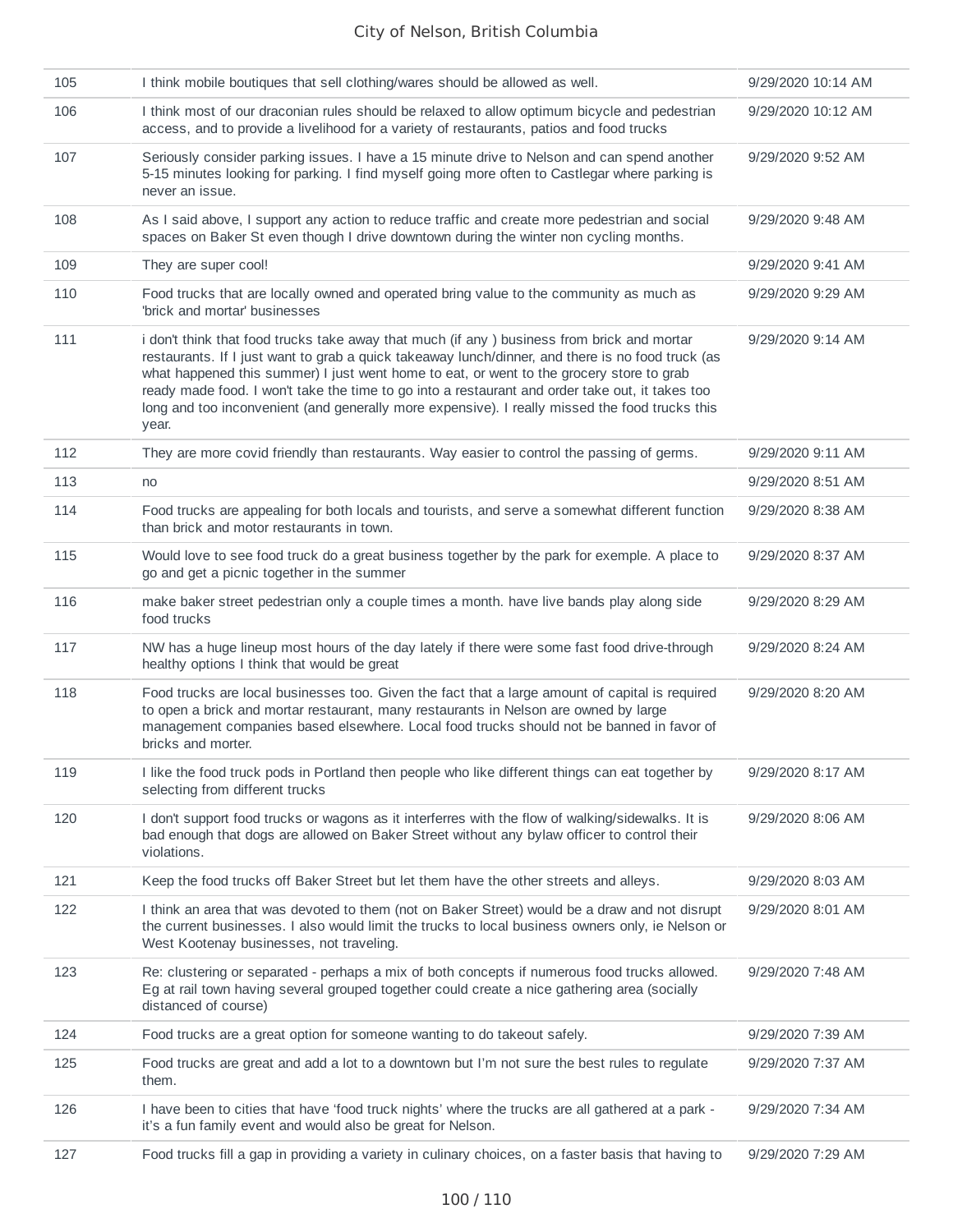| | | |
|---|---|---|
| 105 | I think mobile boutiques that sell clothing/wares should be allowed as well. | 9/29/2020 10:14 AM |
| 106 | I think most of our draconian rules should be relaxed to allow optimum bicycle and pedestrian access, and to provide a livelihood for a variety of restaurants, patios and food trucks | 9/29/2020 10:12 AM |
| 107 | Seriously consider parking issues. I have a 15 minute drive to Nelson and can spend another 5-15 minutes looking for parking. I find myself going more often to Castlegar where parking is never an issue. | 9/29/2020 9:52 AM |
| 108 | As I said above, I support any action to reduce traffic and create more pedestrian and social spaces on Baker St even though I drive downtown during the winter non cycling months. | 9/29/2020 9:48 AM |
| 109 | They are super cool! | 9/29/2020 9:41 AM |
| 110 | Food trucks that are locally owned and operated bring value to the community as much as 'brick and mortar' businesses | 9/29/2020 9:29 AM |
| 111 | i don't think that food trucks take away that much (if any ) business from brick and mortar restaurants. If I just want to grab a quick takeaway lunch/dinner, and there is no food truck (as what happened this summer) I just went home to eat, or went to the grocery store to grab ready made food. I won't take the time to go into a restaurant and order take out, it takes too long and too inconvenient (and generally more expensive). I really missed the food trucks this year. | 9/29/2020 9:14 AM |
| 112 | They are more covid friendly than restaurants. Way easier to control the passing of germs. | 9/29/2020 9:11 AM |
| 113 | no | 9/29/2020 8:51 AM |
| 114 | Food trucks are appealing for both locals and tourists, and serve a somewhat different function than brick and motor restaurants in town. | 9/29/2020 8:38 AM |
| 115 | Would love to see food truck do a great business together by the park for exemple. A place to go and get a picnic together in the summer | 9/29/2020 8:37 AM |
| 116 | make baker street pedestrian only a couple times a month. have live bands play along side food trucks | 9/29/2020 8:29 AM |
| 117 | NW has a huge lineup most hours of the day lately if there were some fast food drive-through healthy options I think that would be great | 9/29/2020 8:24 AM |
| 118 | Food trucks are local businesses too. Given the fact that a large amount of capital is required to open a brick and mortar restaurant, many restaurants in Nelson are owned by large management companies based elsewhere. Local food trucks should not be banned in favor of bricks and morter. | 9/29/2020 8:20 AM |
| 119 | I like the food truck pods in Portland then people who like different things can eat together by selecting from different trucks | 9/29/2020 8:17 AM |
| 120 | I don't support food trucks or wagons as it interferres with the flow of walking/sidewalks. It is bad enough that dogs are allowed on Baker Street without any bylaw officer to control their violations. | 9/29/2020 8:06 AM |
| 121 | Keep the food trucks off Baker Street but let them have the other streets and alleys. | 9/29/2020 8:03 AM |
| 122 | I think an area that was devoted to them (not on Baker Street) would be a draw and not disrupt the current businesses. I also would limit the trucks to local business owners only, ie Nelson or West Kootenay businesses, not traveling. | 9/29/2020 8:01 AM |
| 123 | Re: clustering or separated - perhaps a mix of both concepts if numerous food trucks allowed. Eg at rail town having several grouped together could create a nice gathering area (socially distanced of course) | 9/29/2020 7:48 AM |
| 124 | Food trucks are a great option for someone wanting to do takeout safely. | 9/29/2020 7:39 AM |
| 125 | Food trucks are great and add a lot to a downtown but I'm not sure the best rules to regulate them. | 9/29/2020 7:37 AM |
| 126 | I have been to cities that have 'food truck nights' where the trucks are all gathered at a park - it's a fun family event and would also be great for Nelson. | 9/29/2020 7:34 AM |
| 127 | Food trucks fill a gap in providing a variety in culinary choices, on a faster basis that having to | 9/29/2020 7:29 AM |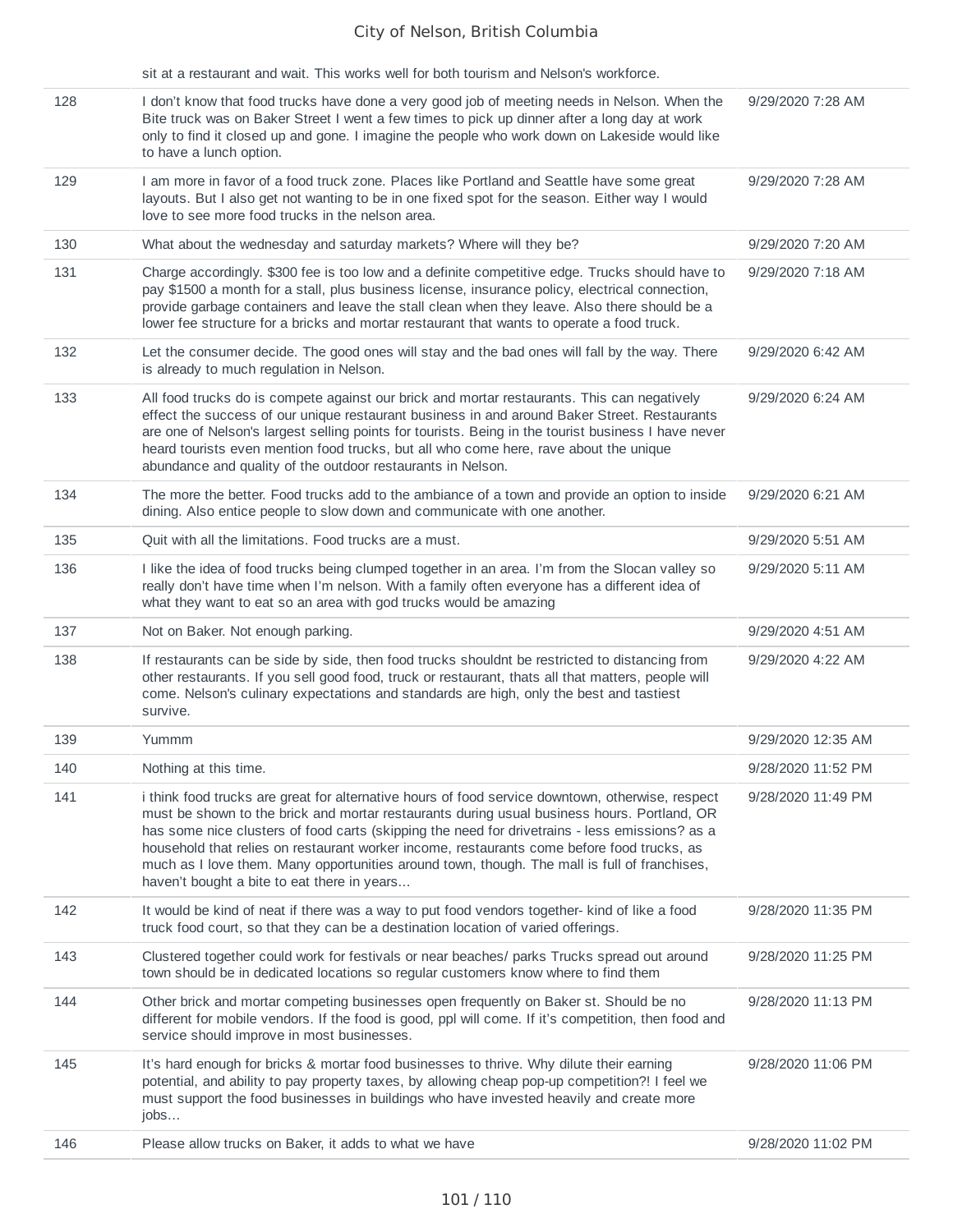| | sit at a restaurant and wait. This works well for both tourism and Nelson's workforce. | |
|---|---|---|
| 128 | I don't know that food trucks have done a very good job of meeting needs in Nelson. When the Bite truck was on Baker Street I went a few times to pick up dinner after a long day at work only to find it closed up and gone. I imagine the people who work down on Lakeside would like to have a lunch option. | 9/29/2020 7:28 AM |
| 129 | I am more in favor of a food truck zone. Places like Portland and Seattle have some great layouts. But I also get not wanting to be in one fixed spot for the season. Either way I would love to see more food trucks in the nelson area. | 9/29/2020 7:28 AM |
| 130 | What about the wednesday and saturday markets? Where will they be? | 9/29/2020 7:20 AM |
| 131 | Charge accordingly. $300 fee is too low and a definite competitive edge. Trucks should have to pay $1500 a month for a stall, plus business license, insurance policy, electrical connection, provide garbage containers and leave the stall clean when they leave. Also there should be a lower fee structure for a bricks and mortar restaurant that wants to operate a food truck. | 9/29/2020 7:18 AM |
| 132 | Let the consumer decide. The good ones will stay and the bad ones will fall by the way. There is already to much regulation in Nelson. | 9/29/2020 6:42 AM |
| 133 | All food trucks do is compete against our brick and mortar restaurants. This can negatively effect the success of our unique restaurant business in and around Baker Street. Restaurants are one of Nelson's largest selling points for tourists. Being in the tourist business I have never heard tourists even mention food trucks, but all who come here, rave about the unique abundance and quality of the outdoor restaurants in Nelson. | 9/29/2020 6:24 AM |
| 134 | The more the better. Food trucks add to the ambiance of a town and provide an option to inside dining. Also entice people to slow down and communicate with one another. | 9/29/2020 6:21 AM |
| 135 | Quit with all the limitations. Food trucks are a must. | 9/29/2020 5:51 AM |
| 136 | I like the idea of food trucks being clumped together in an area. I'm from the Slocan valley so really don't have time when I'm nelson. With a family often everyone has a different idea of what they want to eat so an area with god trucks would be amazing | 9/29/2020 5:11 AM |
| 137 | Not on Baker. Not enough parking. | 9/29/2020 4:51 AM |
| 138 | If restaurants can be side by side, then food trucks shouldnt be restricted to distancing from other restaurants. If you sell good food, truck or restaurant, thats all that matters, people will come. Nelson's culinary expectations and standards are high, only the best and tastiest survive. | 9/29/2020 4:22 AM |
| 139 | Yummm | 9/29/2020 12:35 AM |
| 140 | Nothing at this time. | 9/28/2020 11:52 PM |
| 141 | i think food trucks are great for alternative hours of food service downtown, otherwise, respect must be shown to the brick and mortar restaurants during usual business hours. Portland, OR has some nice clusters of food carts (skipping the need for drivetrains - less emissions? as a household that relies on restaurant worker income, restaurants come before food trucks, as much as I love them. Many opportunities around town, though. The mall is full of franchises, haven't bought a bite to eat there in years... | 9/28/2020 11:49 PM |
| 142 | It would be kind of neat if there was a way to put food vendors together- kind of like a food truck food court, so that they can be a destination location of varied offerings. | 9/28/2020 11:35 PM |
| 143 | Clustered together could work for festivals or near beaches/ parks Trucks spread out around town should be in dedicated locations so regular customers know where to find them | 9/28/2020 11:25 PM |
| 144 | Other brick and mortar competing businesses open frequently on Baker st. Should be no different for mobile vendors. If the food is good, ppl will come. If it's competition, then food and service should improve in most businesses. | 9/28/2020 11:13 PM |
| 145 | It's hard enough for bricks & mortar food businesses to thrive. Why dilute their earning potential, and ability to pay property taxes, by allowing cheap pop-up competition?! I feel we must support the food businesses in buildings who have invested heavily and create more jobs… | 9/28/2020 11:06 PM |
| 146 | Please allow trucks on Baker, it adds to what we have | 9/28/2020 11:02 PM |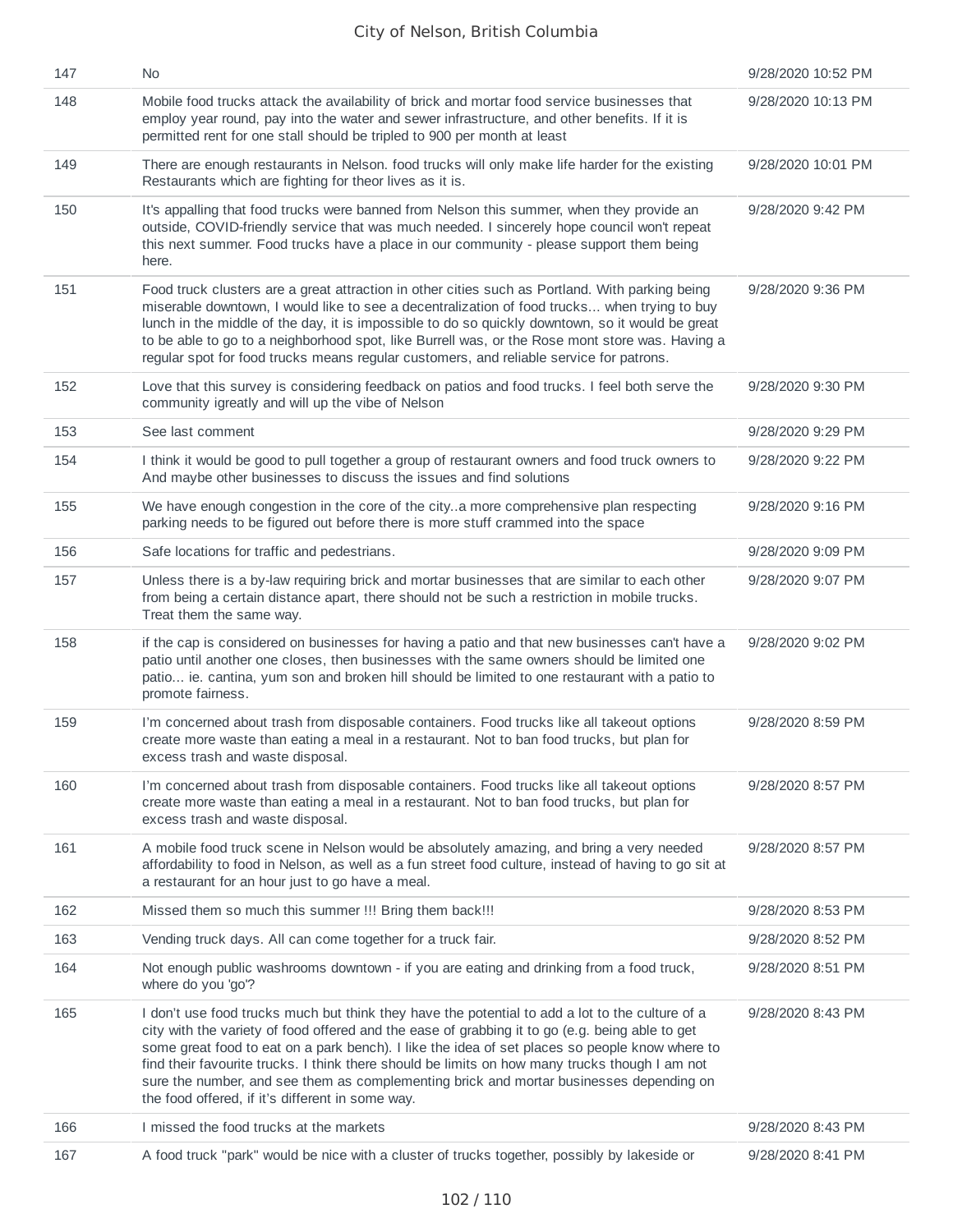| | | |
|---|---|---|
| 147 | No | 9/28/2020 10:52 PM |
| 148 | Mobile food trucks attack the availability of brick and mortar food service businesses that employ year round, pay into the water and sewer infrastructure, and other benefits. If it is permitted rent for one stall should be tripled to 900 per month at least | 9/28/2020 10:13 PM |
| 149 | There are enough restaurants in Nelson. food trucks will only make life harder for the existing Restaurants which are fighting for theor lives as it is. | 9/28/2020 10:01 PM |
| 150 | It's appalling that food trucks were banned from Nelson this summer, when they provide an outside, COVID-friendly service that was much needed. I sincerely hope council won't repeat this next summer. Food trucks have a place in our community - please support them being here. | 9/28/2020 9:42 PM |
| 151 | Food truck clusters are a great attraction in other cities such as Portland. With parking being miserable downtown, I would like to see a decentralization of food trucks... when trying to buy lunch in the middle of the day, it is impossible to do so quickly downtown, so it would be great to be able to go to a neighborhood spot, like Burrell was, or the Rose mont store was. Having a regular spot for food trucks means regular customers, and reliable service for patrons. | 9/28/2020 9:36 PM |
| 152 | Love that this survey is considering feedback on patios and food trucks. I feel both serve the community igreatly and will up the vibe of Nelson | 9/28/2020 9:30 PM |
| 153 | See last comment | 9/28/2020 9:29 PM |
| 154 | I think it would be good to pull together a group of restaurant owners and food truck owners to And maybe other businesses to discuss the issues and find solutions | 9/28/2020 9:22 PM |
| 155 | We have enough congestion in the core of the city..a more comprehensive plan respecting parking needs to be figured out before there is more stuff crammed into the space | 9/28/2020 9:16 PM |
| 156 | Safe locations for traffic and pedestrians. | 9/28/2020 9:09 PM |
| 157 | Unless there is a by-law requiring brick and mortar businesses that are similar to each other from being a certain distance apart, there should not be such a restriction in mobile trucks. Treat them the same way. | 9/28/2020 9:07 PM |
| 158 | if the cap is considered on businesses for having a patio and that new businesses can't have a patio until another one closes, then businesses with the same owners should be limited one patio... ie. cantina, yum son and broken hill should be limited to one restaurant with a patio to promote fairness. | 9/28/2020 9:02 PM |
| 159 | I'm concerned about trash from disposable containers. Food trucks like all takeout options create more waste than eating a meal in a restaurant. Not to ban food trucks, but plan for excess trash and waste disposal. | 9/28/2020 8:59 PM |
| 160 | I'm concerned about trash from disposable containers. Food trucks like all takeout options create more waste than eating a meal in a restaurant. Not to ban food trucks, but plan for excess trash and waste disposal. | 9/28/2020 8:57 PM |
| 161 | A mobile food truck scene in Nelson would be absolutely amazing, and bring a very needed affordability to food in Nelson, as well as a fun street food culture, instead of having to go sit at a restaurant for an hour just to go have a meal. | 9/28/2020 8:57 PM |
| 162 | Missed them so much this summer !!! Bring them back!!! | 9/28/2020 8:53 PM |
| 163 | Vending truck days. All can come together for a truck fair. | 9/28/2020 8:52 PM |
| 164 | Not enough public washrooms downtown - if you are eating and drinking from a food truck, where do you 'go'? | 9/28/2020 8:51 PM |
| 165 | I don't use food trucks much but think they have the potential to add a lot to the culture of a city with the variety of food offered and the ease of grabbing it to go (e.g. being able to get some great food to eat on a park bench). I like the idea of set places so people know where to find their favourite trucks. I think there should be limits on how many trucks though I am not sure the number, and see them as complementing brick and mortar businesses depending on the food offered, if it's different in some way. | 9/28/2020 8:43 PM |
| 166 | I missed the food trucks at the markets | 9/28/2020 8:43 PM |
| 167 | A food truck "park" would be nice with a cluster of trucks together, possibly by lakeside or | 9/28/2020 8:41 PM |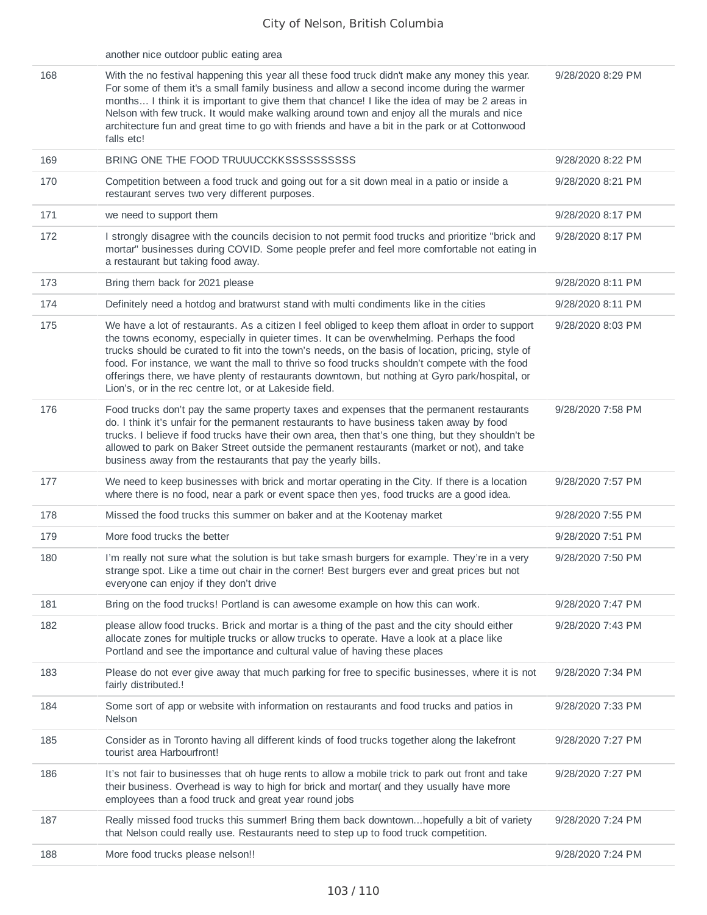| | another nice outdoor public eating area | |
|---|---|---|
| 168 | With the no festival happening this year all these food truck didn't make any money this year. For some of them it's a small family business and allow a second income during the warmer months... I think it is important to give them that chance! I like the idea of may be 2 areas in Nelson with few truck. It would make walking around town and enjoy all the murals and nice architecture fun and great time to go with friends and have a bit in the park or at Cottonwood falls etc! | 9/28/2020 8:29 PM |
| 169 | BRING ONE THE FOOD TRUUUCCKKSSSSSSSSSS | 9/28/2020 8:22 PM |
| 170 | Competition between a food truck and going out for a sit down meal in a patio or inside a restaurant serves two very different purposes. | 9/28/2020 8:21 PM |
| 171 | we need to support them | 9/28/2020 8:17 PM |
| 172 | I strongly disagree with the councils decision to not permit food trucks and prioritize "brick and mortar" businesses during COVID. Some people prefer and feel more comfortable not eating in a restaurant but taking food away. | 9/28/2020 8:17 PM |
| 173 | Bring them back for 2021 please | 9/28/2020 8:11 PM |
| 174 | Definitely need a hotdog and bratwurst stand with multi condiments like in the cities | 9/28/2020 8:11 PM |
| 175 | We have a lot of restaurants. As a citizen I feel obliged to keep them afloat in order to support the towns economy, especially in quieter times. It can be overwhelming. Perhaps the food trucks should be curated to fit into the town's needs, on the basis of location, pricing, style of food. For instance, we want the mall to thrive so food trucks shouldn't compete with the food offerings there, we have plenty of restaurants downtown, but nothing at Gyro park/hospital, or Lion's, or in the rec centre lot, or at Lakeside field. | 9/28/2020 8:03 PM |
| 176 | Food trucks don't pay the same property taxes and expenses that the permanent restaurants do. I think it's unfair for the permanent restaurants to have business taken away by food trucks. I believe if food trucks have their own area, then that's one thing, but they shouldn't be allowed to park on Baker Street outside the permanent restaurants (market or not), and take business away from the restaurants that pay the yearly bills. | 9/28/2020 7:58 PM |
| 177 | We need to keep businesses with brick and mortar operating in the City. If there is a location where there is no food, near a park or event space then yes, food trucks are a good idea. | 9/28/2020 7:57 PM |
| 178 | Missed the food trucks this summer on baker and at the Kootenay market | 9/28/2020 7:55 PM |
| 179 | More food trucks the better | 9/28/2020 7:51 PM |
| 180 | I'm really not sure what the solution is but take smash burgers for example. They're in a very strange spot. Like a time out chair in the corner! Best burgers ever and great prices but not everyone can enjoy if they don't drive | 9/28/2020 7:50 PM |
| 181 | Bring on the food trucks! Portland is can awesome example on how this can work. | 9/28/2020 7:47 PM |
| 182 | please allow food trucks. Brick and mortar is a thing of the past and the city should either allocate zones for multiple trucks or allow trucks to operate. Have a look at a place like Portland and see the importance and cultural value of having these places | 9/28/2020 7:43 PM |
| 183 | Please do not ever give away that much parking for free to specific businesses, where it is not fairly distributed.! | 9/28/2020 7:34 PM |
| 184 | Some sort of app or website with information on restaurants and food trucks and patios in Nelson | 9/28/2020 7:33 PM |
| 185 | Consider as in Toronto having all different kinds of food trucks together along the lakefront tourist area Harbourfront! | 9/28/2020 7:27 PM |
| 186 | It's not fair to businesses that oh huge rents to allow a mobile trick to park out front and take their business. Overhead is way to high for brick and mortar( and they usually have more employees than a food truck and great year round jobs | 9/28/2020 7:27 PM |
| 187 | Really missed food trucks this summer! Bring them back downtown...hopefully a bit of variety that Nelson could really use. Restaurants need to step up to food truck competition. | 9/28/2020 7:24 PM |
| 188 | More food trucks please nelson!! | 9/28/2020 7:24 PM |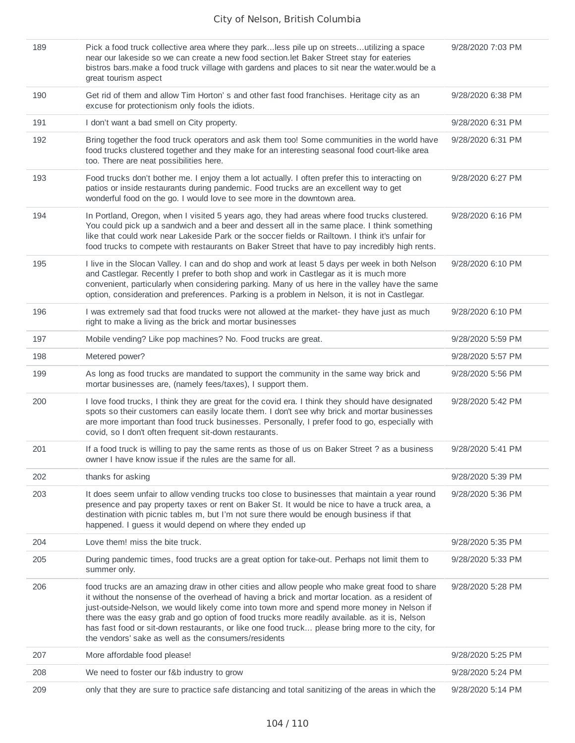| | | |
|---|---|---|
| 189 | Pick a food truck collective area where they park...less pile up on streets...utilizing a space near our lakeside so we can create a new food section.let Baker Street stay for eateries bistros bars.make a food truck village with gardens and places to sit near the water.would be a great tourism aspect | 9/28/2020 7:03 PM |
| 190 | Get rid of them and allow Tim Horton' s and other fast food franchises. Heritage city as an excuse for protectionism only fools the idiots. | 9/28/2020 6:38 PM |
| 191 | I don't want a bad smell on City property. | 9/28/2020 6:31 PM |
| 192 | Bring together the food truck operators and ask them too! Some communities in the world have food trucks clustered together and they make for an interesting seasonal food court-like area too. There are neat possibilities here. | 9/28/2020 6:31 PM |
| 193 | Food trucks don't bother me. I enjoy them a lot actually. I often prefer this to interacting on patios or inside restaurants during pandemic. Food trucks are an excellent way to get wonderful food on the go. I would love to see more in the downtown area. | 9/28/2020 6:27 PM |
| 194 | In Portland, Oregon, when I visited 5 years ago, they had areas where food trucks clustered. You could pick up a sandwich and a beer and dessert all in the same place. I think something like that could work near Lakeside Park or the soccer fields or Railtown. I think it's unfair for food trucks to compete with restaurants on Baker Street that have to pay incredibly high rents. | 9/28/2020 6:16 PM |
| 195 | I live in the Slocan Valley. I can and do shop and work at least 5 days per week in both Nelson and Castlegar. Recently I prefer to both shop and work in Castlegar as it is much more convenient, particularly when considering parking. Many of us here in the valley have the same option, consideration and preferences. Parking is a problem in Nelson, it is not in Castlegar. | 9/28/2020 6:10 PM |
| 196 | I was extremely sad that food trucks were not allowed at the market- they have just as much right to make a living as the brick and mortar businesses | 9/28/2020 6:10 PM |
| 197 | Mobile vending? Like pop machines? No. Food trucks are great. | 9/28/2020 5:59 PM |
| 198 | Metered power? | 9/28/2020 5:57 PM |
| 199 | As long as food trucks are mandated to support the community in the same way brick and mortar businesses are, (namely fees/taxes), I support them. | 9/28/2020 5:56 PM |
| 200 | I love food trucks, I think they are great for the covid era. I think they should have designated spots so their customers can easily locate them. I don't see why brick and mortar businesses are more important than food truck businesses. Personally, I prefer food to go, especially with covid, so I don't often frequent sit-down restaurants. | 9/28/2020 5:42 PM |
| 201 | If a food truck is willing to pay the same rents as those of us on Baker Street ? as a business owner I have know issue if the rules are the same for all. | 9/28/2020 5:41 PM |
| 202 | thanks for asking | 9/28/2020 5:39 PM |
| 203 | It does seem unfair to allow vending trucks too close to businesses that maintain a year round presence and pay property taxes or rent on Baker St. It would be nice to have a truck area, a destination with picnic tables m, but I'm not sure there would be enough business if that happened. I guess it would depend on where they ended up | 9/28/2020 5:36 PM |
| 204 | Love them! miss the bite truck. | 9/28/2020 5:35 PM |
| 205 | During pandemic times, food trucks are a great option for take-out. Perhaps not limit them to summer only. | 9/28/2020 5:33 PM |
| 206 | food trucks are an amazing draw in other cities and allow people who make great food to share it without the nonsense of the overhead of having a brick and mortar location. as a resident of just-outside-Nelson, we would likely come into town more and spend more money in Nelson if there was the easy grab and go option of food trucks more readily available. as it is, Nelson has fast food or sit-down restaurants, or like one food truck... please bring more to the city, for the vendors' sake as well as the consumers/residents | 9/28/2020 5:28 PM |
| 207 | More affordable food please! | 9/28/2020 5:25 PM |
| 208 | We need to foster our f&b industry to grow | 9/28/2020 5:24 PM |
| 209 | only that they are sure to practice safe distancing and total sanitizing of the areas in which the | 9/28/2020 5:14 PM |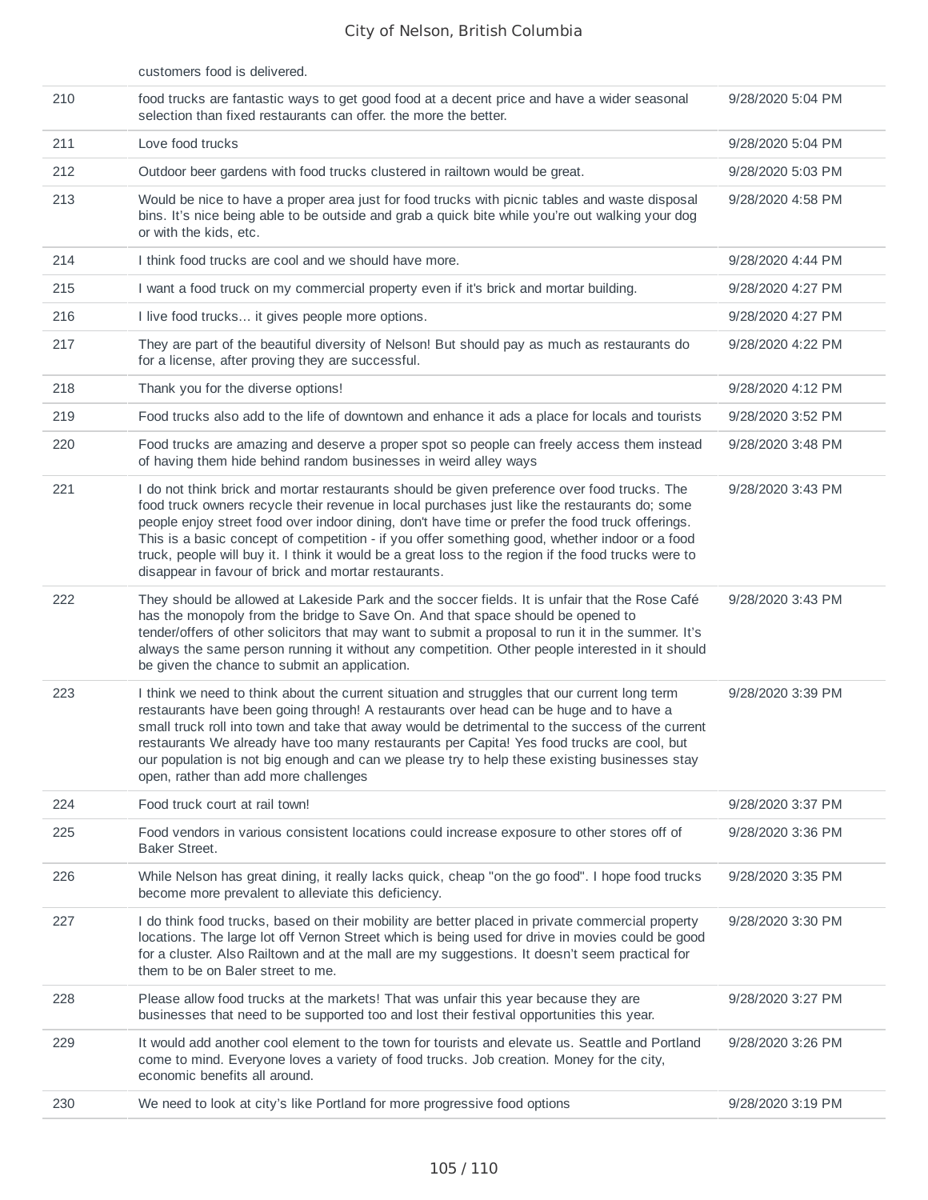| | | |
|---|---|---|
| | customers food is delivered. | |
| 210 | food trucks are fantastic ways to get good food at a decent price and have a wider seasonal selection than fixed restaurants can offer. the more the better. | 9/28/2020 5:04 PM |
| 211 | Love food trucks | 9/28/2020 5:04 PM |
| 212 | Outdoor beer gardens with food trucks clustered in railtown would be great. | 9/28/2020 5:03 PM |
| 213 | Would be nice to have a proper area just for food trucks with picnic tables and waste disposal bins. It's nice being able to be outside and grab a quick bite while you're out walking your dog or with the kids, etc. | 9/28/2020 4:58 PM |
| 214 | I think food trucks are cool and we should have more. | 9/28/2020 4:44 PM |
| 215 | I want a food truck on my commercial property even if it's brick and mortar building. | 9/28/2020 4:27 PM |
| 216 | I live food trucks... it gives people more options. | 9/28/2020 4:27 PM |
| 217 | They are part of the beautiful diversity of Nelson! But should pay as much as restaurants do for a license, after proving they are successful. | 9/28/2020 4:22 PM |
| 218 | Thank you for the diverse options! | 9/28/2020 4:12 PM |
| 219 | Food trucks also add to the life of downtown and enhance it ads a place for locals and tourists | 9/28/2020 3:52 PM |
| 220 | Food trucks are amazing and deserve a proper spot so people can freely access them instead of having them hide behind random businesses in weird alley ways | 9/28/2020 3:48 PM |
| 221 | I do not think brick and mortar restaurants should be given preference over food trucks. The food truck owners recycle their revenue in local purchases just like the restaurants do; some people enjoy street food over indoor dining, don't have time or prefer the food truck offerings. This is a basic concept of competition - if you offer something good, whether indoor or a food truck, people will buy it. I think it would be a great loss to the region if the food trucks were to disappear in favour of brick and mortar restaurants. | 9/28/2020 3:43 PM |
| 222 | They should be allowed at Lakeside Park and the soccer fields. It is unfair that the Rose Café has the monopoly from the bridge to Save On. And that space should be opened to tender/offers of other solicitors that may want to submit a proposal to run it in the summer. It's always the same person running it without any competition. Other people interested in it should be given the chance to submit an application. | 9/28/2020 3:43 PM |
| 223 | I think we need to think about the current situation and struggles that our current long term restaurants have been going through! A restaurants over head can be huge and to have a small truck roll into town and take that away would be detrimental to the success of the current restaurants We already have too many restaurants per Capita! Yes food trucks are cool, but our population is not big enough and can we please try to help these existing businesses stay open, rather than add more challenges | 9/28/2020 3:39 PM |
| 224 | Food truck court at rail town! | 9/28/2020 3:37 PM |
| 225 | Food vendors in various consistent locations could increase exposure to other stores off of Baker Street. | 9/28/2020 3:36 PM |
| 226 | While Nelson has great dining, it really lacks quick, cheap "on the go food". I hope food trucks become more prevalent to alleviate this deficiency. | 9/28/2020 3:35 PM |
| 227 | I do think food trucks, based on their mobility are better placed in private commercial property locations. The large lot off Vernon Street which is being used for drive in movies could be good for a cluster. Also Railtown and at the mall are my suggestions. It doesn't seem practical for them to be on Baler street to me. | 9/28/2020 3:30 PM |
| 228 | Please allow food trucks at the markets! That was unfair this year because they are businesses that need to be supported too and lost their festival opportunities this year. | 9/28/2020 3:27 PM |
| 229 | It would add another cool element to the town for tourists and elevate us. Seattle and Portland come to mind. Everyone loves a variety of food trucks. Job creation. Money for the city, economic benefits all around. | 9/28/2020 3:26 PM |
| 230 | We need to look at city's like Portland for more progressive food options | 9/28/2020 3:19 PM |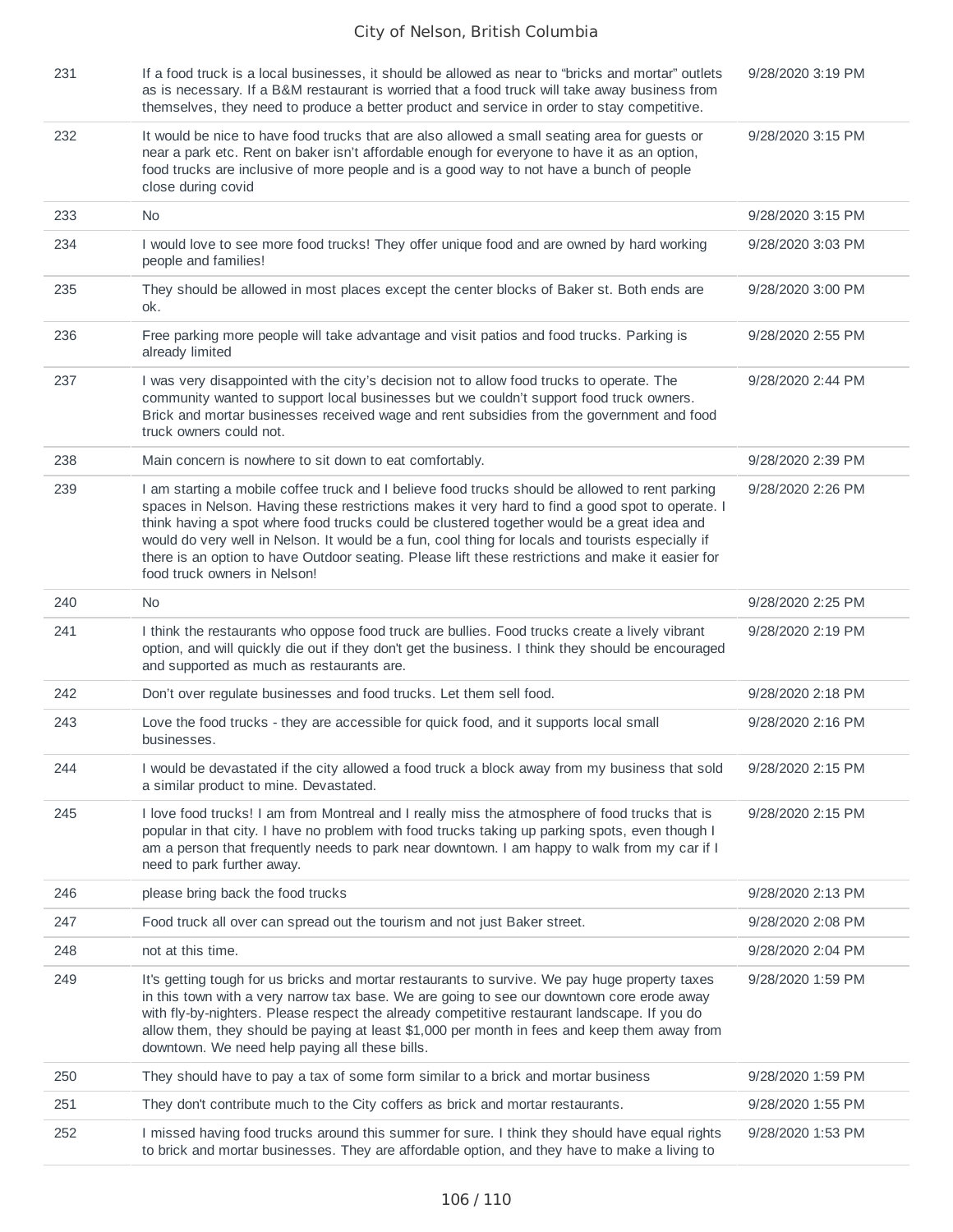| | | |
|---|---|---|
| 231 | If a food truck is a local businesses, it should be allowed as near to "bricks and mortar" outlets as is necessary. If a B&M restaurant is worried that a food truck will take away business from themselves, they need to produce a better product and service in order to stay competitive. | 9/28/2020 3:19 PM |
| 232 | It would be nice to have food trucks that are also allowed a small seating area for guests or near a park etc. Rent on baker isn't affordable enough for everyone to have it as an option, food trucks are inclusive of more people and is a good way to not have a bunch of people close during covid | 9/28/2020 3:15 PM |
| 233 | No | 9/28/2020 3:15 PM |
| 234 | I would love to see more food trucks! They offer unique food and are owned by hard working people and families! | 9/28/2020 3:03 PM |
| 235 | They should be allowed in most places except the center blocks of Baker st. Both ends are ok. | 9/28/2020 3:00 PM |
| 236 | Free parking more people will take advantage and visit patios and food trucks. Parking is already limited | 9/28/2020 2:55 PM |
| 237 | I was very disappointed with the city's decision not to allow food trucks to operate. The community wanted to support local businesses but we couldn't support food truck owners. Brick and mortar businesses received wage and rent subsidies from the government and food truck owners could not. | 9/28/2020 2:44 PM |
| 238 | Main concern is nowhere to sit down to eat comfortably. | 9/28/2020 2:39 PM |
| 239 | I am starting a mobile coffee truck and I believe food trucks should be allowed to rent parking spaces in Nelson. Having these restrictions makes it very hard to find a good spot to operate. I think having a spot where food trucks could be clustered together would be a great idea and would do very well in Nelson. It would be a fun, cool thing for locals and tourists especially if there is an option to have Outdoor seating. Please lift these restrictions and make it easier for food truck owners in Nelson! | 9/28/2020 2:26 PM |
| 240 | No | 9/28/2020 2:25 PM |
| 241 | I think the restaurants who oppose food truck are bullies. Food trucks create a lively vibrant option, and will quickly die out if they don't get the business. I think they should be encouraged and supported as much as restaurants are. | 9/28/2020 2:19 PM |
| 242 | Don't over regulate businesses and food trucks. Let them sell food. | 9/28/2020 2:18 PM |
| 243 | Love the food trucks - they are accessible for quick food, and it supports local small businesses. | 9/28/2020 2:16 PM |
| 244 | I would be devastated if the city allowed a food truck a block away from my business that sold a similar product to mine. Devastated. | 9/28/2020 2:15 PM |
| 245 | I love food trucks! I am from Montreal and I really miss the atmosphere of food trucks that is popular in that city. I have no problem with food trucks taking up parking spots, even though I am a person that frequently needs to park near downtown. I am happy to walk from my car if I need to park further away. | 9/28/2020 2:15 PM |
| 246 | please bring back the food trucks | 9/28/2020 2:13 PM |
| 247 | Food truck all over can spread out the tourism and not just Baker street. | 9/28/2020 2:08 PM |
| 248 | not at this time. | 9/28/2020 2:04 PM |
| 249 | It's getting tough for us bricks and mortar restaurants to survive. We pay huge property taxes in this town with a very narrow tax base. We are going to see our downtown core erode away with fly-by-nighters. Please respect the already competitive restaurant landscape. If you do allow them, they should be paying at least $1,000 per month in fees and keep them away from downtown. We need help paying all these bills. | 9/28/2020 1:59 PM |
| 250 | They should have to pay a tax of some form similar to a brick and mortar business | 9/28/2020 1:59 PM |
| 251 | They don't contribute much to the City coffers as brick and mortar restaurants. | 9/28/2020 1:55 PM |
| 252 | I missed having food trucks around this summer for sure. I think they should have equal rights to brick and mortar businesses. They are affordable option, and they have to make a living to | 9/28/2020 1:53 PM |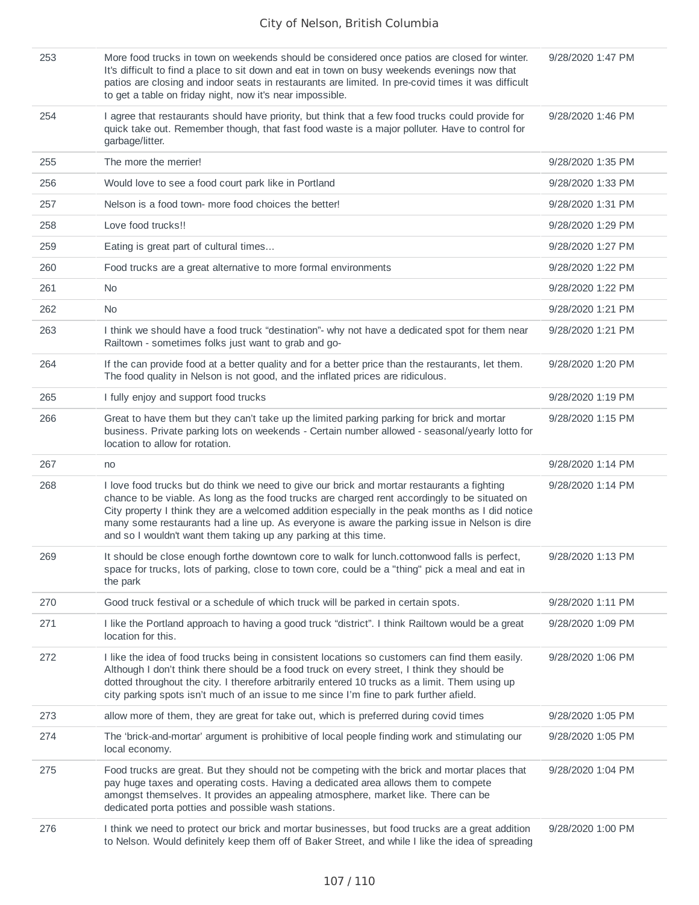| | | |
|---|---|---|
| 253 | More food trucks in town on weekends should be considered once patios are closed for winter. It's difficult to find a place to sit down and eat in town on busy weekends evenings now that patios are closing and indoor seats in restaurants are limited. In pre-covid times it was difficult to get a table on friday night, now it's near impossible. | 9/28/2020 1:47 PM |
| 254 | I agree that restaurants should have priority, but think that a few food trucks could provide for quick take out. Remember though, that fast food waste is a major polluter. Have to control for garbage/litter. | 9/28/2020 1:46 PM |
| 255 | The more the merrier! | 9/28/2020 1:35 PM |
| 256 | Would love to see a food court park like in Portland | 9/28/2020 1:33 PM |
| 257 | Nelson is a food town- more food choices the better! | 9/28/2020 1:31 PM |
| 258 | Love food trucks!! | 9/28/2020 1:29 PM |
| 259 | Eating is great part of cultural times... | 9/28/2020 1:27 PM |
| 260 | Food trucks are a great alternative to more formal environments | 9/28/2020 1:22 PM |
| 261 | No | 9/28/2020 1:22 PM |
| 262 | No | 9/28/2020 1:21 PM |
| 263 | I think we should have a food truck "destination"- why not have a dedicated spot for them near Railtown - sometimes folks just want to grab and go- | 9/28/2020 1:21 PM |
| 264 | If the can provide food at a better quality and for a better price than the restaurants, let them. The food quality in Nelson is not good, and the inflated prices are ridiculous. | 9/28/2020 1:20 PM |
| 265 | I fully enjoy and support food trucks | 9/28/2020 1:19 PM |
| 266 | Great to have them but they can't take up the limited parking parking for brick and mortar business. Private parking lots on weekends - Certain number allowed - seasonal/yearly lotto for location to allow for rotation. | 9/28/2020 1:15 PM |
| 267 | no | 9/28/2020 1:14 PM |
| 268 | I love food trucks but do think we need to give our brick and mortar restaurants a fighting chance to be viable. As long as the food trucks are charged rent accordingly to be situated on City property I think they are a welcomed addition especially in the peak months as I did notice many some restaurants had a line up. As everyone is aware the parking issue in Nelson is dire and so I wouldn't want them taking up any parking at this time. | 9/28/2020 1:14 PM |
| 269 | It should be close enough forthe downtown core to walk for lunch.cottonwood falls is perfect, space for trucks, lots of parking, close to town core, could be a "thing" pick a meal and eat in the park | 9/28/2020 1:13 PM |
| 270 | Good truck festival or a schedule of which truck will be parked in certain spots. | 9/28/2020 1:11 PM |
| 271 | I like the Portland approach to having a good truck "district". I think Railtown would be a great location for this. | 9/28/2020 1:09 PM |
| 272 | I like the idea of food trucks being in consistent locations so customers can find them easily. Although I don't think there should be a food truck on every street, I think they should be dotted throughout the city. I therefore arbitrarily entered 10 trucks as a limit. Them using up city parking spots isn't much of an issue to me since I'm fine to park further afield. | 9/28/2020 1:06 PM |
| 273 | allow more of them, they are great for take out, which is preferred during covid times | 9/28/2020 1:05 PM |
| 274 | The 'brick-and-mortar' argument is prohibitive of local people finding work and stimulating our local economy. | 9/28/2020 1:05 PM |
| 275 | Food trucks are great. But they should not be competing with the brick and mortar places that pay huge taxes and operating costs. Having a dedicated area allows them to compete amongst themselves. It provides an appealing atmosphere, market like. There can be dedicated porta potties and possible wash stations. | 9/28/2020 1:04 PM |
| 276 | I think we need to protect our brick and mortar businesses, but food trucks are a great addition to Nelson. Would definitely keep them off of Baker Street, and while I like the idea of spreading | 9/28/2020 1:00 PM |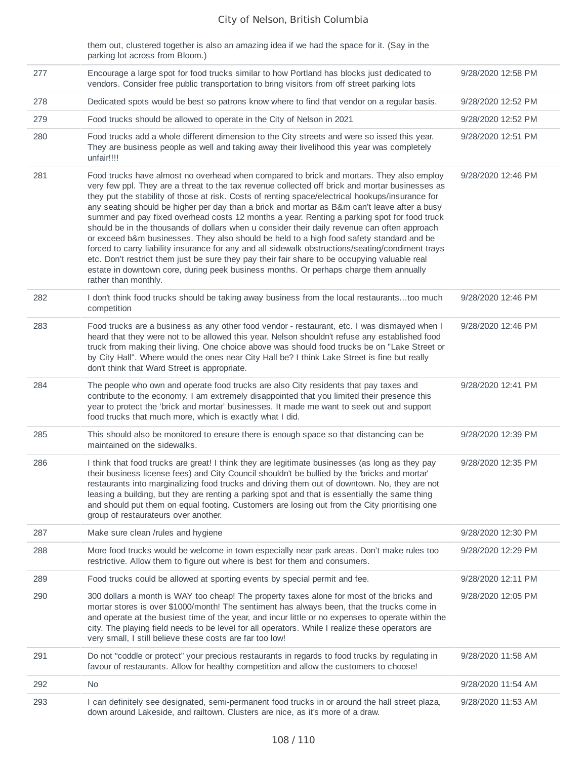| | them out, clustered together is also an amazing idea if we had the space for it. (Say in the parking lot across from Bloom.) | |
|---|---|---|
| 277 | Encourage a large spot for food trucks similar to how Portland has blocks just dedicated to vendors. Consider free public transportation to bring visitors from off street parking lots | 9/28/2020 12:58 PM |
| 278 | Dedicated spots would be best so patrons know where to find that vendor on a regular basis. | 9/28/2020 12:52 PM |
| 279 | Food trucks should be allowed to operate in the City of Nelson in 2021 | 9/28/2020 12:52 PM |
| 280 | Food trucks add a whole different dimension to the City streets and were so issed this year. They are business people as well and taking away their livelihood this year was completely unfair!!!! | 9/28/2020 12:51 PM |
| 281 | Food trucks have almost no overhead when compared to brick and mortars. They also employ very few ppl. They are a threat to the tax revenue collected off brick and mortar businesses as they put the stability of those at risk. Costs of renting space/electrical hookups/insurance for any seating should be higher per day than a brick and mortar as B&m can't leave after a busy summer and pay fixed overhead costs 12 months a year. Renting a parking spot for food truck should be in the thousands of dollars when u consider their daily revenue can often approach or exceed b&m businesses. They also should be held to a high food safety standard and be forced to carry liability insurance for any and all sidewalk obstructions/seating/condiment trays etc. Don't restrict them just be sure they pay their fair share to be occupying valuable real estate in downtown core, during peek business months. Or perhaps charge them annually rather than monthly. | 9/28/2020 12:46 PM |
| 282 | I don't think food trucks should be taking away business from the local restaurants...too much competition | 9/28/2020 12:46 PM |
| 283 | Food trucks are a business as any other food vendor - restaurant, etc. I was dismayed when I heard that they were not to be allowed this year. Nelson shouldn't refuse any established food truck from making their living. One choice above was should food trucks be on "Lake Street or by City Hall". Where would the ones near City Hall be? I think Lake Street is fine but really don't think that Ward Street is appropriate. | 9/28/2020 12:46 PM |
| 284 | The people who own and operate food trucks are also City residents that pay taxes and contribute to the economy. I am extremely disappointed that you limited their presence this year to protect the 'brick and mortar' businesses. It made me want to seek out and support food trucks that much more, which is exactly what I did. | 9/28/2020 12:41 PM |
| 285 | This should also be monitored to ensure there is enough space so that distancing can be maintained on the sidewalks. | 9/28/2020 12:39 PM |
| 286 | I think that food trucks are great! I think they are legitimate businesses (as long as they pay their business license fees) and City Council shouldn't be bullied by the 'bricks and mortar' restaurants into marginalizing food trucks and driving them out of downtown. No, they are not leasing a building, but they are renting a parking spot and that is essentially the same thing and should put them on equal footing. Customers are losing out from the City prioritising one group of restaurateurs over another. | 9/28/2020 12:35 PM |
| 287 | Make sure clean /rules and hygiene | 9/28/2020 12:30 PM |
| 288 | More food trucks would be welcome in town especially near park areas. Don't make rules too restrictive. Allow them to figure out where is best for them and consumers. | 9/28/2020 12:29 PM |
| 289 | Food trucks could be allowed at sporting events by special permit and fee. | 9/28/2020 12:11 PM |
| 290 | 300 dollars a month is WAY too cheap! The property taxes alone for most of the bricks and mortar stores is over $1000/month! The sentiment has always been, that the trucks come in and operate at the busiest time of the year, and incur little or no expenses to operate within the city. The playing field needs to be level for all operators. While I realize these operators are very small, I still believe these costs are far too low! | 9/28/2020 12:05 PM |
| 291 | Do not "coddle or protect" your precious restaurants in regards to food trucks by regulating in favour of restaurants. Allow for healthy competition and allow the customers to choose! | 9/28/2020 11:58 AM |
| 292 | No | 9/28/2020 11:54 AM |
| 293 | I can definitely see designated, semi-permanent food trucks in or around the hall street plaza, down around Lakeside, and railtown. Clusters are nice, as it's more of a draw. | 9/28/2020 11:53 AM |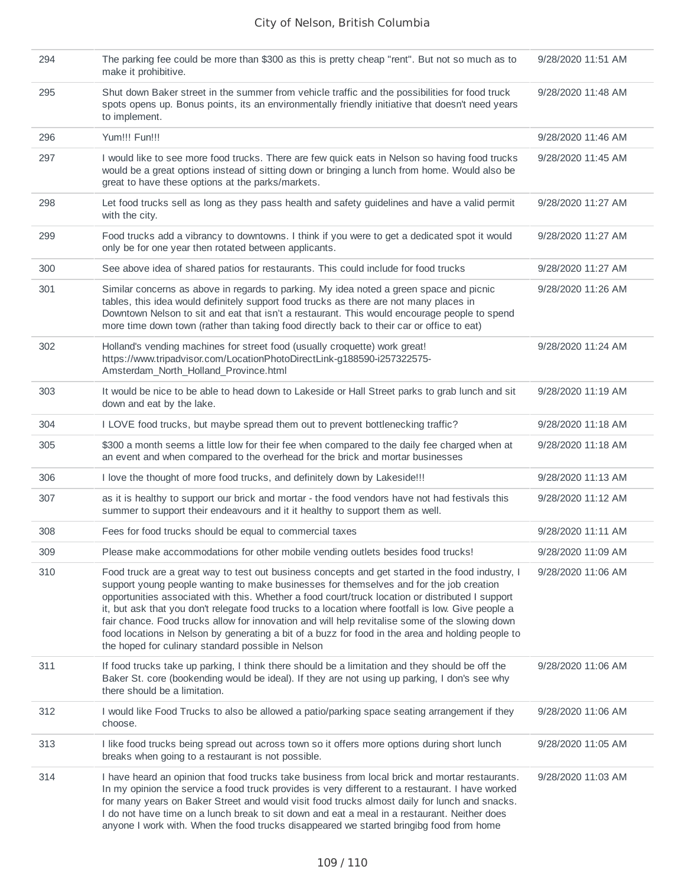| | | |
|---|---|---|
| 294 | The parking fee could be more than $300 as this is pretty cheap "rent". But not so much as to make it prohibitive. | 9/28/2020 11:51 AM |
| 295 | Shut down Baker street in the summer from vehicle traffic and the possibilities for food truck spots opens up. Bonus points, its an environmentally friendly initiative that doesn't need years to implement. | 9/28/2020 11:48 AM |
| 296 | Yum!!! Fun!!! | 9/28/2020 11:46 AM |
| 297 | I would like to see more food trucks. There are few quick eats in Nelson so having food trucks would be a great options instead of sitting down or bringing a lunch from home. Would also be great to have these options at the parks/markets. | 9/28/2020 11:45 AM |
| 298 | Let food trucks sell as long as they pass health and safety guidelines and have a valid permit with the city. | 9/28/2020 11:27 AM |
| 299 | Food trucks add a vibrancy to downtowns. I think if you were to get a dedicated spot it would only be for one year then rotated between applicants. | 9/28/2020 11:27 AM |
| 300 | See above idea of shared patios for restaurants. This could include for food trucks | 9/28/2020 11:27 AM |
| 301 | Similar concerns as above in regards to parking. My idea noted a green space and picnic tables, this idea would definitely support food trucks as there are not many places in Downtown Nelson to sit and eat that isn't a restaurant. This would encourage people to spend more time down town (rather than taking food directly back to their car or office to eat) | 9/28/2020 11:26 AM |
| 302 | Holland's vending machines for street food (usually croquette) work great! https://www.tripadvisor.com/LocationPhotoDirectLink-g188590-i257322575-Amsterdam_North_Holland_Province.html | 9/28/2020 11:24 AM |
| 303 | It would be nice to be able to head down to Lakeside or Hall Street parks to grab lunch and sit down and eat by the lake. | 9/28/2020 11:19 AM |
| 304 | I LOVE food trucks, but maybe spread them out to prevent bottlenecking traffic? | 9/28/2020 11:18 AM |
| 305 | $300 a month seems a little low for their fee when compared to the daily fee charged when at an event and when compared to the overhead for the brick and mortar businesses | 9/28/2020 11:18 AM |
| 306 | I love the thought of more food trucks, and definitely down by Lakeside!!! | 9/28/2020 11:13 AM |
| 307 | as it is healthy to support our brick and mortar - the food vendors have not had festivals this summer to support their endeavours and it it healthy to support them as well. | 9/28/2020 11:12 AM |
| 308 | Fees for food trucks should be equal to commercial taxes | 9/28/2020 11:11 AM |
| 309 | Please make accommodations for other mobile vending outlets besides food trucks! | 9/28/2020 11:09 AM |
| 310 | Food truck are a great way to test out business concepts and get started in the food industry, I support young people wanting to make businesses for themselves and for the job creation opportunities associated with this. Whether a food court/truck location or distributed I support it, but ask that you don't relegate food trucks to a location where footfall is low. Give people a fair chance. Food trucks allow for innovation and will help revitalise some of the slowing down food locations in Nelson by generating a bit of a buzz for food in the area and holding people to the hoped for culinary standard possible in Nelson | 9/28/2020 11:06 AM |
| 311 | If food trucks take up parking, I think there should be a limitation and they should be off the Baker St. core (bookending would be ideal). If they are not using up parking, I don's see why there should be a limitation. | 9/28/2020 11:06 AM |
| 312 | I would like Food Trucks to also be allowed a patio/parking space seating arrangement if they choose. | 9/28/2020 11:06 AM |
| 313 | I like food trucks being spread out across town so it offers more options during short lunch breaks when going to a restaurant is not possible. | 9/28/2020 11:05 AM |
| 314 | I have heard an opinion that food trucks take business from local brick and mortar restaurants. In my opinion the service a food truck provides is very different to a restaurant. I have worked for many years on Baker Street and would visit food trucks almost daily for lunch and snacks. I do not have time on a lunch break to sit down and eat a meal in a restaurant. Neither does anyone I work with. When the food trucks disappeared we started bringibg food from home | 9/28/2020 11:03 AM |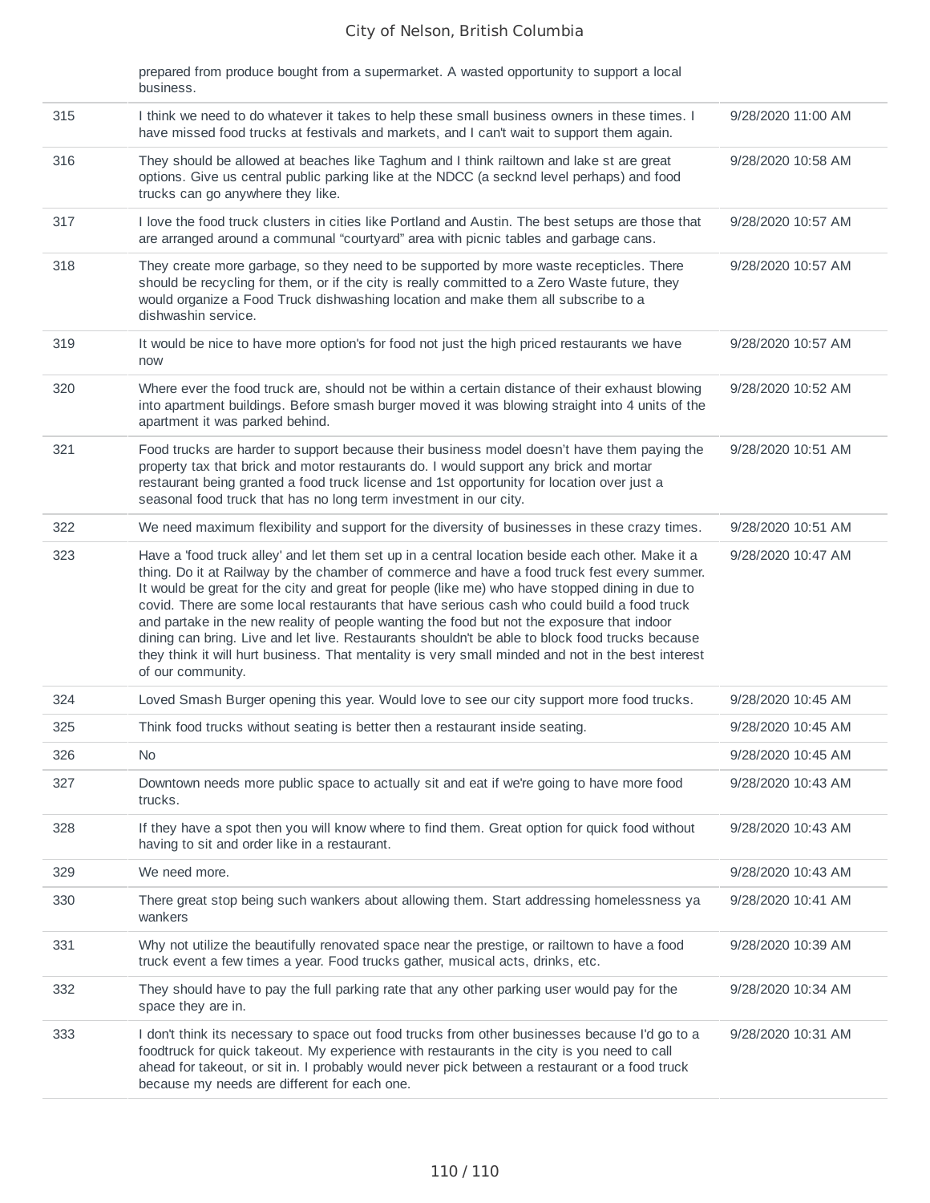| | | |
|---|---|---|
| | prepared from produce bought from a supermarket. A wasted opportunity to support a local business. | |
| 315 | I think we need to do whatever it takes to help these small business owners in these times. I have missed food trucks at festivals and markets, and I can't wait to support them again. | 9/28/2020 11:00 AM |
| 316 | They should be allowed at beaches like Taghum and I think railtown and lake st are great options. Give us central public parking like at the NDCC (a secknd level perhaps) and food trucks can go anywhere they like. | 9/28/2020 10:58 AM |
| 317 | I love the food truck clusters in cities like Portland and Austin. The best setups are those that are arranged around a communal “courtyard” area with picnic tables and garbage cans. | 9/28/2020 10:57 AM |
| 318 | They create more garbage, so they need to be supported by more waste recepticles. There should be recycling for them, or if the city is really committed to a Zero Waste future, they would organize a Food Truck dishwashing location and make them all subscribe to a dishwashin service. | 9/28/2020 10:57 AM |
| 319 | It would be nice to have more option's for food not just the high priced restaurants we have now | 9/28/2020 10:57 AM |
| 320 | Where ever the food truck are, should not be within a certain distance of their exhaust blowing into apartment buildings. Before smash burger moved it was blowing straight into 4 units of the apartment it was parked behind. | 9/28/2020 10:52 AM |
| 321 | Food trucks are harder to support because their business model doesn't have them paying the property tax that brick and motor restaurants do. I would support any brick and mortar restaurant being granted a food truck license and 1st opportunity for location over just a seasonal food truck that has no long term investment in our city. | 9/28/2020 10:51 AM |
| 322 | We need maximum flexibility and support for the diversity of businesses in these crazy times. | 9/28/2020 10:51 AM |
| 323 | Have a 'food truck alley' and let them set up in a central location beside each other. Make it a thing. Do it at Railway by the chamber of commerce and have a food truck fest every summer. It would be great for the city and great for people (like me) who have stopped dining in due to covid. There are some local restaurants that have serious cash who could build a food truck and partake in the new reality of people wanting the food but not the exposure that indoor dining can bring. Live and let live. Restaurants shouldn't be able to block food trucks because they think it will hurt business. That mentality is very small minded and not in the best interest of our community. | 9/28/2020 10:47 AM |
| 324 | Loved Smash Burger opening this year. Would love to see our city support more food trucks. | 9/28/2020 10:45 AM |
| 325 | Think food trucks without seating is better then a restaurant inside seating. | 9/28/2020 10:45 AM |
| 326 | No | 9/28/2020 10:45 AM |
| 327 | Downtown needs more public space to actually sit and eat if we're going to have more food trucks. | 9/28/2020 10:43 AM |
| 328 | If they have a spot then you will know where to find them. Great option for quick food without having to sit and order like in a restaurant. | 9/28/2020 10:43 AM |
| 329 | We need more. | 9/28/2020 10:43 AM |
| 330 | There great stop being such wankers about allowing them. Start addressing homelessness ya wankers | 9/28/2020 10:41 AM |
| 331 | Why not utilize the beautifully renovated space near the prestige, or railtown to have a food truck event a few times a year. Food trucks gather, musical acts, drinks, etc. | 9/28/2020 10:39 AM |
| 332 | They should have to pay the full parking rate that any other parking user would pay for the space they are in. | 9/28/2020 10:34 AM |
| 333 | I don't think its necessary to space out food trucks from other businesses because I'd go to a foodtruck for quick takeout. My experience with restaurants in the city is you need to call ahead for takeout, or sit in. I probably would never pick between a restaurant or a food truck because my needs are different for each one. | 9/28/2020 10:31 AM |